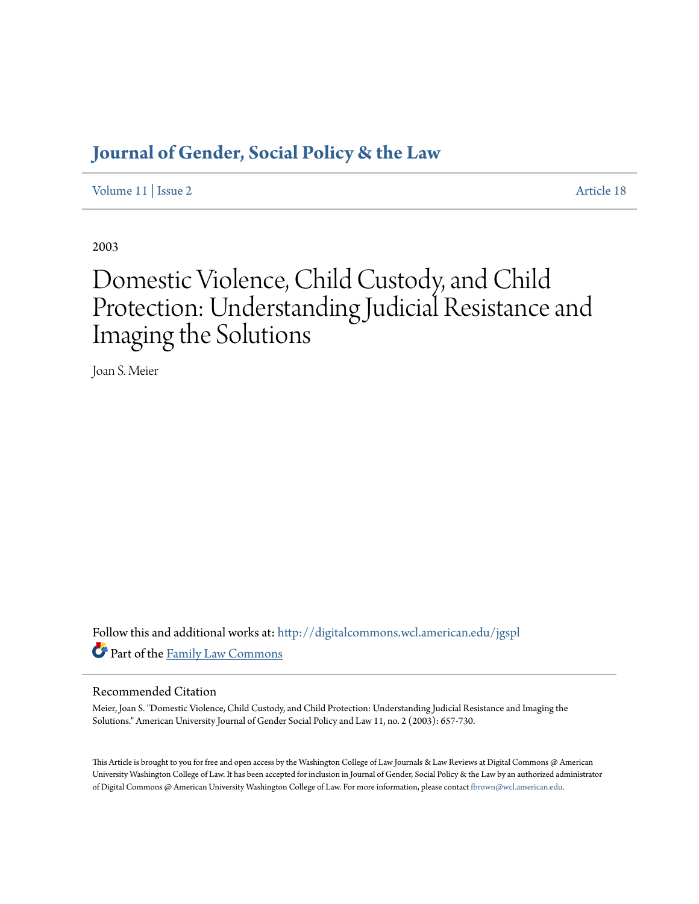# Journal of Gender, Social Policy & the Law

Volume 11 | Issue 2 Article 18

2003

# Domestic Violence, Child Custody, and Child Protection: Understanding Judicial Resistance and Imaging the Solutions

Joan S. Meier

Follow this and additional works at: http://digitalcommons.wcl.american.edu/jgspl

Part of the Family Law Commons

## Recommended Citation

Meier, Joan S. "Domestic Violence, Child Custody, and Child Protection: Understanding Judicial Resistance and Imaging the Solutions." American University Journal of Gender Social Policy and Law 11, no. 2 (2003): 657-730.

This Article is brought to you for free and open access by the Washington College of Law Journals & Law Reviews at Digital Commons @ American University Washington College of Law. It has been accepted for inclusion in Journal of Gender, Social Policy & the Law by an authorized administrator of Digital Commons @ American University Washington College of Law. For more information, please contact fbrown@wcl.american.edu.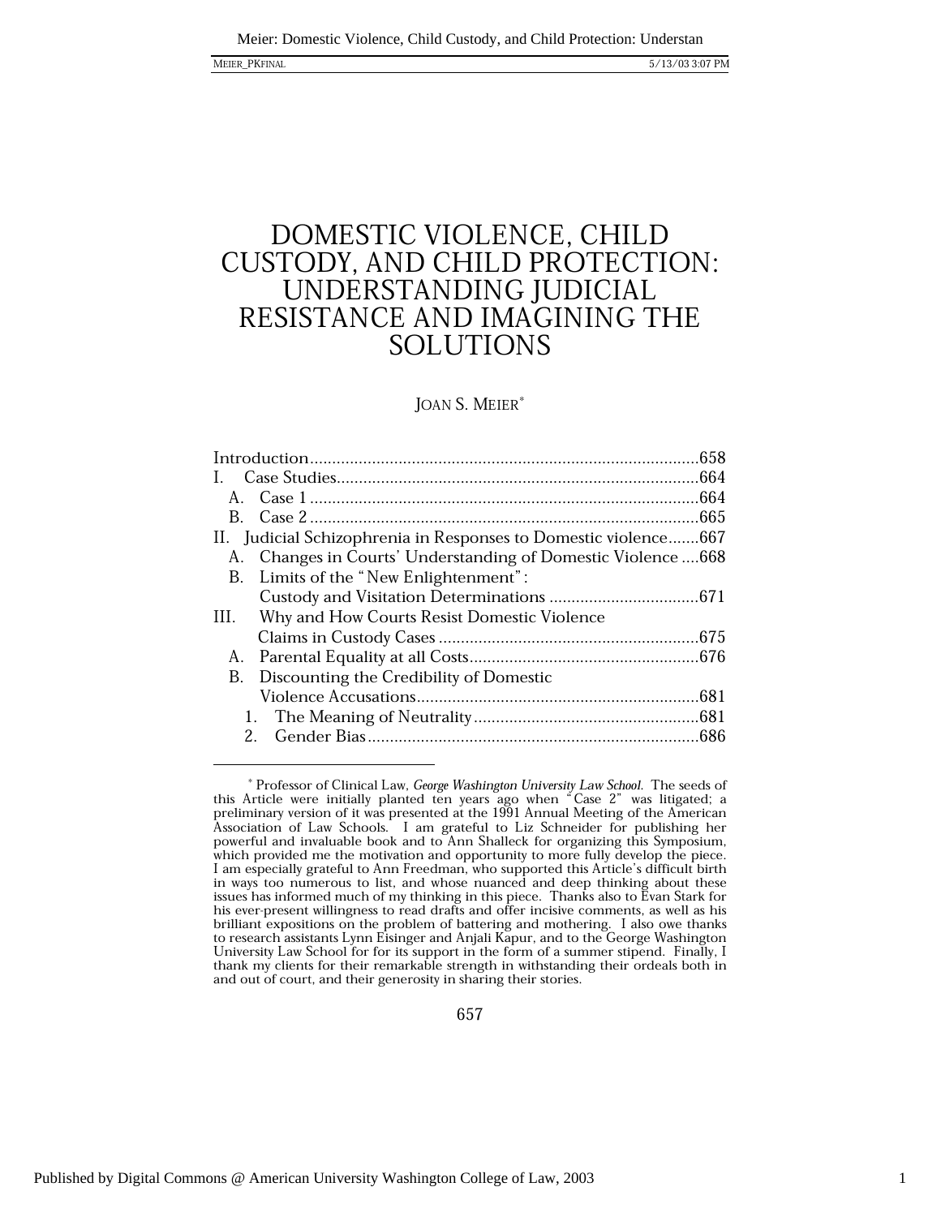# DOMESTIC VIOLENCE, CHILD CUSTODY, AND CHILD PROTECTION: UNDERSTANDING JUDICIAL RESISTANCE AND IMAGINING THE SOLUTIONS

JOAN S. MEIER*

| | |
|---|---|
| Introduction | 658 |
| I. Case Studies | 664 |
| A. Case 1 | 664 |
| B. Case 2 | 665 |
| II. Judicial Schizophrenia in Responses to Domestic violence | 667 |
| A. Changes in Courts' Understanding of Domestic Violence | 668 |
| B. Limits of the "New Enlightenment": Custody and Visitation Determinations | 671 |
| III. Why and How Courts Resist Domestic Violence Claims in Custody Cases | 675 |
| A. Parental Equality at all Costs | 676 |
| B. Discounting the Credibility of Domestic Violence Accusations | 681 |
| 1. The Meaning of Neutrality | 681 |
| 2. Gender Bias | 686 |

---

\* Professor of Clinical Law, *George Washington University Law School*. The seeds of this Article were initially planted ten years ago when "Case 2" was litigated; a preliminary version of it was presented at the 1991 Annual Meeting of the American Association of Law Schools. I am grateful to Liz Schneider for publishing her powerful and invaluable book and to Ann Shalleck for organizing this Symposium, which provided me the motivation and opportunity to more fully develop the piece. I am especially grateful to Ann Freedman, who supported this Article's difficult birth in ways too numerous to list, and whose nuanced and deep thinking about these issues has informed much of my thinking in this piece. Thanks also to Evan Stark for his ever-present willingness to read drafts and offer incisive comments, as well as his brilliant expositions on the problem of battering and mothering. I also owe thanks to research assistants Lynn Eisinger and Anjali Kapur, and to the George Washington University Law School for for its support in the form of a summer stipend. Finally, I thank my clients for their remarkable strength in withstanding their ordeals both in and out of court, and their generosity in sharing their stories.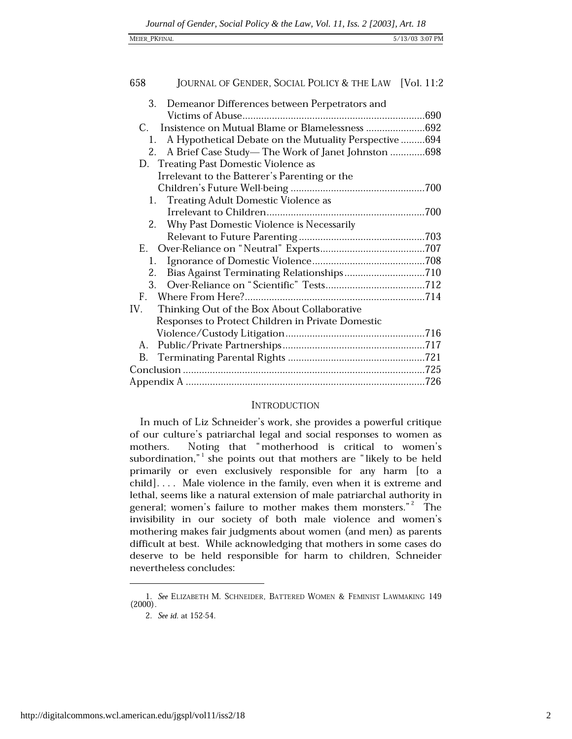3. Demeanor Differences between Perpetrators and Victims of Abuse....................................................................690

C. Insistence on Mutual Blame or Blamelessness ......................692

1. A Hypothetical Debate on the Mutuality Perspective .........694
2. A Brief Case Study— The Work of Janet Johnston .............698

D. Treating Past Domestic Violence as Irrelevant to the Batterer's Parenting or the Children's Future Well-being ..................................................700

1. Treating Adult Domestic Violence as Irrelevant to Children...........................................................700
2. Why Past Domestic Violence is Necessarily Relevant to Future Parenting ...............................................703

E. Over-Reliance on "Neutral" Experts.......................................707

1. Ignorance of Domestic Violence..........................................708
2. Bias Against Terminating Relationships..............................710
3. Over-Reliance on "Scientific" Tests.....................................712

F. Where From Here?...................................................................714

IV. Thinking Out of the Box About Collaborative Responses to Protect Children in Private Domestic Violence/Custody Litigation....................................................716

A. Public/Private Partnerships.....................................................717

B. Terminating Parental Rights ...................................................721

Conclusion ..........................................................................................725

Appendix A .........................................................................................726

## INTRODUCTION

In much of Liz Schneider's work, she provides a powerful critique of our culture's patriarchal legal and social responses to women as mothers. Noting that "motherhood is critical to women's subordination,"[1] she points out that mothers are "likely to be held primarily or even exclusively responsible for any harm [to a child]. . . . Male violence in the family, even when it is extreme and lethal, seems like a natural extension of male patriarchal authority in general; women's failure to mother makes them monsters."[2] The invisibility in our society of both male violence and women's mothering makes fair judgments about women (and men) as parents difficult at best. While acknowledging that mothers in some cases do deserve to be held responsible for harm to children, Schneider nevertheless concludes:

---

1. *See* ELIZABETH M. SCHNEIDER, BATTERED WOMEN & FEMINIST LAWMAKING 149 (2000).

2. *See id.* at 152-54.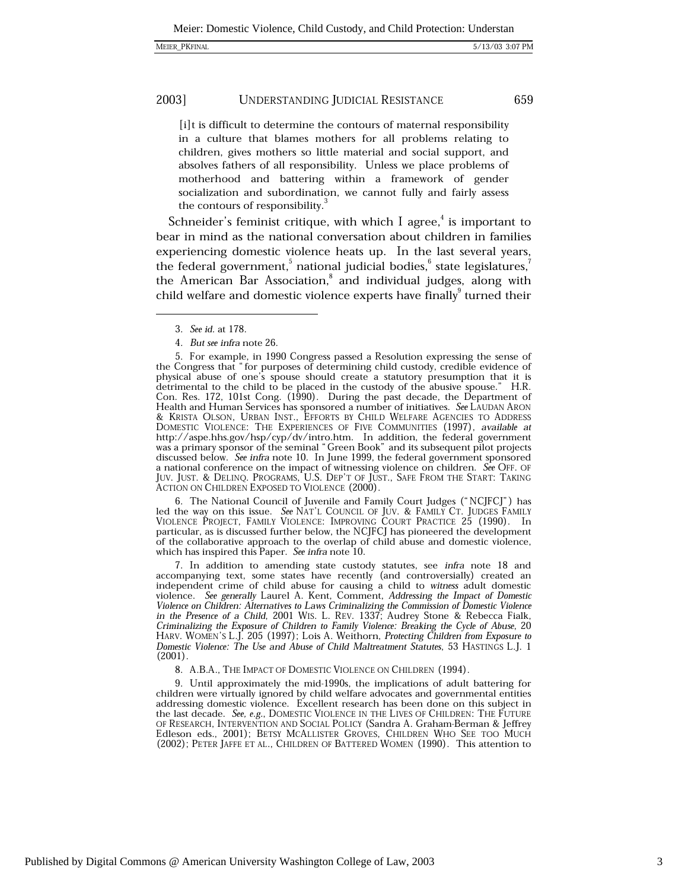> [i]t is difficult to determine the contours of maternal responsibility in a culture that blames mothers for all problems relating to children, gives mothers so little material and social support, and absolves fathers of all responsibility. Unless we place problems of motherhood and battering within a framework of gender socialization and subordination, we cannot fully and fairly assess the contours of responsibility.[3]

Schneider's feminist critique, with which I agree,[4] is important to bear in mind as the national conversation about children in families experiencing domestic violence heats up. In the last several years, the federal government,[5] national judicial bodies,[6] state legislatures,[7] the American Bar Association,[8] and individual judges, along with child welfare and domestic violence experts have finally[9] turned their

---

3. *See id.* at 178.

4. *But see infra* note 26.

5. For example, in 1990 Congress passed a Resolution expressing the sense of the Congress that "for purposes of determining child custody, credible evidence of physical abuse of one's spouse should create a statutory presumption that it is detrimental to the child to be placed in the custody of the abusive spouse." H.R. Con. Res. 172, 101st Cong. (1990). During the past decade, the Department of Health and Human Services has sponsored a number of initiatives. *See* LAUDAN ARON & KRISTA OLSON, URBAN INST., EFFORTS BY CHILD WELFARE AGENCIES TO ADDRESS DOMESTIC VIOLENCE: THE EXPERIENCES OF FIVE COMMUNITIES (1997), *available at* http://aspe.hhs.gov/hsp/cyp/dv/intro.htm. In addition, the federal government was a primary sponsor of the seminal "Green Book" and its subsequent pilot projects discussed below. *See infra* note 10. In June 1999, the federal government sponsored a national conference on the impact of witnessing violence on children. *See* OFF. OF JUV. JUST. & DELINQ. PROGRAMS, U.S. DEP'T OF JUST., SAFE FROM THE START: TAKING ACTION ON CHILDREN EXPOSED TO VIOLENCE (2000).

6. The National Council of Juvenile and Family Court Judges ("NCJFCJ") has led the way on this issue. *See* NAT'L COUNCIL OF JUV. & FAMILY CT. JUDGES FAMILY VIOLENCE PROJECT, FAMILY VIOLENCE: IMPROVING COURT PRACTICE 25 (1990). In particular, as is discussed further below, the NCJFCJ has pioneered the development of the collaborative approach to the overlap of child abuse and domestic violence, which has inspired this Paper. *See infra* note 10.

7. In addition to amending state custody statutes, see *infra* note 18 and accompanying text, some states have recently (and controversially) created an independent crime of child abuse for causing a child to *witness* adult domestic violence. *See generally* Laurel A. Kent, Comment, *Addressing the Impact of Domestic Violence on Children: Alternatives to Laws Criminalizing the Commission of Domestic Violence in the Presence of a Child*, 2001 WIS. L. REV. 1337; Audrey Stone & Rebecca Fialk, *Criminalizing the Exposure of Children to Family Violence: Breaking the Cycle of Abuse*, 20 HARV. WOMEN'S L.J. 205 (1997); Lois A. Weithorn, *Protecting Children from Exposure to Domestic Violence: The Use and Abuse of Child Maltreatment Statutes*, 53 HASTINGS L.J. 1 (2001).

8. A.B.A., THE IMPACT OF DOMESTIC VIOLENCE ON CHILDREN (1994).

9. Until approximately the mid-1990s, the implications of adult battering for children were virtually ignored by child welfare advocates and governmental entities addressing domestic violence. Excellent research has been done on this subject in the last decade. *See, e.g.*, DOMESTIC VIOLENCE IN THE LIVES OF CHILDREN: THE FUTURE OF RESEARCH, INTERVENTION AND SOCIAL POLICY (Sandra A. Graham-Berman & Jeffrey Edleson eds., 2001); BETSY MCALLISTER GROVES, CHILDREN WHO SEE TOO MUCH (2002); PETER JAFFE ET AL., CHILDREN OF BATTERED WOMEN (1990). This attention to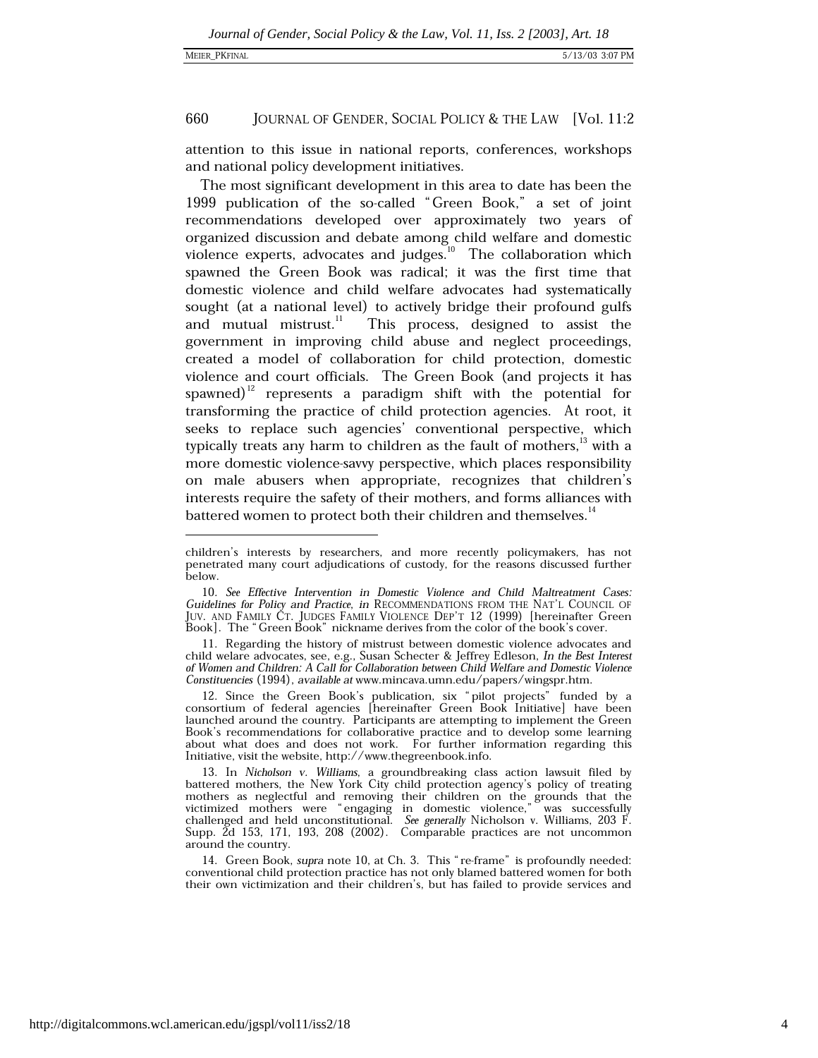attention to this issue in national reports, conferences, workshops and national policy development initiatives.

The most significant development in this area to date has been the 1999 publication of the so-called "Green Book," a set of joint recommendations developed over approximately two years of organized discussion and debate among child welfare and domestic violence experts, advocates and judges.[10] The collaboration which spawned the Green Book was radical; it was the first time that domestic violence and child welfare advocates had systematically sought (at a national level) to actively bridge their profound gulfs and mutual mistrust.[11] This process, designed to assist the government in improving child abuse and neglect proceedings, created a model of collaboration for child protection, domestic violence and court officials. The Green Book (and projects it has spawned)[12] represents a paradigm shift with the potential for transforming the practice of child protection agencies. At root, it seeks to replace such agencies' conventional perspective, which typically treats any harm to children as the fault of mothers,[13] with a more domestic violence-savvy perspective, which places responsibility on male abusers when appropriate, recognizes that children's interests require the safety of their mothers, and forms alliances with battered women to protect both their children and themselves.[14]

---

children's interests by researchers, and more recently policymakers, has not penetrated many court adjudications of custody, for the reasons discussed further below.

10. *See Effective Intervention in Domestic Violence and Child Maltreatment Cases: Guidelines for Policy and Practice*, *in* RECOMMENDATIONS FROM THE NAT'L COUNCIL OF JUV. AND FAMILY CT. JUDGES FAMILY VIOLENCE DEP'T 12 (1999) [hereinafter Green Book]. The "Green Book" nickname derives from the color of the book's cover.

11. Regarding the history of mistrust between domestic violence advocates and child welare advocates, see, e.g., Susan Schecter & Jeffrey Edleson, *In the Best Interest of Women and Children: A Call for Collaboration between Child Welfare and Domestic Violence Constituencies* (1994), *available at* www.mincava.umn.edu/papers/wingspr.htm.

12. Since the Green Book's publication, six "pilot projects" funded by a consortium of federal agencies [hereinafter Green Book Initiative] have been launched around the country. Participants are attempting to implement the Green Book's recommendations for collaborative practice and to develop some learning about what does and does not work. For further information regarding this Initiative, visit the website, http://www.thegreenbook.info.

13. In *Nicholson v. Williams*, a groundbreaking class action lawsuit filed by battered mothers, the New York City child protection agency's policy of treating mothers as neglectful and removing their children on the grounds that the victimized mothers were "engaging in domestic violence," was successfully challenged and held unconstitutional. *See generally* Nicholson v. Williams, 203 F. Supp. 2d 153, 171, 193, 208 (2002). Comparable practices are not uncommon around the country.

14. Green Book, *supra* note 10, at Ch. 3. This "re-frame" is profoundly needed: conventional child protection practice has not only blamed battered women for both their own victimization and their children's, but has failed to provide services and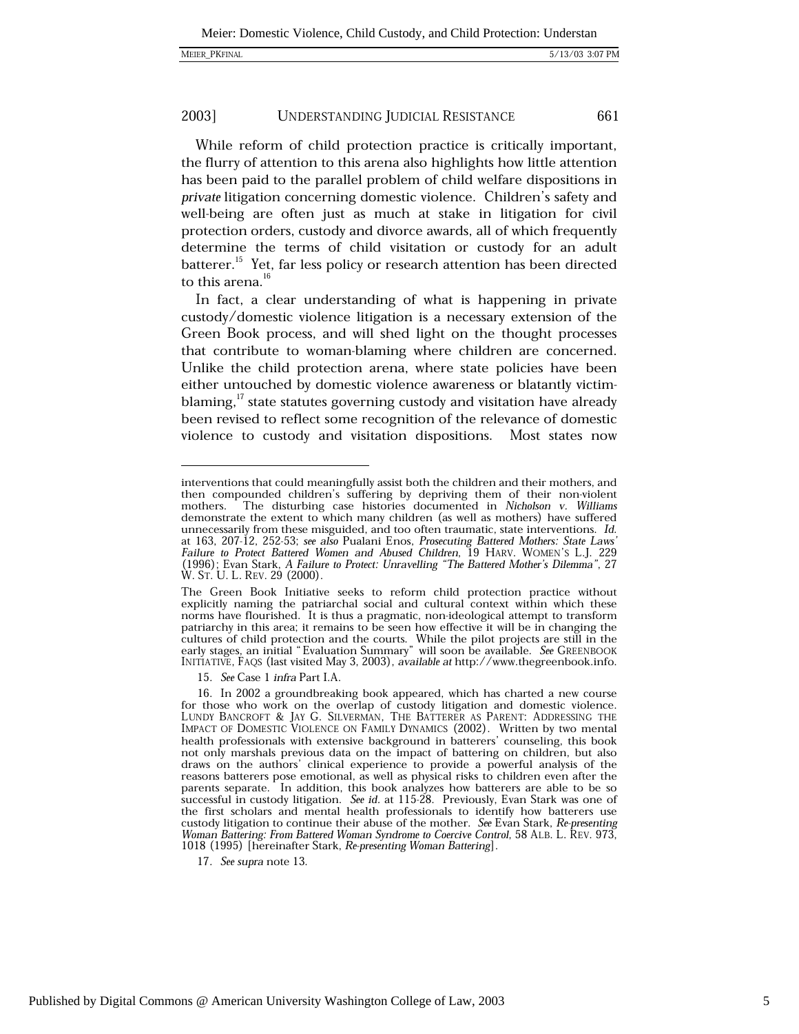While reform of child protection practice is critically important, the flurry of attention to this arena also highlights how little attention has been paid to the parallel problem of child welfare dispositions in *private* litigation concerning domestic violence. Children's safety and well-being are often just as much at stake in litigation for civil protection orders, custody and divorce awards, all of which frequently determine the terms of child visitation or custody for an adult batterer.[15] Yet, far less policy or research attention has been directed to this arena.[16]

In fact, a clear understanding of what is happening in private custody/domestic violence litigation is a necessary extension of the Green Book process, and will shed light on the thought processes that contribute to woman-blaming where children are concerned. Unlike the child protection arena, where state policies have been either untouched by domestic violence awareness or blatantly victim-blaming,[17] state statutes governing custody and visitation have already been revised to reflect some recognition of the relevance of domestic violence to custody and visitation dispositions. Most states now

---

interventions that could meaningfully assist both the children and their mothers, and then compounded children's suffering by depriving them of their non-violent mothers. The disturbing case histories documented in *Nicholson v. Williams* demonstrate the extent to which many children (as well as mothers) have suffered unnecessarily from these misguided, and too often traumatic, state interventions. *Id.* at 163, 207-12, 252-53; *see also* Pualani Enos, *Prosecuting Battered Mothers: State Laws' Failure to Protect Battered Women and Abused Children*, 19 HARV. WOMEN'S L.J. 229 (1996); Evan Stark, *A Failure to Protect: Unravelling "The Battered Mother's Dilemma"*, 27 W. ST. U. L. REV. 29 (2000).

The Green Book Initiative seeks to reform child protection practice without explicitly naming the patriarchal social and cultural context within which these norms have flourished. It is thus a pragmatic, non-ideological attempt to transform patriarchy in this area; it remains to be seen how effective it will be in changing the cultures of child protection and the courts. While the pilot projects are still in the early stages, an initial "Evaluation Summary" will soon be available. *See* GREENBOOK INITIATIVE, FAQS (last visited May 3, 2003), *available at* http://www.thegreenbook.info.

15. *See* Case 1 *infra* Part I.A.

16. In 2002 a groundbreaking book appeared, which has charted a new course for those who work on the overlap of custody litigation and domestic violence. LUNDY BANCROFT & JAY G. SILVERMAN, THE BATTERER AS PARENT: ADDRESSING THE IMPACT OF DOMESTIC VIOLENCE ON FAMILY DYNAMICS (2002). Written by two mental health professionals with extensive background in batterers' counseling, this book not only marshals previous data on the impact of battering on children, but also draws on the authors' clinical experience to provide a powerful analysis of the reasons batterers pose emotional, as well as physical risks to children even after the parents separate. In addition, this book analyzes how batterers are able to be so successful in custody litigation. *See id.* at 115-28. Previously, Evan Stark was one of the first scholars and mental health professionals to identify how batterers use custody litigation to continue their abuse of the mother. *See* Evan Stark, *Re-presenting Woman Battering: From Battered Woman Syndrome to Coercive Control*, 58 ALB. L. REV. 973, 1018 (1995) [hereinafter Stark, *Re-presenting Woman Battering*].

17. *See supra* note 13.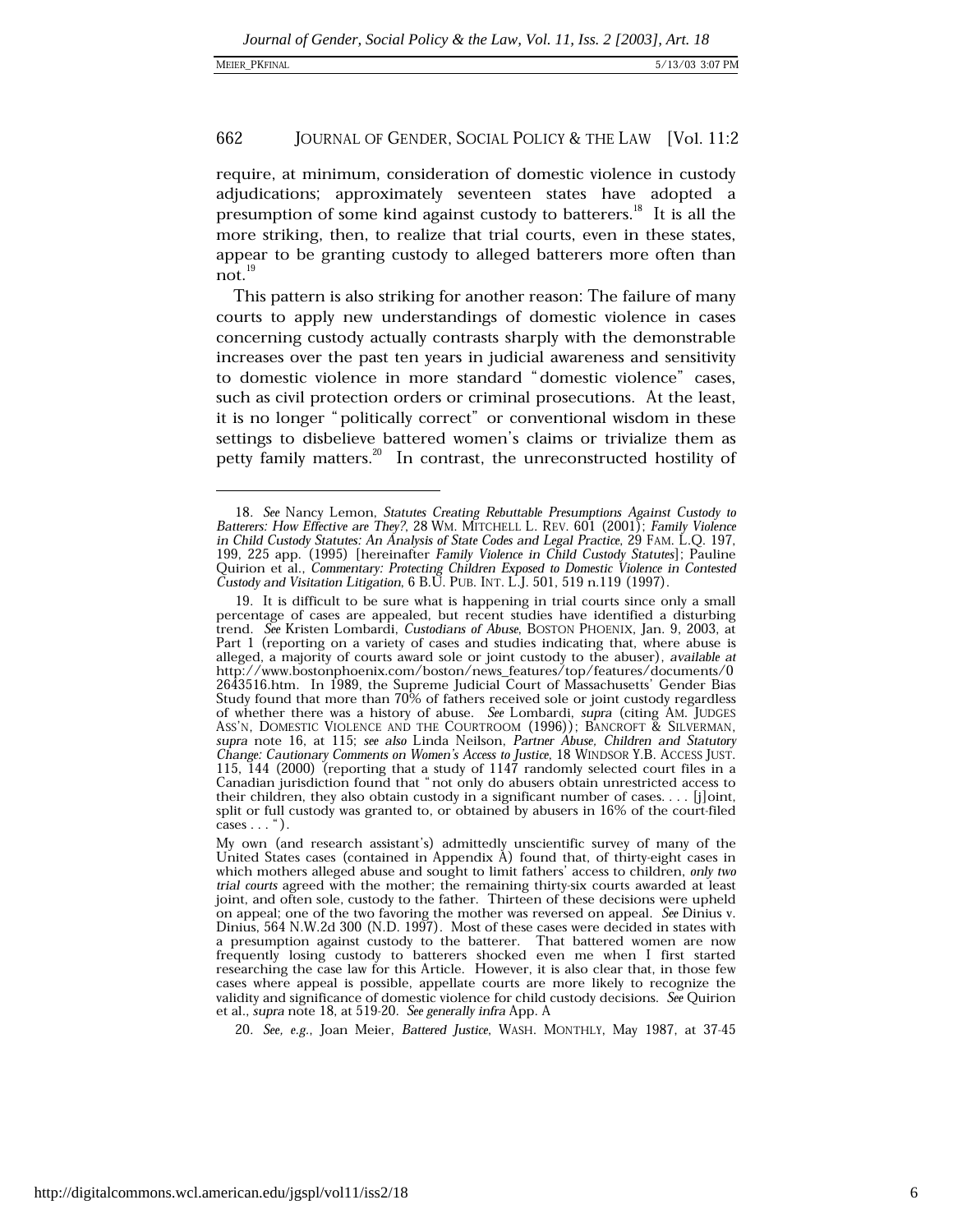require, at minimum, consideration of domestic violence in custody adjudications; approximately seventeen states have adopted a presumption of some kind against custody to batterers.[18] It is all the more striking, then, to realize that trial courts, even in these states, appear to be granting custody to alleged batterers more often than not.[19]

This pattern is also striking for another reason: The failure of many courts to apply new understandings of domestic violence in cases concerning custody actually contrasts sharply with the demonstrable increases over the past ten years in judicial awareness and sensitivity to domestic violence in more standard "domestic violence" cases, such as civil protection orders or criminal prosecutions. At the least, it is no longer "politically correct" or conventional wisdom in these settings to disbelieve battered women's claims or trivialize them as petty family matters.[20] In contrast, the unreconstructed hostility of

---

18. *See* Nancy Lemon, *Statutes Creating Rebuttable Presumptions Against Custody to Batterers: How Effective are They?*, 28 WM. MITCHELL L. REV. 601 (2001); *Family Violence in Child Custody Statutes: An Analysis of State Codes and Legal Practice*, 29 FAM. L.Q. 197, 199, 225 app. (1995) [hereinafter *Family Violence in Child Custody Statutes*]; Pauline Quirion et al., *Commentary: Protecting Children Exposed to Domestic Violence in Contested Custody and Visitation Litigation*, 6 B.U. PUB. INT. L.J. 501, 519 n.119 (1997).

19. It is difficult to be sure what is happening in trial courts since only a small percentage of cases are appealed, but recent studies have identified a disturbing trend. *See* Kristen Lombardi, *Custodians of Abuse*, BOSTON PHOENIX, Jan. 9, 2003, at Part 1 (reporting on a variety of cases and studies indicating that, where abuse is alleged, a majority of courts award sole or joint custody to the abuser), *available at* http://www.bostonphoenix.com/boston/news_features/top/features/documents/02643516.htm. In 1989, the Supreme Judicial Court of Massachusetts' Gender Bias Study found that more than 70% of fathers received sole or joint custody regardless of whether there was a history of abuse. *See* Lombardi, *supra* (citing AM. JUDGES ASS'N, DOMESTIC VIOLENCE AND THE COURTROOM (1996)); BANCROFT & SILVERMAN, *supra* note 16, at 115; *see also* Linda Neilson, *Partner Abuse, Children and Statutory Change: Cautionary Comments on Women's Access to Justice*, 18 WINDSOR Y.B. ACCESS JUST. 115, 144 (2000) (reporting that a study of 1147 randomly selected court files in a Canadian jurisdiction found that "not only do abusers obtain unrestricted access to their children, they also obtain custody in a significant number of cases. . . . [j]oint, split or full custody was granted to, or obtained by abusers in 16% of the court-filed cases . . . ").

My own (and research assistant's) admittedly unscientific survey of many of the United States cases (contained in Appendix A) found that, of thirty-eight cases in which mothers alleged abuse and sought to limit fathers' access to children, *only two trial courts* agreed with the mother; the remaining thirty-six courts awarded at least joint, and often sole, custody to the father. Thirteen of these decisions were upheld on appeal; one of the two favoring the mother was reversed on appeal. *See* Dinius v. Dinius, 564 N.W.2d 300 (N.D. 1997). Most of these cases were decided in states with a presumption against custody to the batterer. That battered women are now frequently losing custody to batterers shocked even me when I first started researching the case law for this Article. However, it is also clear that, in those few cases where appeal is possible, appellate courts are more likely to recognize the validity and significance of domestic violence for child custody decisions. *See* Quirion et al., *supra* note 18, at 519-20. *See generally infra* App. A

20. *See, e.g.*, Joan Meier, *Battered Justice*, WASH. MONTHLY, May 1987, at 37-45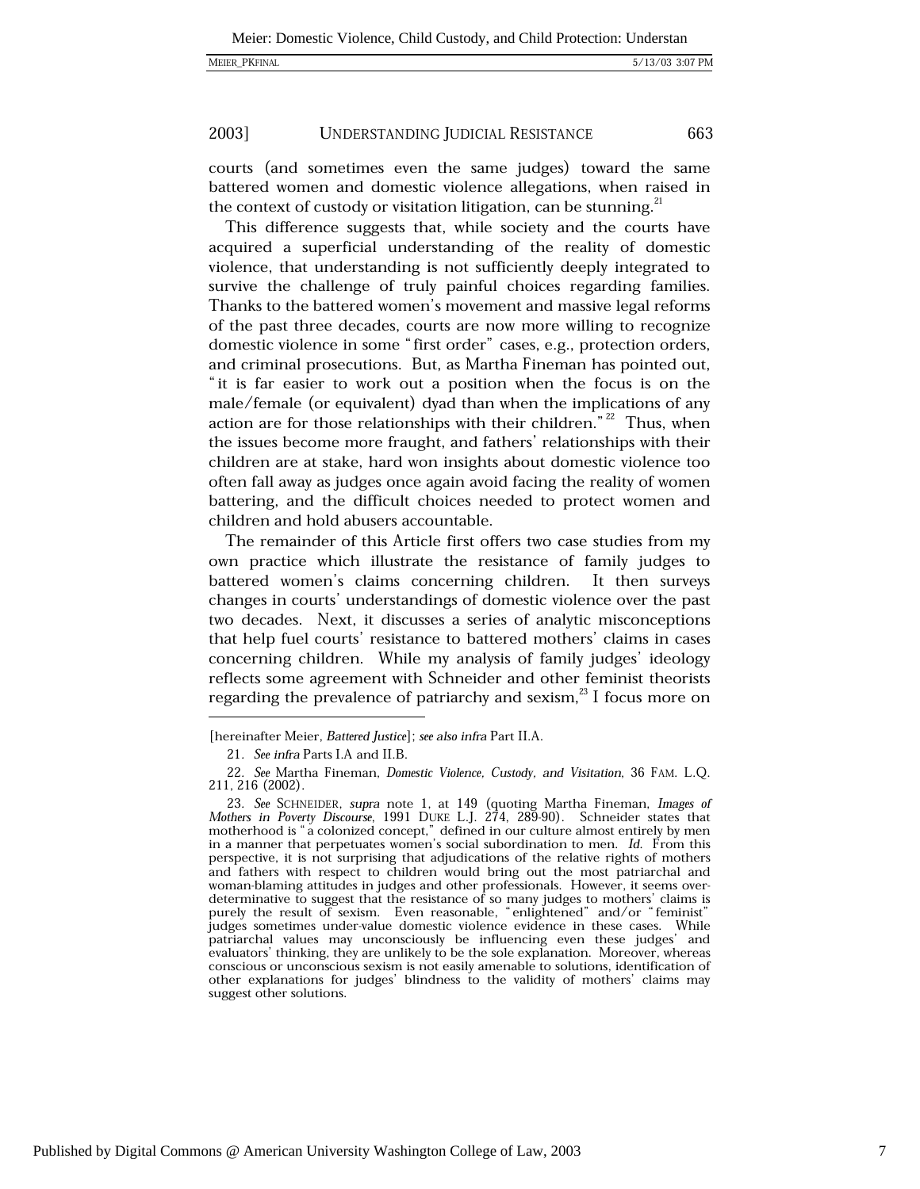courts (and sometimes even the same judges) toward the same battered women and domestic violence allegations, when raised in the context of custody or visitation litigation, can be stunning.[21]

This difference suggests that, while society and the courts have acquired a superficial understanding of the reality of domestic violence, that understanding is not sufficiently deeply integrated to survive the challenge of truly painful choices regarding families. Thanks to the battered women's movement and massive legal reforms of the past three decades, courts are now more willing to recognize domestic violence in some "first order" cases, e.g., protection orders, and criminal prosecutions. But, as Martha Fineman has pointed out, "it is far easier to work out a position when the focus is on the male/female (or equivalent) dyad than when the implications of any action are for those relationships with their children."[22] Thus, when the issues become more fraught, and fathers' relationships with their children are at stake, hard won insights about domestic violence too often fall away as judges once again avoid facing the reality of women battering, and the difficult choices needed to protect women and children and hold abusers accountable.

The remainder of this Article first offers two case studies from my own practice which illustrate the resistance of family judges to battered women's claims concerning children. It then surveys changes in courts' understandings of domestic violence over the past two decades. Next, it discusses a series of analytic misconceptions that help fuel courts' resistance to battered mothers' claims in cases concerning children. While my analysis of family judges' ideology reflects some agreement with Schneider and other feminist theorists regarding the prevalence of patriarchy and sexism,[23] I focus more on

---

[hereinafter Meier, *Battered Justice*]; *see also infra* Part II.A.

21. *See infra* Parts I.A and II.B.

22. *See* Martha Fineman, *Domestic Violence, Custody, and Visitation*, 36 FAM. L.Q. 211, 216 (2002).

23. *See* SCHNEIDER, *supra* note 1, at 149 (quoting Martha Fineman, *Images of Mothers in Poverty Discourse*, 1991 DUKE L.J. 274, 289-90). Schneider states that motherhood is "a colonized concept," defined in our culture almost entirely by men in a manner that perpetuates women's social subordination to men. *Id.* From this perspective, it is not surprising that adjudications of the relative rights of mothers and fathers with respect to children would bring out the most patriarchal and woman-blaming attitudes in judges and other professionals. However, it seems over-determinative to suggest that the resistance of so many judges to mothers' claims is purely the result of sexism. Even reasonable, "enlightened" and/or "feminist" judges sometimes under-value domestic violence evidence in these cases. While patriarchal values may unconsciously be influencing even these judges' and evaluators' thinking, they are unlikely to be the sole explanation. Moreover, whereas conscious or unconscious sexism is not easily amenable to solutions, identification of other explanations for judges' blindness to the validity of mothers' claims may suggest other solutions.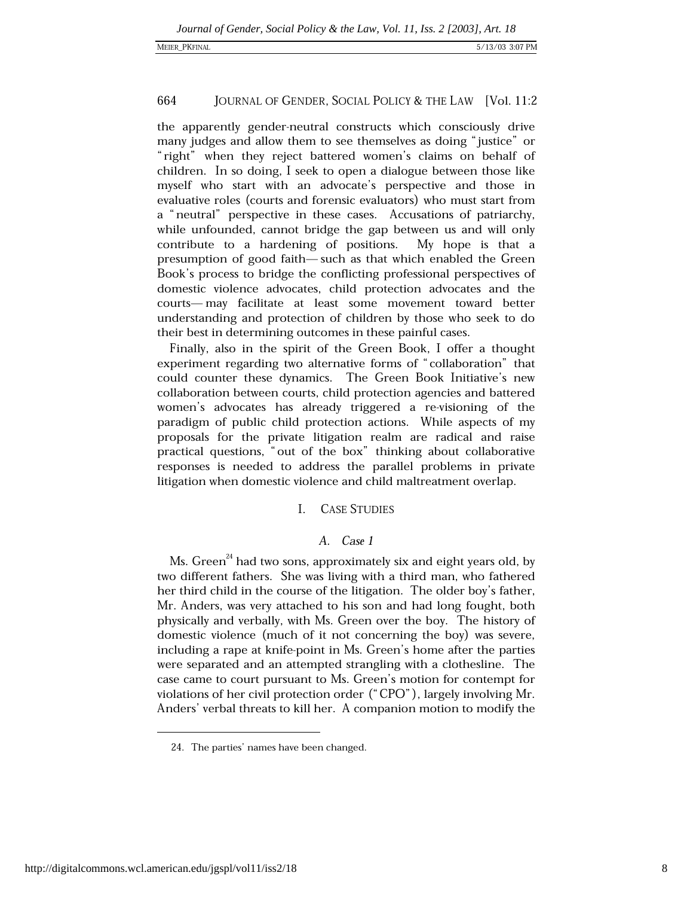the apparently gender-neutral constructs which consciously drive many judges and allow them to see themselves as doing "justice" or "right" when they reject battered women's claims on behalf of children. In so doing, I seek to open a dialogue between those like myself who start with an advocate's perspective and those in evaluative roles (courts and forensic evaluators) who must start from a "neutral" perspective in these cases. Accusations of patriarchy, while unfounded, cannot bridge the gap between us and will only contribute to a hardening of positions. My hope is that a presumption of good faith—such as that which enabled the Green Book's process to bridge the conflicting professional perspectives of domestic violence advocates, child protection advocates and the courts—may facilitate at least some movement toward better understanding and protection of children by those who seek to do their best in determining outcomes in these painful cases.

Finally, also in the spirit of the Green Book, I offer a thought experiment regarding two alternative forms of "collaboration" that could counter these dynamics. The Green Book Initiative's new collaboration between courts, child protection agencies and battered women's advocates has already triggered a re-visioning of the paradigm of public child protection actions. While aspects of my proposals for the private litigation realm are radical and raise practical questions, "out of the box" thinking about collaborative responses is needed to address the parallel problems in private litigation when domestic violence and child maltreatment overlap.

## I. CASE STUDIES

### A. *Case 1*

Ms. Green[24] had two sons, approximately six and eight years old, by two different fathers. She was living with a third man, who fathered her third child in the course of the litigation. The older boy's father, Mr. Anders, was very attached to his son and had long fought, both physically and verbally, with Ms. Green over the boy. The history of domestic violence (much of it not concerning the boy) was severe, including a rape at knife-point in Ms. Green's home after the parties were separated and an attempted strangling with a clothesline. The case came to court pursuant to Ms. Green's motion for contempt for violations of her civil protection order ("CPO"), largely involving Mr. Anders' verbal threats to kill her. A companion motion to modify the

---

24. The parties' names have been changed.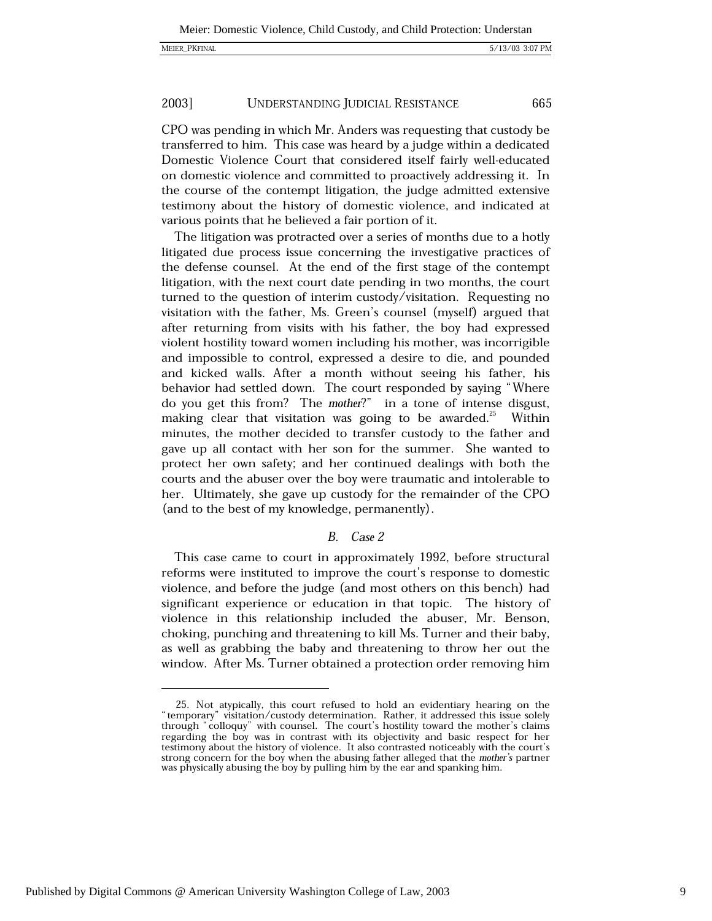CPO was pending in which Mr. Anders was requesting that custody be transferred to him. This case was heard by a judge within a dedicated Domestic Violence Court that considered itself fairly well-educated on domestic violence and committed to proactively addressing it. In the course of the contempt litigation, the judge admitted extensive testimony about the history of domestic violence, and indicated at various points that he believed a fair portion of it.

The litigation was protracted over a series of months due to a hotly litigated due process issue concerning the investigative practices of the defense counsel. At the end of the first stage of the contempt litigation, with the next court date pending in two months, the court turned to the question of interim custody/visitation. Requesting no visitation with the father, Ms. Green's counsel (myself) argued that after returning from visits with his father, the boy had expressed violent hostility toward women including his mother, was incorrigible and impossible to control, expressed a desire to die, and pounded and kicked walls. After a month without seeing his father, his behavior had settled down. The court responded by saying "Where do you get this from? The *mother*?" in a tone of intense disgust, making clear that visitation was going to be awarded.[25] Within minutes, the mother decided to transfer custody to the father and gave up all contact with her son for the summer. She wanted to protect her own safety; and her continued dealings with both the courts and the abuser over the boy were traumatic and intolerable to her. Ultimately, she gave up custody for the remainder of the CPO (and to the best of my knowledge, permanently).

### B. *Case 2*

This case came to court in approximately 1992, before structural reforms were instituted to improve the court's response to domestic violence, and before the judge (and most others on this bench) had significant experience or education in that topic. The history of violence in this relationship included the abuser, Mr. Benson, choking, punching and threatening to kill Ms. Turner and their baby, as well as grabbing the baby and threatening to throw her out the window. After Ms. Turner obtained a protection order removing him

---

25. Not atypically, this court refused to hold an evidentiary hearing on the "temporary" visitation/custody determination. Rather, it addressed this issue solely through "colloquy" with counsel. The court's hostility toward the mother's claims regarding the boy was in contrast with its objectivity and basic respect for her testimony about the history of violence. It also contrasted noticeably with the court's strong concern for the boy when the abusing father alleged that the *mother's* partner was physically abusing the boy by pulling him by the ear and spanking him.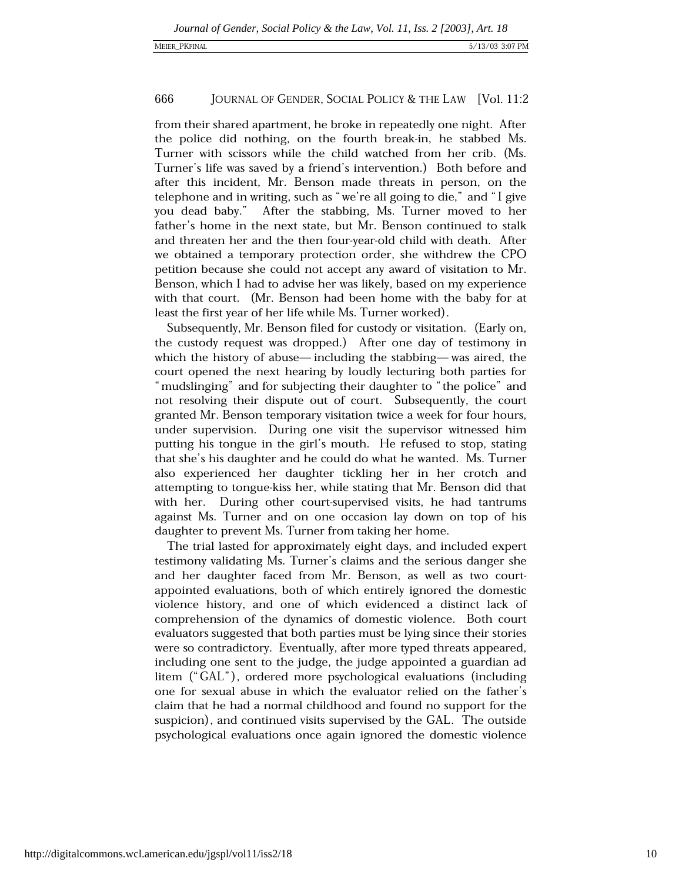from their shared apartment, he broke in repeatedly one night. After the police did nothing, on the fourth break-in, he stabbed Ms. Turner with scissors while the child watched from her crib. (Ms. Turner's life was saved by a friend's intervention.) Both before and after this incident, Mr. Benson made threats in person, on the telephone and in writing, such as "we're all going to die," and "I give you dead baby." After the stabbing, Ms. Turner moved to her father's home in the next state, but Mr. Benson continued to stalk and threaten her and the then four-year-old child with death. After we obtained a temporary protection order, she withdrew the CPO petition because she could not accept any award of visitation to Mr. Benson, which I had to advise her was likely, based on my experience with that court. (Mr. Benson had been home with the baby for at least the first year of her life while Ms. Turner worked).

Subsequently, Mr. Benson filed for custody or visitation. (Early on, the custody request was dropped.) After one day of testimony in which the history of abuse— including the stabbing— was aired, the court opened the next hearing by loudly lecturing both parties for "mudslinging" and for subjecting their daughter to "the police" and not resolving their dispute out of court. Subsequently, the court granted Mr. Benson temporary visitation twice a week for four hours, under supervision. During one visit the supervisor witnessed him putting his tongue in the girl's mouth. He refused to stop, stating that she's his daughter and he could do what he wanted. Ms. Turner also experienced her daughter tickling her in her crotch and attempting to tongue-kiss her, while stating that Mr. Benson did that with her. During other court-supervised visits, he had tantrums against Ms. Turner and on one occasion lay down on top of his daughter to prevent Ms. Turner from taking her home.

The trial lasted for approximately eight days, and included expert testimony validating Ms. Turner's claims and the serious danger she and her daughter faced from Mr. Benson, as well as two court-appointed evaluations, both of which entirely ignored the domestic violence history, and one of which evidenced a distinct lack of comprehension of the dynamics of domestic violence. Both court evaluators suggested that both parties must be lying since their stories were so contradictory. Eventually, after more typed threats appeared, including one sent to the judge, the judge appointed a guardian ad litem ("GAL"), ordered more psychological evaluations (including one for sexual abuse in which the evaluator relied on the father's claim that he had a normal childhood and found no support for the suspicion), and continued visits supervised by the GAL. The outside psychological evaluations once again ignored the domestic violence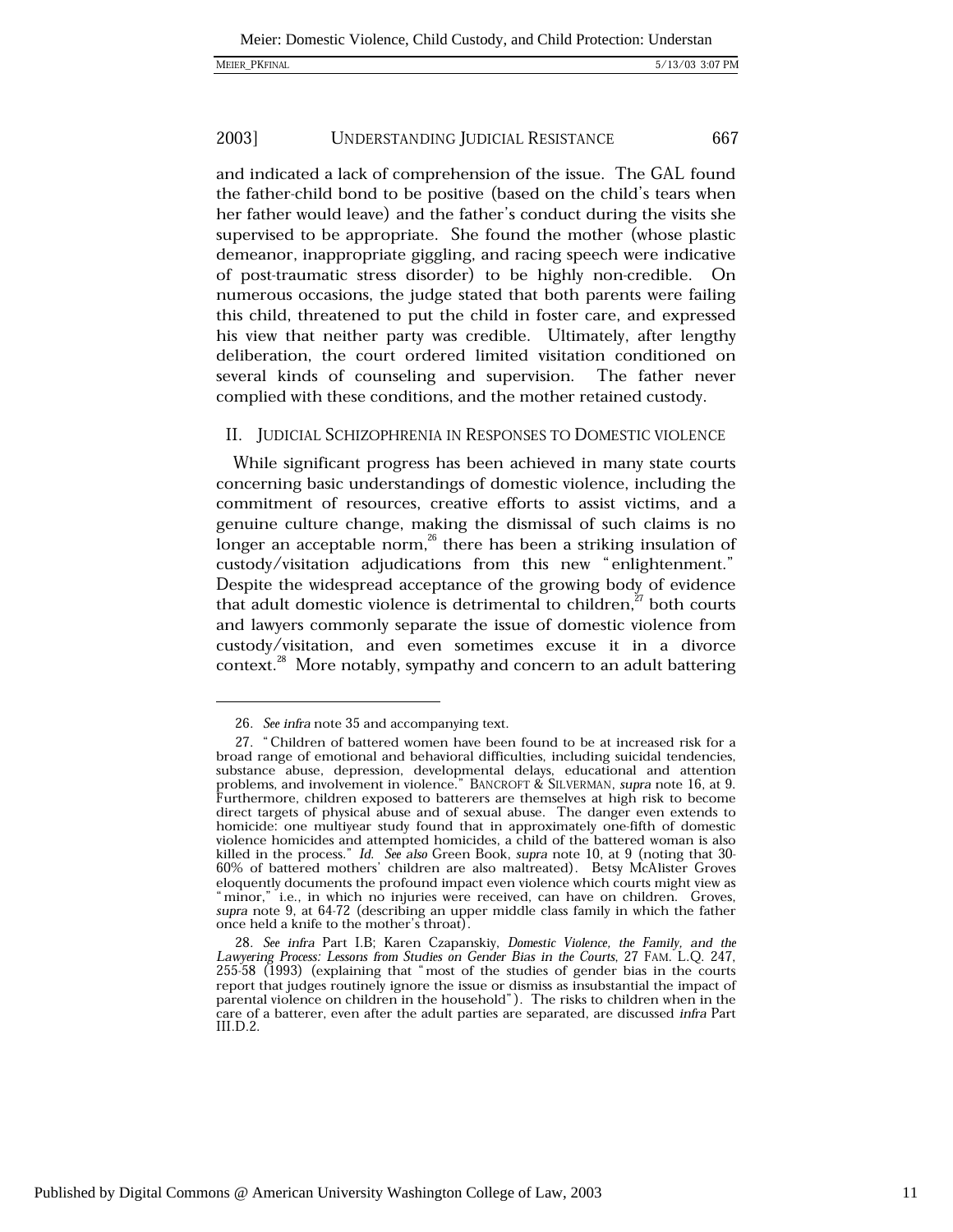and indicated a lack of comprehension of the issue. The GAL found the father-child bond to be positive (based on the child's tears when her father would leave) and the father's conduct during the visits she supervised to be appropriate. She found the mother (whose plastic demeanor, inappropriate giggling, and racing speech were indicative of post-traumatic stress disorder) to be highly non-credible. On numerous occasions, the judge stated that both parents were failing this child, threatened to put the child in foster care, and expressed his view that neither party was credible. Ultimately, after lengthy deliberation, the court ordered limited visitation conditioned on several kinds of counseling and supervision. The father never complied with these conditions, and the mother retained custody.

## II. JUDICIAL SCHIZOPHRENIA IN RESPONSES TO DOMESTIC VIOLENCE

While significant progress has been achieved in many state courts concerning basic understandings of domestic violence, including the commitment of resources, creative efforts to assist victims, and a genuine culture change, making the dismissal of such claims is no longer an acceptable norm,[26] there has been a striking insulation of custody/visitation adjudications from this new "enlightenment." Despite the widespread acceptance of the growing body of evidence that adult domestic violence is detrimental to children,[27] both courts and lawyers commonly separate the issue of domestic violence from custody/visitation, and even sometimes excuse it in a divorce context.[28] More notably, sympathy and concern to an adult battering

---

26. *See infra* note 35 and accompanying text.

27. "Children of battered women have been found to be at increased risk for a broad range of emotional and behavioral difficulties, including suicidal tendencies, substance abuse, depression, developmental delays, educational and attention problems, and involvement in violence." BANCROFT & SILVERMAN, *supra* note 16, at 9. Furthermore, children exposed to batterers are themselves at high risk to become direct targets of physical abuse and of sexual abuse. The danger even extends to homicide: one multiyear study found that in approximately one-fifth of domestic violence homicides and attempted homicides, a child of the battered woman is also killed in the process." *Id.* *See also* Green Book, *supra* note 10, at 9 (noting that 30-60% of battered mothers' children are also maltreated). Betsy McAlister Groves eloquently documents the profound impact even violence which courts might view as "minor," i.e., in which no injuries were received, can have on children. Groves, *supra* note 9, at 64-72 (describing an upper middle class family in which the father once held a knife to the mother's throat).

28. *See infra* Part I.B; Karen Czapanskiy, *Domestic Violence, the Family, and the Lawyering Process: Lessons from Studies on Gender Bias in the Courts*, 27 FAM. L.Q. 247, 255-58 (1993) (explaining that "most of the studies of gender bias in the courts report that judges routinely ignore the issue or dismiss as insubstantial the impact of parental violence on children in the household"). The risks to children when in the care of a batterer, even after the adult parties are separated, are discussed *infra* Part III.D.2.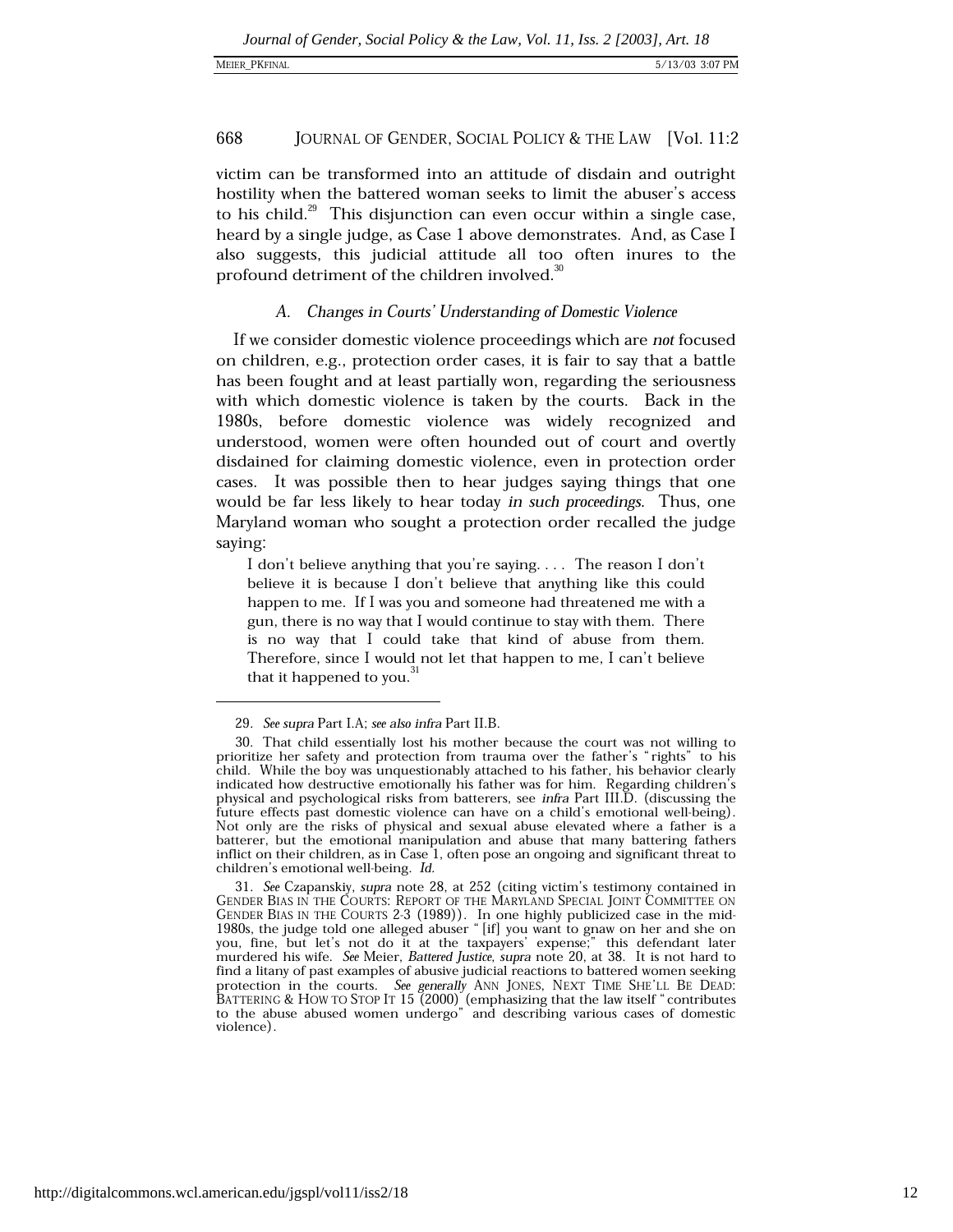victim can be transformed into an attitude of disdain and outright hostility when the battered woman seeks to limit the abuser's access to his child.[29] This disjunction can even occur within a single case, heard by a single judge, as Case 1 above demonstrates. And, as Case I also suggests, this judicial attitude all too often inures to the profound detriment of the children involved.[30]

### A. *Changes in Courts' Understanding of Domestic Violence*

If we consider domestic violence proceedings which are *not* focused on children, e.g., protection order cases, it is fair to say that a battle has been fought and at least partially won, regarding the seriousness with which domestic violence is taken by the courts. Back in the 1980s, before domestic violence was widely recognized and understood, women were often hounded out of court and overtly disdained for claiming domestic violence, even in protection order cases. It was possible then to hear judges saying things that one would be far less likely to hear today *in such proceedings*. Thus, one Maryland woman who sought a protection order recalled the judge saying:

> I don't believe anything that you're saying. . . . The reason I don't believe it is because I don't believe that anything like this could happen to me. If I was you and someone had threatened me with a gun, there is no way that I would continue to stay with them. There is no way that I could take that kind of abuse from them. Therefore, since I would not let that happen to me, I can't believe that it happened to you.[31]

---

29. *See supra* Part I.A; *see also infra* Part II.B.

30. That child essentially lost his mother because the court was not willing to prioritize her safety and protection from trauma over the father's "rights" to his child. While the boy was unquestionably attached to his father, his behavior clearly indicated how destructive emotionally his father was for him. Regarding children's physical and psychological risks from batterers, see *infra* Part III.D. (discussing the future effects past domestic violence can have on a child's emotional well-being). Not only are the risks of physical and sexual abuse elevated where a father is a batterer, but the emotional manipulation and abuse that many battering fathers inflict on their children, as in Case 1, often pose an ongoing and significant threat to children's emotional well-being. *Id.*

31. *See* Czapanskiy, *supra* note 28, at 252 (citing victim's testimony contained in GENDER BIAS IN THE COURTS: REPORT OF THE MARYLAND SPECIAL JOINT COMMITTEE ON GENDER BIAS IN THE COURTS 2-3 (1989)). In one highly publicized case in the mid-1980s, the judge told one alleged abuser "[if] you want to gnaw on her and she on you, fine, but let's not do it at the taxpayers' expense;" this defendant later murdered his wife. *See* Meier, *Battered Justice*, *supra* note 20, at 38. It is not hard to find a litany of past examples of abusive judicial reactions to battered women seeking protection in the courts. *See generally* ANN JONES, NEXT TIME SHE'LL BE DEAD: BATTERING & HOW TO STOP IT 15 (2000) (emphasizing that the law itself "contributes to the abuse abused women undergo" and describing various cases of domestic violence).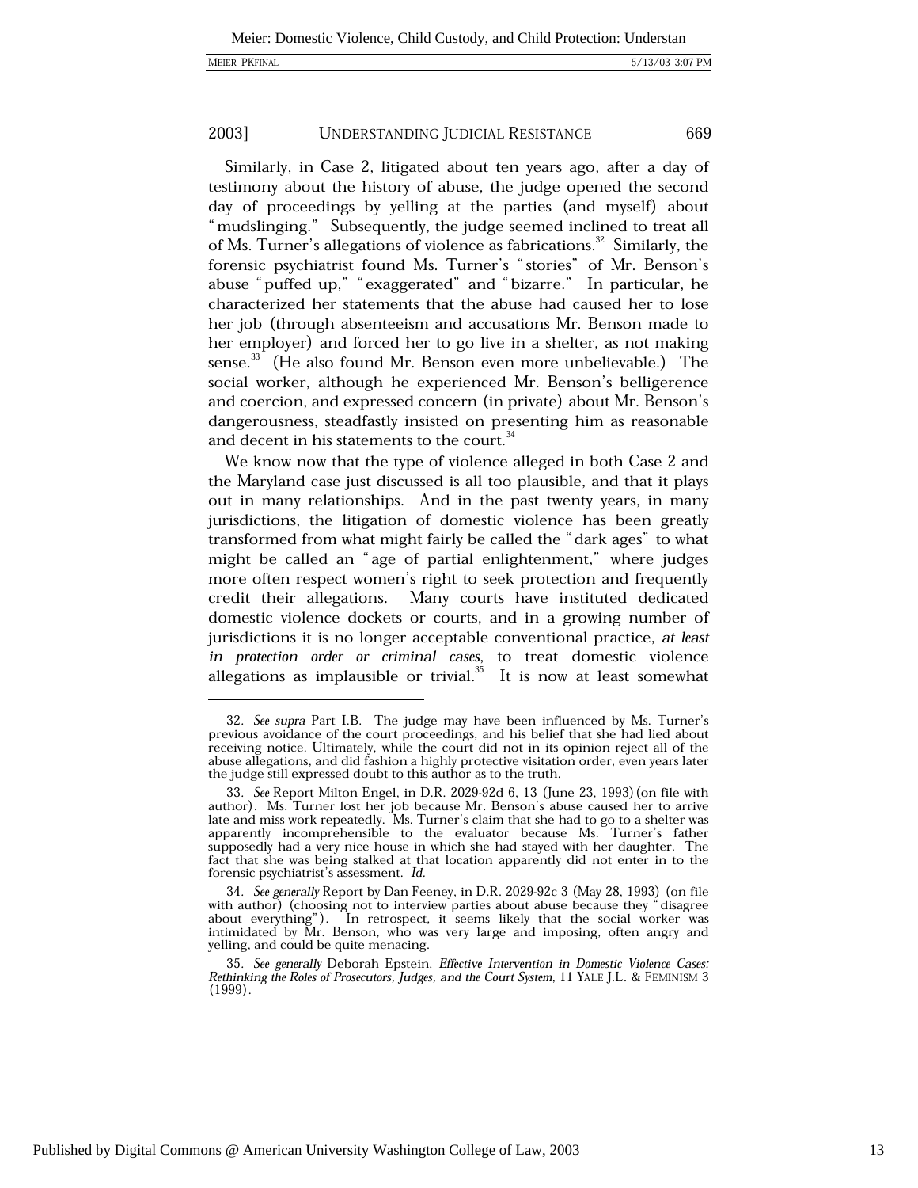Similarly, in Case 2, litigated about ten years ago, after a day of testimony about the history of abuse, the judge opened the second day of proceedings by yelling at the parties (and myself) about "mudslinging." Subsequently, the judge seemed inclined to treat all of Ms. Turner's allegations of violence as fabrications.[32] Similarly, the forensic psychiatrist found Ms. Turner's "stories" of Mr. Benson's abuse "puffed up," "exaggerated" and "bizarre." In particular, he characterized her statements that the abuse had caused her to lose her job (through absenteeism and accusations Mr. Benson made to her employer) and forced her to go live in a shelter, as not making sense.[33] (He also found Mr. Benson even more unbelievable.) The social worker, although he experienced Mr. Benson's belligerence and coercion, and expressed concern (in private) about Mr. Benson's dangerousness, steadfastly insisted on presenting him as reasonable and decent in his statements to the court.[34]

We know now that the type of violence alleged in both Case 2 and the Maryland case just discussed is all too plausible, and that it plays out in many relationships. And in the past twenty years, in many jurisdictions, the litigation of domestic violence has been greatly transformed from what might fairly be called the "dark ages" to what might be called an "age of partial enlightenment," where judges more often respect women's right to seek protection and frequently credit their allegations. Many courts have instituted dedicated domestic violence dockets or courts, and in a growing number of jurisdictions it is no longer acceptable conventional practice, *at least in protection order or criminal cases*, to treat domestic violence allegations as implausible or trivial.[35] It is now at least somewhat

---

32. *See supra* Part I.B. The judge may have been influenced by Ms. Turner's previous avoidance of the court proceedings, and his belief that she had lied about receiving notice. Ultimately, while the court did not in its opinion reject all of the abuse allegations, and did fashion a highly protective visitation order, even years later the judge still expressed doubt to this author as to the truth.

33. *See* Report Milton Engel, in D.R. 2029-92d 6, 13 (June 23, 1993) (on file with author). Ms. Turner lost her job because Mr. Benson's abuse caused her to arrive late and miss work repeatedly. Ms. Turner's claim that she had to go to a shelter was apparently incomprehensible to the evaluator because Ms. Turner's father supposedly had a very nice house in which she had stayed with her daughter. The fact that she was being stalked at that location apparently did not enter in to the forensic psychiatrist's assessment. *Id.*

34. *See generally* Report by Dan Feeney, in D.R. 2029-92c 3 (May 28, 1993) (on file with author) (choosing not to interview parties about abuse because they "disagree about everything"). In retrospect, it seems likely that the social worker was intimidated by Mr. Benson, who was very large and imposing, often angry and yelling, and could be quite menacing.

35. *See generally* Deborah Epstein, *Effective Intervention in Domestic Violence Cases: Rethinking the Roles of Prosecutors, Judges, and the Court System*, 11 YALE J.L. & FEMINISM 3 (1999).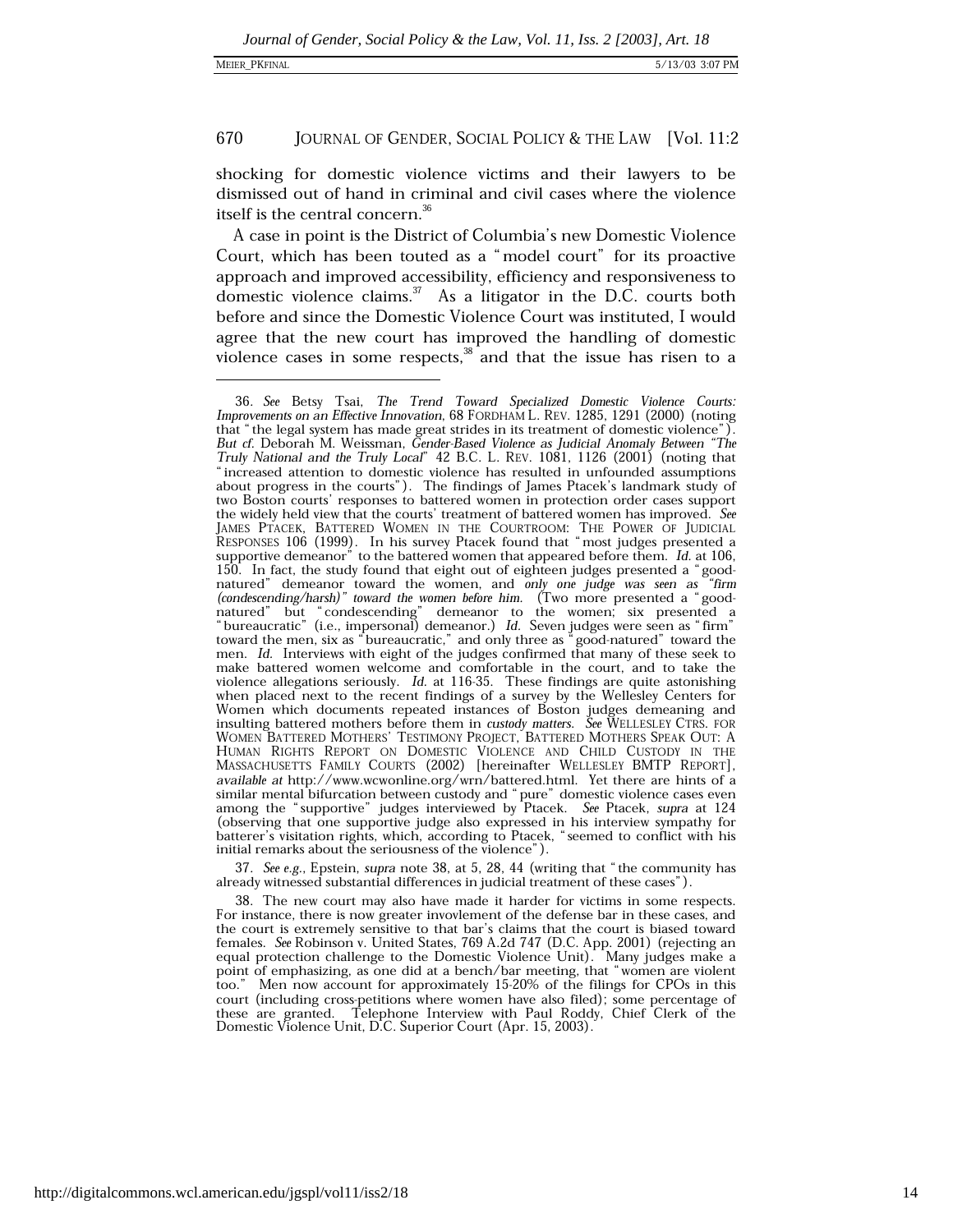shocking for domestic violence victims and their lawyers to be dismissed out of hand in criminal and civil cases where the violence itself is the central concern.[36]

A case in point is the District of Columbia's new Domestic Violence Court, which has been touted as a "model court" for its proactive approach and improved accessibility, efficiency and responsiveness to domestic violence claims.[37] As a litigator in the D.C. courts both before and since the Domestic Violence Court was instituted, I would agree that the new court has improved the handling of domestic violence cases in some respects,[38] and that the issue has risen to a

---

36. *See* Betsy Tsai, *The Trend Toward Specialized Domestic Violence Courts: Improvements on an Effective Innovation*, 68 FORDHAM L. REV. 1285, 1291 (2000) (noting that "the legal system has made great strides in its treatment of domestic violence"). *But cf.* Deborah M. Weissman, *Gender-Based Violence as Judicial Anomaly Between "The Truly National and the Truly Local"* 42 B.C. L. REV. 1081, 1126 (2001) (noting that "increased attention to domestic violence has resulted in unfounded assumptions about progress in the courts"). The findings of James Ptacek's landmark study of two Boston courts' responses to battered women in protection order cases support the widely held view that the courts' treatment of battered women has improved. *See* JAMES PTACEK, BATTERED WOMEN IN THE COURTROOM: THE POWER OF JUDICIAL RESPONSES 106 (1999). In his survey Ptacek found that "most judges presented a supportive demeanor" to the battered women that appeared before them. *Id.* at 106, 150. In fact, the study found that eight out of eighteen judges presented a "good-natured" demeanor toward the women, and *only one judge was seen as "firm (condescending/harsh)" toward the women before him.* (Two more presented a "good-natured" but "condescending" demeanor to the women; six presented a "bureaucratic" (i.e., impersonal) demeanor.) *Id.* Seven judges were seen as "firm" toward the men, six as "bureaucratic," and only three as "good-natured" toward the men. *Id.* Interviews with eight of the judges confirmed that many of these seek to make battered women welcome and comfortable in the court, and to take the violence allegations seriously. *Id.* at 116-35. These findings are quite astonishing when placed next to the recent findings of a survey by the Wellesley Centers for Women which documents repeated instances of Boston judges demeaning and insulting battered mothers before them in *custody matters*. *See* WELLESLEY CTRS. FOR WOMEN BATTERED MOTHERS' TESTIMONY PROJECT, BATTERED MOTHERS SPEAK OUT: A HUMAN RIGHTS REPORT ON DOMESTIC VIOLENCE AND CHILD CUSTODY IN THE MASSACHUSETTS FAMILY COURTS (2002) [hereinafter WELLESLEY BMTP REPORT], *available at* http://www.wcwonline.org/wrn/battered.html. Yet there are hints of a similar mental bifurcation between custody and "pure" domestic violence cases even among the "supportive" judges interviewed by Ptacek. *See* Ptacek, *supra* at 124 (observing that one supportive judge also expressed in his interview sympathy for batterer's visitation rights, which, according to Ptacek, "seemed to conflict with his initial remarks about the seriousness of the violence").

37. *See e.g.*, Epstein, *supra* note 38, at 5, 28, 44 (writing that "the community has already witnessed substantial differences in judicial treatment of these cases").

38. The new court may also have made it harder for victims in some respects. For instance, there is now greater invovlement of the defense bar in these cases, and the court is extremely sensitive to that bar's claims that the court is biased toward females. *See* Robinson v. United States, 769 A.2d 747 (D.C. App. 2001) (rejecting an equal protection challenge to the Domestic Violence Unit). Many judges make a point of emphasizing, as one did at a bench/bar meeting, that "women are violent too." Men now account for approximately 15-20% of the filings for CPOs in this court (including cross-petitions where women have also filed); some percentage of these are granted. Telephone Interview with Paul Roddy, Chief Clerk of the Domestic Violence Unit, D.C. Superior Court (Apr. 15, 2003).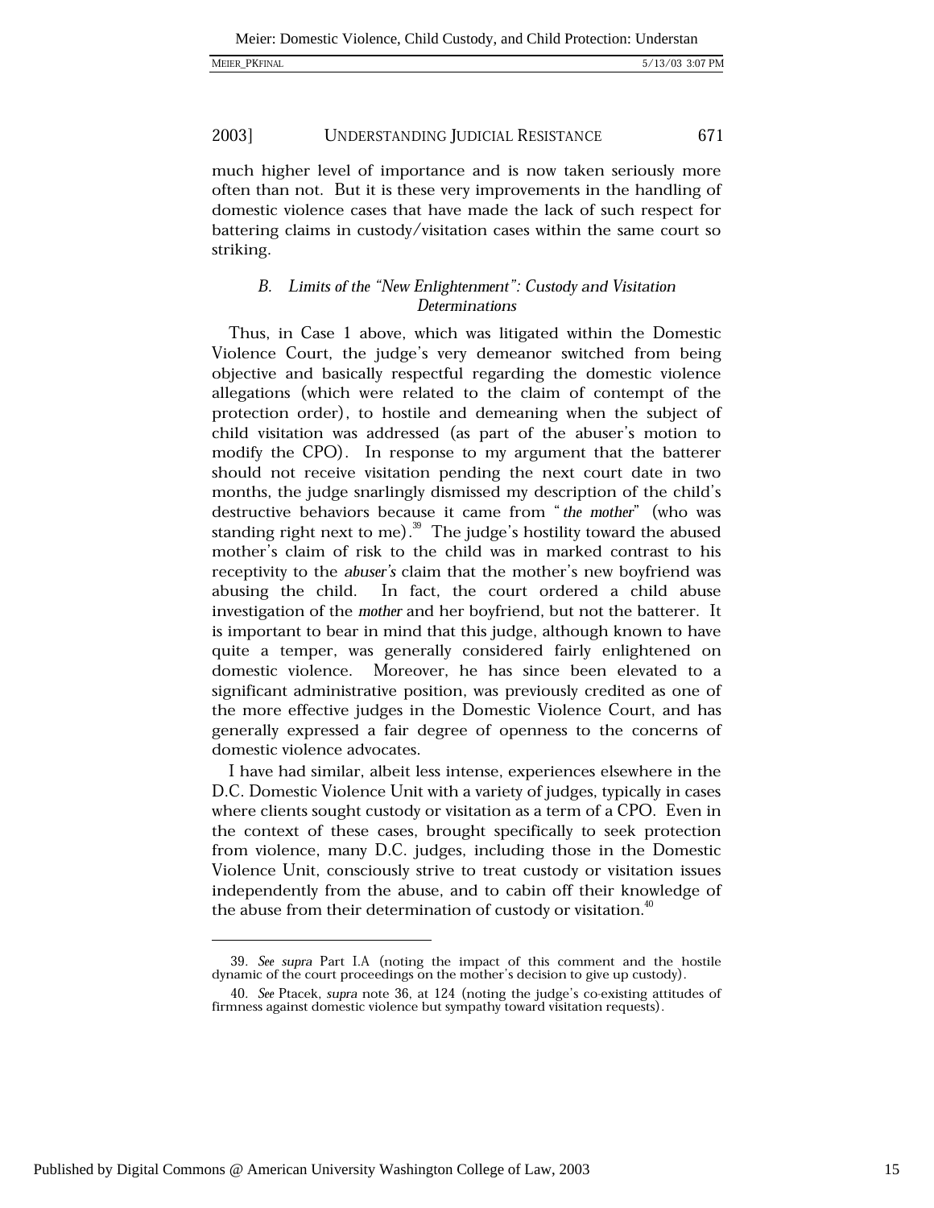much higher level of importance and is now taken seriously more often than not. But it is these very improvements in the handling of domestic violence cases that have made the lack of such respect for battering claims in custody/visitation cases within the same court so striking.

### B. *Limits of the "New Enlightenment": Custody and Visitation Determinations*

Thus, in Case 1 above, which was litigated within the Domestic Violence Court, the judge's very demeanor switched from being objective and basically respectful regarding the domestic violence allegations (which were related to the claim of contempt of the protection order), to hostile and demeaning when the subject of child visitation was addressed (as part of the abuser's motion to modify the CPO). In response to my argument that the batterer should not receive visitation pending the next court date in two months, the judge snarlingly dismissed my description of the child's destructive behaviors because it came from "*the mother*" (who was standing right next to me).[39] The judge's hostility toward the abused mother's claim of risk to the child was in marked contrast to his receptivity to the *abuser's* claim that the mother's new boyfriend was abusing the child. In fact, the court ordered a child abuse investigation of the *mother* and her boyfriend, but not the batterer. It is important to bear in mind that this judge, although known to have quite a temper, was generally considered fairly enlightened on domestic violence. Moreover, he has since been elevated to a significant administrative position, was previously credited as one of the more effective judges in the Domestic Violence Court, and has generally expressed a fair degree of openness to the concerns of domestic violence advocates.

I have had similar, albeit less intense, experiences elsewhere in the D.C. Domestic Violence Unit with a variety of judges, typically in cases where clients sought custody or visitation as a term of a CPO. Even in the context of these cases, brought specifically to seek protection from violence, many D.C. judges, including those in the Domestic Violence Unit, consciously strive to treat custody or visitation issues independently from the abuse, and to cabin off their knowledge of the abuse from their determination of custody or visitation.[40]

---

39. *See supra* Part I.A (noting the impact of this comment and the hostile dynamic of the court proceedings on the mother's decision to give up custody).

40. *See* Ptacek, *supra* note 36, at 124 (noting the judge's co-existing attitudes of firmness against domestic violence but sympathy toward visitation requests).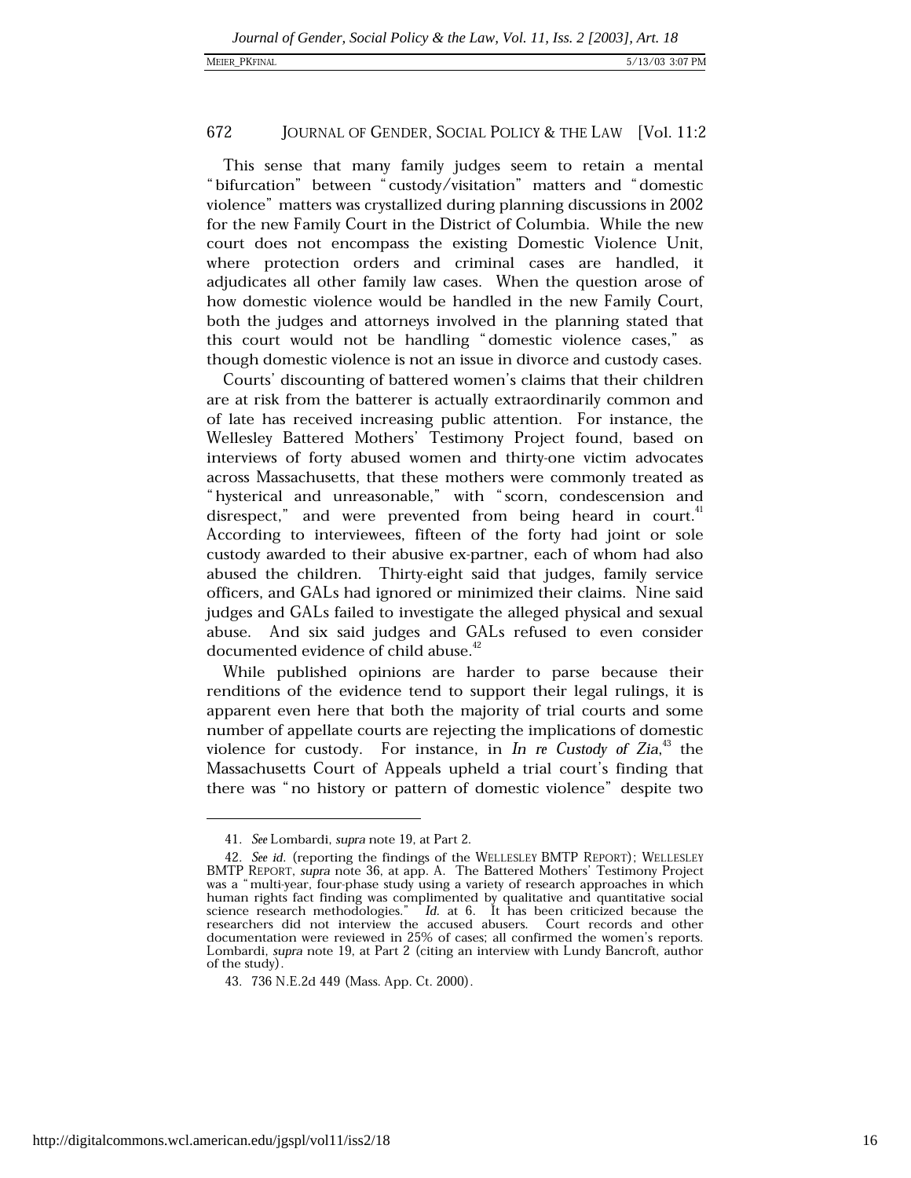This sense that many family judges seem to retain a mental "bifurcation" between "custody/visitation" matters and "domestic violence" matters was crystallized during planning discussions in 2002 for the new Family Court in the District of Columbia. While the new court does not encompass the existing Domestic Violence Unit, where protection orders and criminal cases are handled, it adjudicates all other family law cases. When the question arose of how domestic violence would be handled in the new Family Court, both the judges and attorneys involved in the planning stated that this court would not be handling "domestic violence cases," as though domestic violence is not an issue in divorce and custody cases.

Courts' discounting of battered women's claims that their children are at risk from the batterer is actually extraordinarily common and of late has received increasing public attention. For instance, the Wellesley Battered Mothers' Testimony Project found, based on interviews of forty abused women and thirty-one victim advocates across Massachusetts, that these mothers were commonly treated as "hysterical and unreasonable," with "scorn, condescension and disrespect," and were prevented from being heard in court.[41] According to interviewees, fifteen of the forty had joint or sole custody awarded to their abusive ex-partner, each of whom had also abused the children. Thirty-eight said that judges, family service officers, and GALs had ignored or minimized their claims. Nine said judges and GALs failed to investigate the alleged physical and sexual abuse. And six said judges and GALs refused to even consider documented evidence of child abuse.[42]

While published opinions are harder to parse because their renditions of the evidence tend to support their legal rulings, it is apparent even here that both the majority of trial courts and some number of appellate courts are rejecting the implications of domestic violence for custody. For instance, in *In re Custody of Zia*,[43] the Massachusetts Court of Appeals upheld a trial court's finding that there was "no history or pattern of domestic violence" despite two

---

41. *See* Lombardi, *supra* note 19, at Part 2.

42. *See id.* (reporting the findings of the WELLESLEY BMTP REPORT); WELLESLEY BMTP REPORT, *supra* note 36, at app. A. The Battered Mothers' Testimony Project was a "multi-year, four-phase study using a variety of research approaches in which human rights fact finding was complimented by qualitative and quantitative social science research methodologies." *Id.* at 6. It has been criticized because the researchers did not interview the accused abusers. Court records and other documentation were reviewed in 25% of cases; all confirmed the women's reports. Lombardi, *supra* note 19, at Part 2 (citing an interview with Lundy Bancroft, author of the study).

43. 736 N.E.2d 449 (Mass. App. Ct. 2000).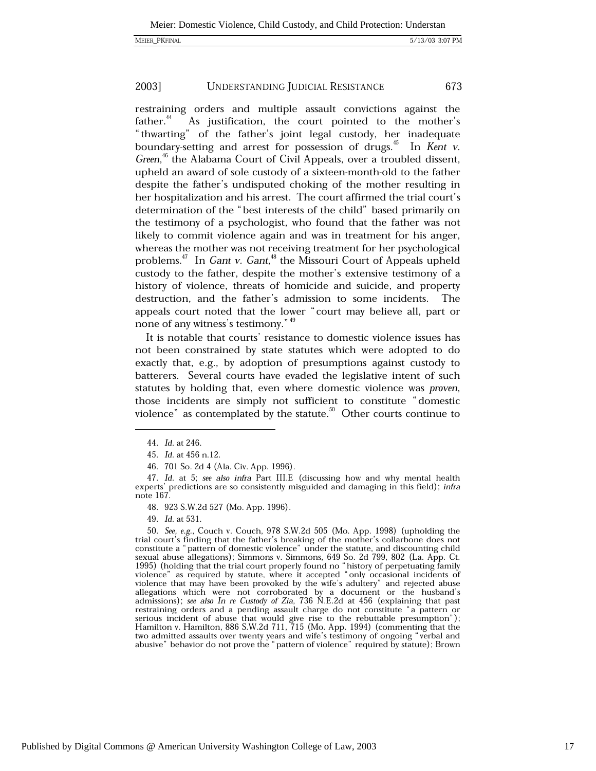restraining orders and multiple assault convictions against the father.[44] As justification, the court pointed to the mother's "thwarting" of the father's joint legal custody, her inadequate boundary-setting and arrest for possession of drugs.[45] In *Kent v. Green*,[46] the Alabama Court of Civil Appeals, over a troubled dissent, upheld an award of sole custody of a sixteen-month-old to the father despite the father's undisputed choking of the mother resulting in her hospitalization and his arrest. The court affirmed the trial court's determination of the "best interests of the child" based primarily on the testimony of a psychologist, who found that the father was not likely to commit violence again and was in treatment for his anger, whereas the mother was not receiving treatment for her psychological problems.[47] In *Gant v. Gant*,[48] the Missouri Court of Appeals upheld custody to the father, despite the mother's extensive testimony of a history of violence, threats of homicide and suicide, and property destruction, and the father's admission to some incidents. The appeals court noted that the lower "court may believe all, part or none of any witness's testimony."[49]

It is notable that courts' resistance to domestic violence issues has not been constrained by state statutes which were adopted to do exactly that, e.g., by adoption of presumptions against custody to batterers. Several courts have evaded the legislative intent of such statutes by holding that, even where domestic violence was *proven*, those incidents are simply not sufficient to constitute "domestic violence" as contemplated by the statute.[50] Other courts continue to

---

44. *Id.* at 246.

45. *Id.* at 456 n.12.

46. 701 So. 2d 4 (Ala. Civ. App. 1996).

47. *Id.* at 5; *see also infra* Part III.E (discussing how and why mental health experts' predictions are so consistently misguided and damaging in this field); *infra* note 167.

48. 923 S.W.2d 527 (Mo. App. 1996).

49. *Id.* at 531.

50. *See, e.g.*, Couch v. Couch, 978 S.W.2d 505 (Mo. App. 1998) (upholding the trial court's finding that the father's breaking of the mother's collarbone does not constitute a "pattern of domestic violence" under the statute, and discounting child sexual abuse allegations); Simmons v. Simmons, 649 So. 2d 799, 802 (La. App. Ct. 1995) (holding that the trial court properly found no "history of perpetuating family violence" as required by statute, where it accepted "only occasional incidents of violence that may have been provoked by the wife's adultery" and rejected abuse allegations which were not corroborated by a document or the husband's admissions); *see also In re Custody of Zia*, 736 N.E.2d at 456 (explaining that past restraining orders and a pending assault charge do not constitute "a pattern or serious incident of abuse that would give rise to the rebuttable presumption"); Hamilton v. Hamilton, 886 S.W.2d 711, 715 (Mo. App. 1994) (commenting that the two admitted assaults over twenty years and wife's testimony of ongoing "verbal and abusive" behavior do not prove the "pattern of violence" required by statute); Brown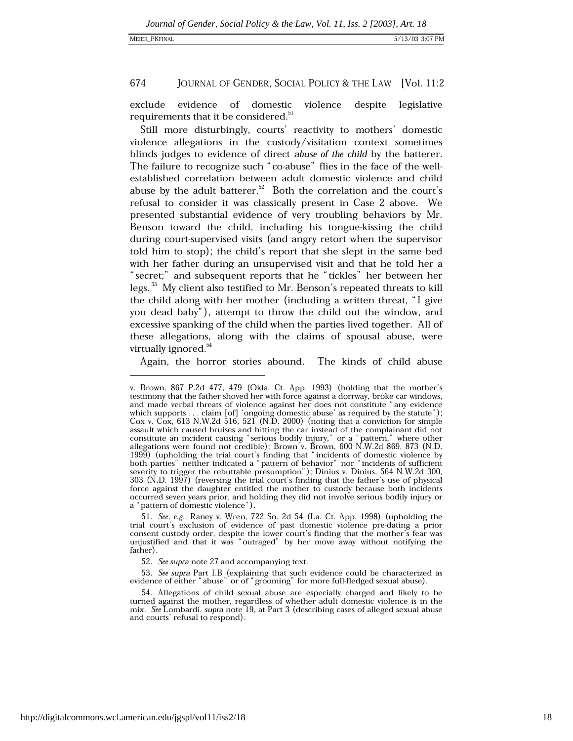exclude evidence of domestic violence despite legislative requirements that it be considered.[51]

Still more disturbingly, courts' reactivity to mothers' domestic violence allegations in the custody/visitation context sometimes blinds judges to evidence of direct *abuse of the child* by the batterer. The failure to recognize such "co-abuse" flies in the face of the well-established correlation between adult domestic violence and child abuse by the adult batterer.[52] Both the correlation and the court's refusal to consider it was classically present in Case 2 above. We presented substantial evidence of very troubling behaviors by Mr. Benson toward the child, including his tongue-kissing the child during court-supervised visits (and angry retort when the supervisor told him to stop); the child's report that she slept in the same bed with her father during an unsupervised visit and that he told her a "secret;" and subsequent reports that he "tickles" her between her legs.[53] My client also testified to Mr. Benson's repeated threats to kill the child along with her mother (including a written threat, "I give you dead baby"), attempt to throw the child out the window, and excessive spanking of the child when the parties lived together. All of these allegations, along with the claims of spousal abuse, were virtually ignored.[54]

Again, the horror stories abound. The kinds of child abuse

---

v. Brown, 867 P.2d 477, 479 (Okla. Ct. App. 1993) (holding that the mother's testimony that the father shoved her with force against a dorrway, broke car windows, and made verbal threats of violence against her does not constitute "any evidence which supports . . . claim [of] 'ongoing domestic abuse' as required by the statute"); Cox v. Cox, 613 N.W.2d 516, 521 (N.D. 2000) (noting that a conviction for simple assault which caused bruises and hitting the car instead of the complainant did not constitute an incident causing "serious bodily injury," or a "pattern," where other allegations were found not credible); Brown v. Brown, 600 N.W.2d 869, 873 (N.D. 1999) (upholding the trial court's finding that "incidents of domestic violence by both parties" neither indicated a "pattern of behavior" nor "incidents of sufficient severity to trigger the rebuttable presumption"); Dinius v. Dinius, 564 N.W.2d 300, 303 (N.D. 1997) (reversing the trial court's finding that the father's use of physical force against the daughter entitled the mother to custody because both incidents occurred seven years prior, and holding they did not involve serious bodily injury or a "pattern of domestic violence").

51. *See, e.g.*, Raney v. Wren, 722 So. 2d 54 (La. Ct. App. 1998) (upholding the trial court's exclusion of evidence of past domestic violence pre-dating a prior consent custody order, despite the lower court's finding that the mother's fear was unjustified and that it was "outraged" by her move away without notifying the father).

52. *See supra* note 27 and accompanying text.

53. *See supra* Part I.B (explaining that such evidence could be characterized as evidence of either "abuse" or of "grooming" for more full-fledged sexual abuse).

54. Allegations of child sexual abuse are especially charged and likely to be turned against the mother, regardless of whether adult domestic violence is in the mix. *See* Lombardi, *supra* note 19, at Part 3 (describing cases of alleged sexual abuse and courts' refusal to respond).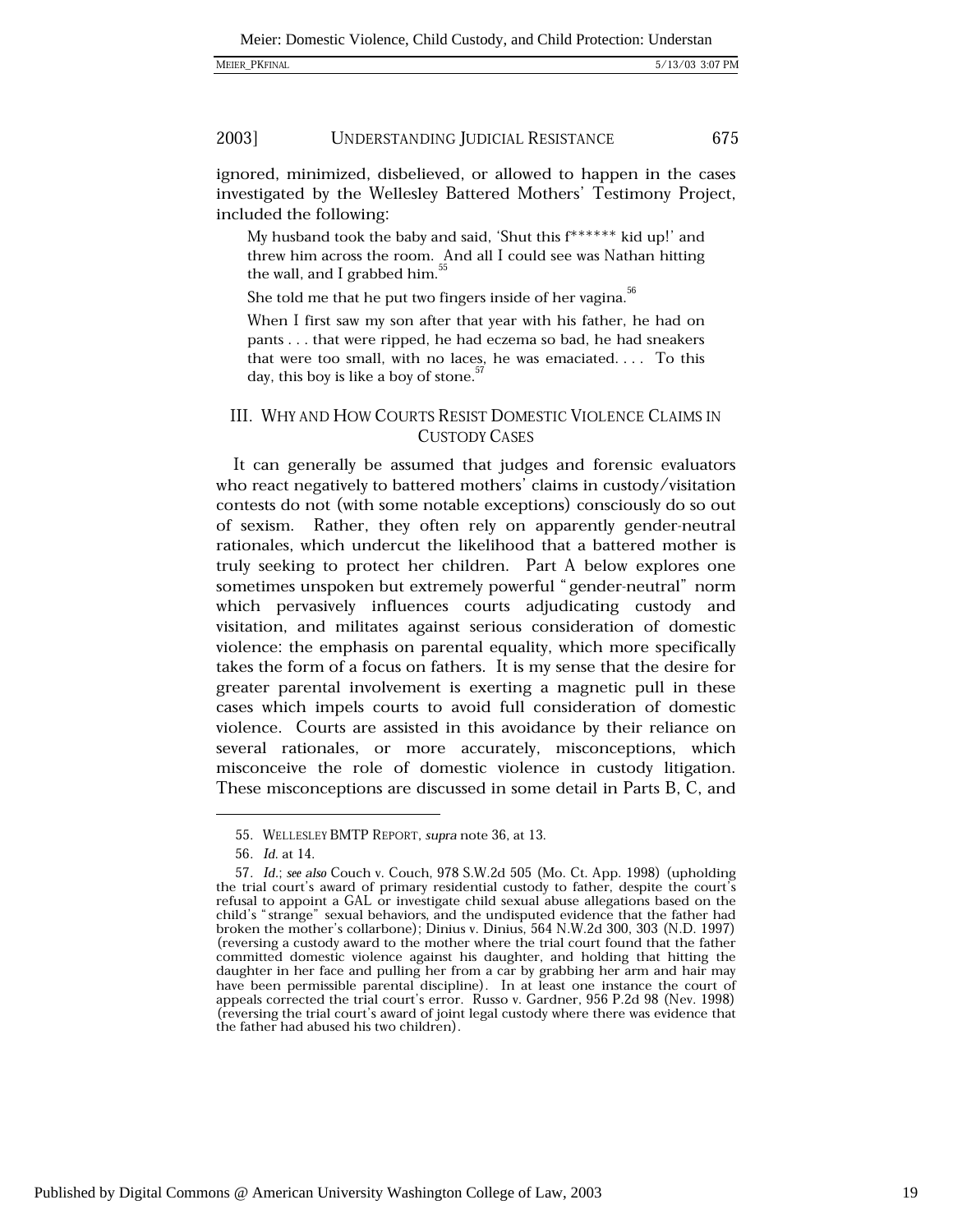ignored, minimized, disbelieved, or allowed to happen in the cases investigated by the Wellesley Battered Mothers' Testimony Project, included the following:

> My husband took the baby and said, 'Shut this f****** kid up!' and threw him across the room. And all I could see was Nathan hitting the wall, and I grabbed him.[55]
>
> She told me that he put two fingers inside of her vagina.[56]
>
> When I first saw my son after that year with his father, he had on pants . . . that were ripped, he had eczema so bad, he had sneakers that were too small, with no laces, he was emaciated. . . . To this day, this boy is like a boy of stone.[57]

## III. WHY AND HOW COURTS RESIST DOMESTIC VIOLENCE CLAIMS IN CUSTODY CASES

It can generally be assumed that judges and forensic evaluators who react negatively to battered mothers' claims in custody/visitation contests do not (with some notable exceptions) consciously do so out of sexism. Rather, they often rely on apparently gender-neutral rationales, which undercut the likelihood that a battered mother is truly seeking to protect her children. Part A below explores one sometimes unspoken but extremely powerful "gender-neutral" norm which pervasively influences courts adjudicating custody and visitation, and militates against serious consideration of domestic violence: the emphasis on parental equality, which more specifically takes the form of a focus on fathers. It is my sense that the desire for greater parental involvement is exerting a magnetic pull in these cases which impels courts to avoid full consideration of domestic violence. Courts are assisted in this avoidance by their reliance on several rationales, or more accurately, misconceptions, which misconceive the role of domestic violence in custody litigation. These misconceptions are discussed in some detail in Parts B, C, and

---

55. WELLESLEY BMTP REPORT, *supra* note 36, at 13.

56. *Id.* at 14.

57. *Id.*; *see also* Couch v. Couch, 978 S.W.2d 505 (Mo. Ct. App. 1998) (upholding the trial court's award of primary residential custody to father, despite the court's refusal to appoint a GAL or investigate child sexual abuse allegations based on the child's "strange" sexual behaviors, and the undisputed evidence that the father had broken the mother's collarbone); Dinius v. Dinius, 564 N.W.2d 300, 303 (N.D. 1997) (reversing a custody award to the mother where the trial court found that the father committed domestic violence against his daughter, and holding that hitting the daughter in her face and pulling her from a car by grabbing her arm and hair may have been permissible parental discipline). In at least one instance the court of appeals corrected the trial court's error. Russo v. Gardner, 956 P.2d 98 (Nev. 1998) (reversing the trial court's award of joint legal custody where there was evidence that the father had abused his two children).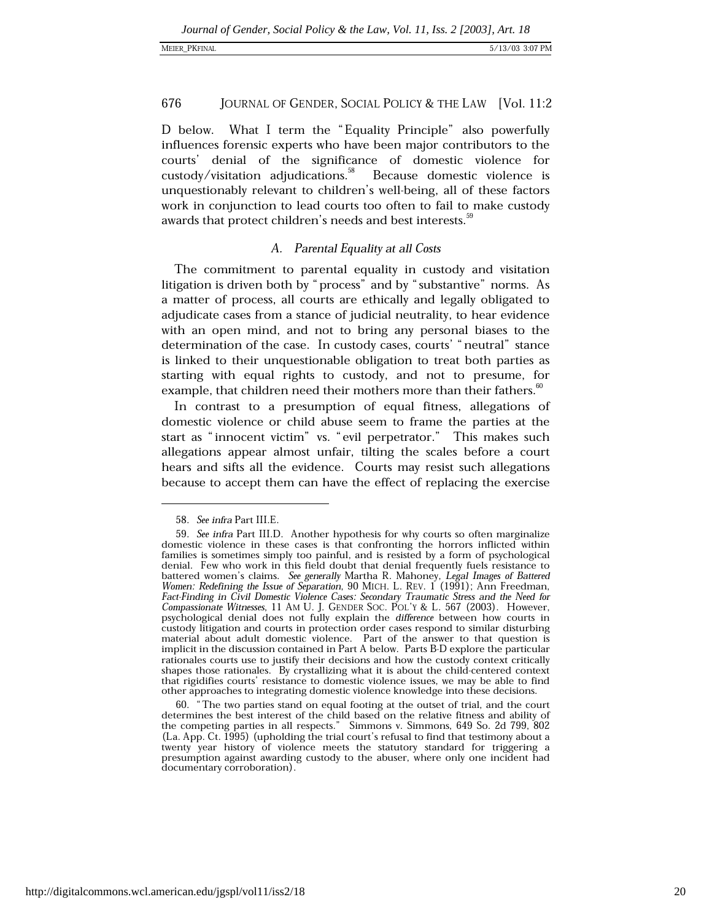D below. What I term the "Equality Principle" also powerfully influences forensic experts who have been major contributors to the courts' denial of the significance of domestic violence for custody/visitation adjudications.[58] Because domestic violence is unquestionably relevant to children's well-being, all of these factors work in conjunction to lead courts too often to fail to make custody awards that protect children's needs and best interests.[59]

### A. *Parental Equality at all Costs*

The commitment to parental equality in custody and visitation litigation is driven both by "process" and by "substantive" norms. As a matter of process, all courts are ethically and legally obligated to adjudicate cases from a stance of judicial neutrality, to hear evidence with an open mind, and not to bring any personal biases to the determination of the case. In custody cases, courts' "neutral" stance is linked to their unquestionable obligation to treat both parties as starting with equal rights to custody, and not to presume, for example, that children need their mothers more than their fathers.[60]

In contrast to a presumption of equal fitness, allegations of domestic violence or child abuse seem to frame the parties at the start as "innocent victim" vs. "evil perpetrator." This makes such allegations appear almost unfair, tilting the scales before a court hears and sifts all the evidence. Courts may resist such allegations because to accept them can have the effect of replacing the exercise

---

58. *See infra* Part III.E.

59. *See infra* Part III.D. Another hypothesis for why courts so often marginalize domestic violence in these cases is that confronting the horrors inflicted within families is sometimes simply too painful, and is resisted by a form of psychological denial. Few who work in this field doubt that denial frequently fuels resistance to battered women's claims. *See generally* Martha R. Mahoney, *Legal Images of Battered Women: Redefining the Issue of Separation*, 90 MICH. L. REV. 1 (1991); Ann Freedman, *Fact-Finding in Civil Domestic Violence Cases: Secondary Traumatic Stress and the Need for Compassionate Witnesses*, 11 AM U. J. GENDER SOC. POL'Y & L. 567 (2003). However, psychological denial does not fully explain the *difference* between how courts in custody litigation and courts in protection order cases respond to similar disturbing material about adult domestic violence. Part of the answer to that question is implicit in the discussion contained in Part A below. Parts B-D explore the particular rationales courts use to justify their decisions and how the custody context critically shapes those rationales. By crystallizing what it is about the child-centered context that rigidifies courts' resistance to domestic violence issues, we may be able to find other approaches to integrating domestic violence knowledge into these decisions.

60. "The two parties stand on equal footing at the outset of trial, and the court determines the best interest of the child based on the relative fitness and ability of the competing parties in all respects." Simmons v. Simmons, 649 So. 2d 799, 802 (La. App. Ct. 1995) (upholding the trial court's refusal to find that testimony about a twenty year history of violence meets the statutory standard for triggering a presumption against awarding custody to the abuser, where only one incident had documentary corroboration).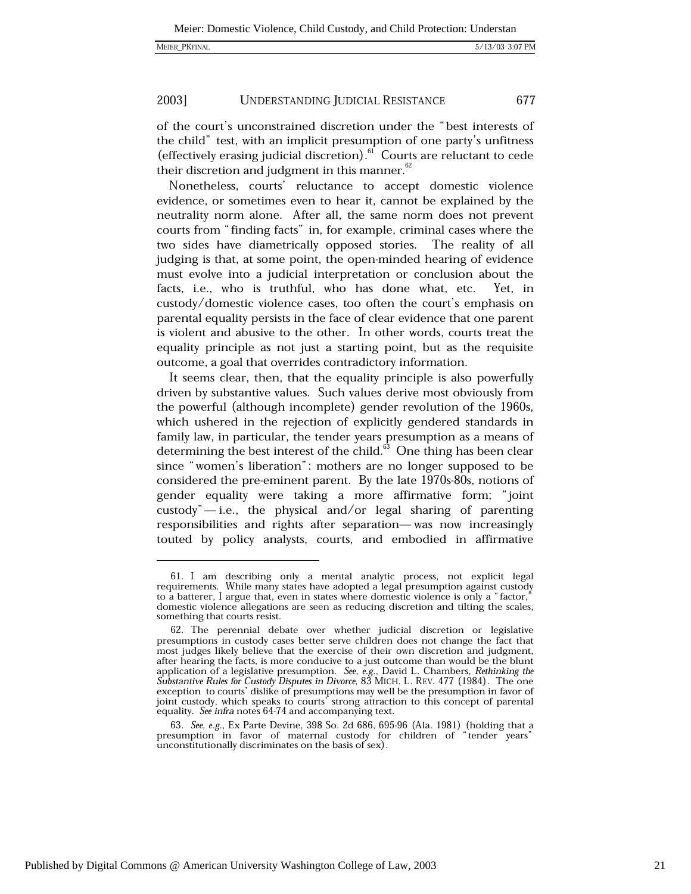of the court's unconstrained discretion under the "best interests of the child" test, with an implicit presumption of one party's unfitness (effectively erasing judicial discretion).[61] Courts are reluctant to cede their discretion and judgment in this manner.[62]

Nonetheless, courts' reluctance to accept domestic violence evidence, or sometimes even to hear it, cannot be explained by the neutrality norm alone. After all, the same norm does not prevent courts from "finding facts" in, for example, criminal cases where the two sides have diametrically opposed stories. The reality of all judging is that, at some point, the open-minded hearing of evidence must evolve into a judicial interpretation or conclusion about the facts, i.e., who is truthful, who has done what, etc. Yet, in custody/domestic violence cases, too often the court's emphasis on parental equality persists in the face of clear evidence that one parent is violent and abusive to the other. In other words, courts treat the equality principle as not just a starting point, but as the requisite outcome, a goal that overrides contradictory information.

It seems clear, then, that the equality principle is also powerfully driven by substantive values. Such values derive most obviously from the powerful (although incomplete) gender revolution of the 1960s, which ushered in the rejection of explicitly gendered standards in family law, in particular, the tender years presumption as a means of determining the best interest of the child.[63] One thing has been clear since "women's liberation": mothers are no longer supposed to be considered the pre-eminent parent. By the late 1970s-80s, notions of gender equality were taking a more affirmative form; "joint custody"—i.e., the physical and/or legal sharing of parenting responsibilities and rights after separation—was now increasingly touted by policy analysts, courts, and embodied in affirmative

---

61. I am describing only a mental analytic process, not explicit legal requirements. While many states have adopted a legal presumption against custody to a batterer, I argue that, even in states where domestic violence is only a "factor," domestic violence allegations are seen as reducing discretion and tilting the scales, something that courts resist.

62. The perennial debate over whether judicial discretion or legislative presumptions in custody cases better serve children does not change the fact that most judges likely believe that the exercise of their own discretion and judgment, after hearing the facts, is more conducive to a just outcome than would be the blunt application of a legislative presumption. *See, e.g.*, David L. Chambers, *Rethinking the Substantive Rules for Custody Disputes in Divorce*, 83 MICH. L. REV. 477 (1984). The one exception to courts' dislike of presumptions may well be the presumption in favor of joint custody, which speaks to courts' strong attraction to this concept of parental equality. *See infra* notes 64-74 and accompanying text.

63. *See, e.g.*, Ex Parte Devine, 398 So. 2d 686, 695-96 (Ala. 1981) (holding that a presumption in favor of maternal custody for children of "tender years" unconstitutionally discriminates on the basis of sex).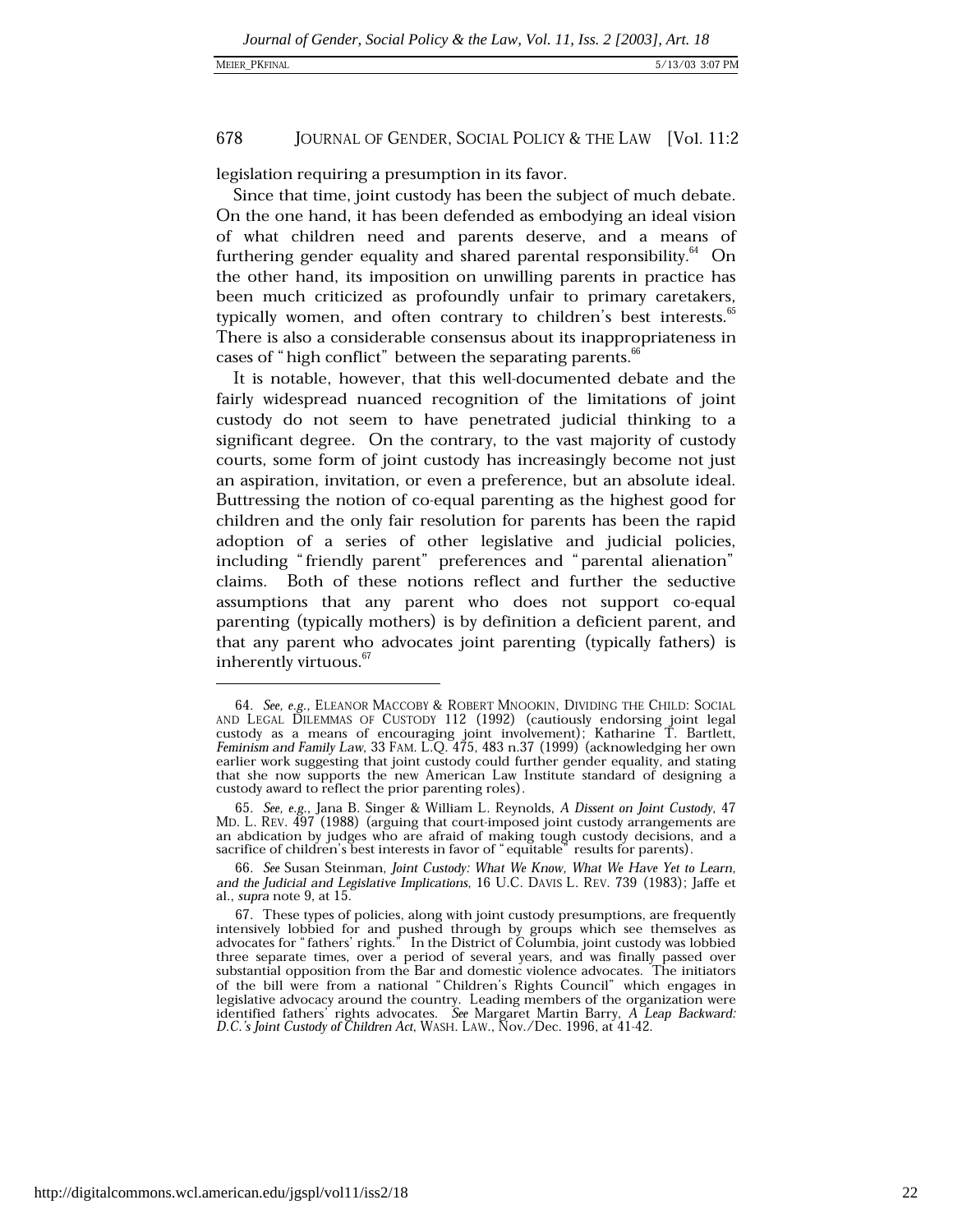legislation requiring a presumption in its favor.

Since that time, joint custody has been the subject of much debate. On the one hand, it has been defended as embodying an ideal vision of what children need and parents deserve, and a means of furthering gender equality and shared parental responsibility.[64] On the other hand, its imposition on unwilling parents in practice has been much criticized as profoundly unfair to primary caretakers, typically women, and often contrary to children's best interests.[65] There is also a considerable consensus about its inappropriateness in cases of "high conflict" between the separating parents.[66]

It is notable, however, that this well-documented debate and the fairly widespread nuanced recognition of the limitations of joint custody do not seem to have penetrated judicial thinking to a significant degree. On the contrary, to the vast majority of custody courts, some form of joint custody has increasingly become not just an aspiration, invitation, or even a preference, but an absolute ideal. Buttressing the notion of co-equal parenting as the highest good for children and the only fair resolution for parents has been the rapid adoption of a series of other legislative and judicial policies, including "friendly parent" preferences and "parental alienation" claims. Both of these notions reflect and further the seductive assumptions that any parent who does not support co-equal parenting (typically mothers) is by definition a deficient parent, and that any parent who advocates joint parenting (typically fathers) is inherently virtuous.[67]

---

64. *See, e.g.*, ELEANOR MACCOBY & ROBERT MNOOKIN, DIVIDING THE CHILD: SOCIAL AND LEGAL DILEMMAS OF CUSTODY 112 (1992) (cautiously endorsing joint legal custody as a means of encouraging joint involvement); Katharine T. Bartlett, *Feminism and Family Law*, 33 FAM. L.Q. 475, 483 n.37 (1999) (acknowledging her own earlier work suggesting that joint custody could further gender equality, and stating that she now supports the new American Law Institute standard of designing a custody award to reflect the prior parenting roles).

65. *See, e.g.*, Jana B. Singer & William L. Reynolds, *A Dissent on Joint Custody*, 47 MD. L. REV. 497 (1988) (arguing that court-imposed joint custody arrangements are an abdication by judges who are afraid of making tough custody decisions, and a sacrifice of children's best interests in favor of "equitable" results for parents).

66. *See* Susan Steinman, *Joint Custody: What We Know, What We Have Yet to Learn, and the Judicial and Legislative Implications*, 16 U.C. DAVIS L. REV. 739 (1983); Jaffe et al., *supra* note 9, at 15.

67. These types of policies, along with joint custody presumptions, are frequently intensively lobbied for and pushed through by groups which see themselves as advocates for "fathers' rights." In the District of Columbia, joint custody was lobbied three separate times, over a period of several years, and was finally passed over substantial opposition from the Bar and domestic violence advocates. The initiators of the bill were from a national "Children's Rights Council" which engages in legislative advocacy around the country. Leading members of the organization were identified fathers' rights advocates. *See* Margaret Martin Barry, *A Leap Backward: D.C.'s Joint Custody of Children Act*, WASH. LAW., Nov./Dec. 1996, at 41-42.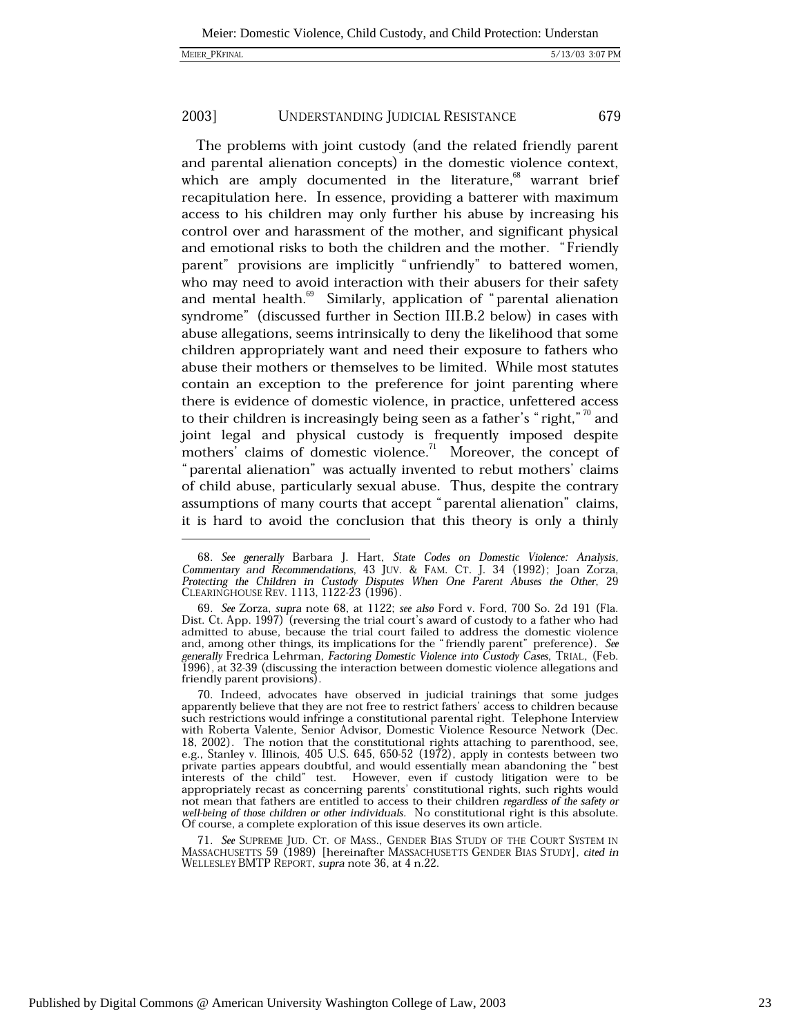The problems with joint custody (and the related friendly parent and parental alienation concepts) in the domestic violence context, which are amply documented in the literature,[68] warrant brief recapitulation here. In essence, providing a batterer with maximum access to his children may only further his abuse by increasing his control over and harassment of the mother, and significant physical and emotional risks to both the children and the mother. "Friendly parent" provisions are implicitly "unfriendly" to battered women, who may need to avoid interaction with their abusers for their safety and mental health.[69] Similarly, application of "parental alienation syndrome" (discussed further in Section III.B.2 below) in cases with abuse allegations, seems intrinsically to deny the likelihood that some children appropriately want and need their exposure to fathers who abuse their mothers or themselves to be limited. While most statutes contain an exception to the preference for joint parenting where there is evidence of domestic violence, in practice, unfettered access to their children is increasingly being seen as a father's "right,"[70] and joint legal and physical custody is frequently imposed despite mothers' claims of domestic violence.[71] Moreover, the concept of "parental alienation" was actually invented to rebut mothers' claims of child abuse, particularly sexual abuse. Thus, despite the contrary assumptions of many courts that accept "parental alienation" claims, it is hard to avoid the conclusion that this theory is only a thinly

---

68. *See generally* Barbara J. Hart, *State Codes on Domestic Violence: Analysis, Commentary and Recommendations*, 43 JUV. & FAM. CT. J. 34 (1992); Joan Zorza, *Protecting the Children in Custody Disputes When One Parent Abuses the Other*, 29 CLEARINGHOUSE REV. 1113, 1122-23 (1996).

69. *See* Zorza, *supra* note 68, at 1122; *see also* Ford v. Ford, 700 So. 2d 191 (Fla. Dist. Ct. App. 1997) (reversing the trial court's award of custody to a father who had admitted to abuse, because the trial court failed to address the domestic violence and, among other things, its implications for the "friendly parent" preference). *See generally* Fredrica Lehrman, *Factoring Domestic Violence into Custody Cases*, TRIAL, (Feb. 1996), at 32-39 (discussing the interaction between domestic violence allegations and friendly parent provisions).

70. Indeed, advocates have observed in judicial trainings that some judges apparently believe that they are not free to restrict fathers' access to children because such restrictions would infringe a constitutional parental right. Telephone Interview with Roberta Valente, Senior Advisor, Domestic Violence Resource Network (Dec. 18, 2002). The notion that the constitutional rights attaching to parenthood, see, e.g., Stanley v. Illinois, 405 U.S. 645, 650-52 (1972), apply in contests between two private parties appears doubtful, and would essentially mean abandoning the "best interests of the child" test. However, even if custody litigation were to be appropriately recast as concerning parents' constitutional rights, such rights would not mean that fathers are entitled to access to their children *regardless of the safety or well-being of those children or other individuals*. No constitutional right is this absolute. Of course, a complete exploration of this issue deserves its own article.

71. *See* SUPREME JUD. CT. OF MASS., GENDER BIAS STUDY OF THE COURT SYSTEM IN MASSACHUSETTS 59 (1989) [hereinafter MASSACHUSETTS GENDER BIAS STUDY], *cited in* WELLESLEY BMTP REPORT, *supra* note 36, at 4 n.22.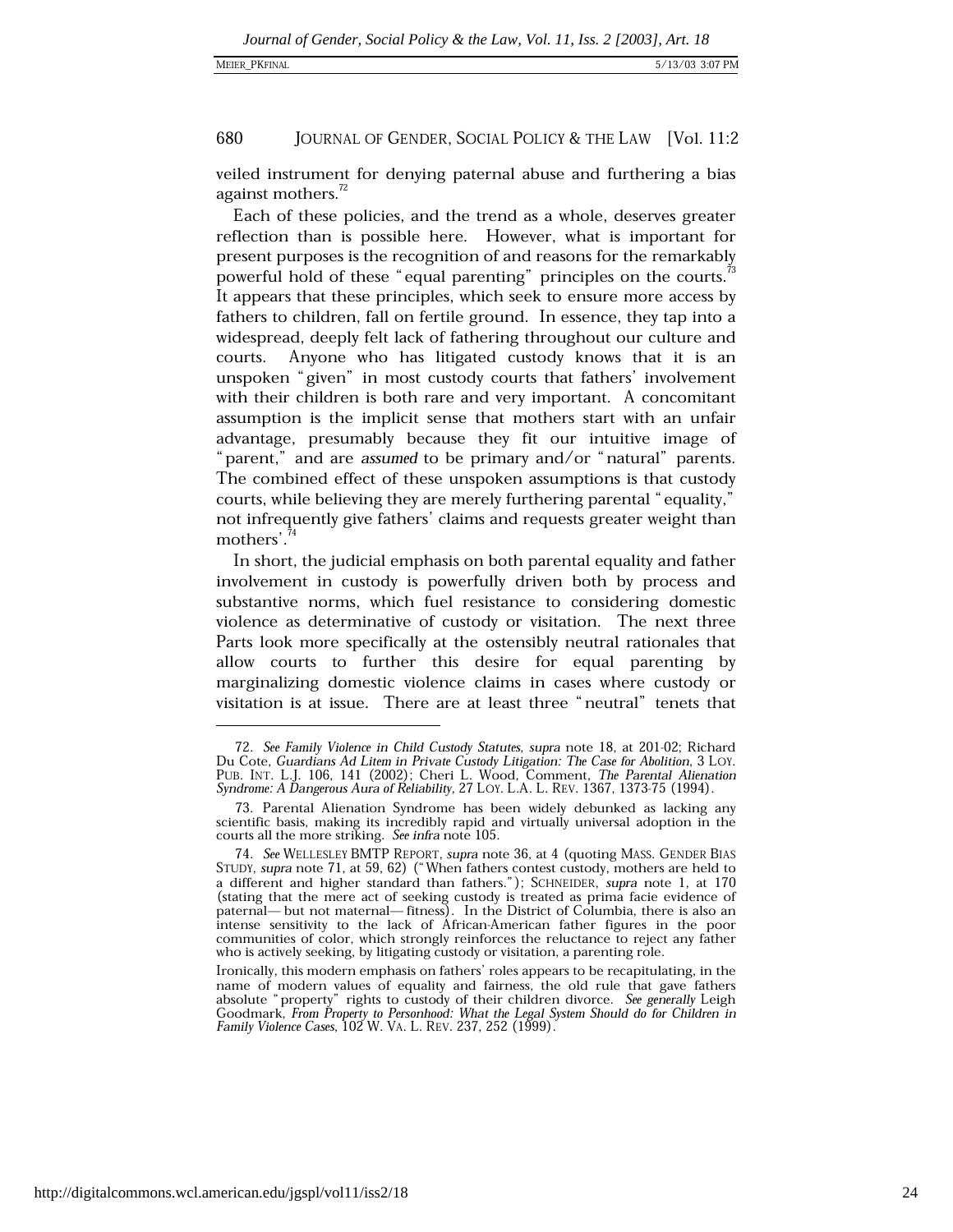veiled instrument for denying paternal abuse and furthering a bias against mothers.[72]

Each of these policies, and the trend as a whole, deserves greater reflection than is possible here. However, what is important for present purposes is the recognition of and reasons for the remarkably powerful hold of these "equal parenting" principles on the courts.[73] It appears that these principles, which seek to ensure more access by fathers to children, fall on fertile ground. In essence, they tap into a widespread, deeply felt lack of fathering throughout our culture and courts. Anyone who has litigated custody knows that it is an unspoken "given" in most custody courts that fathers' involvement with their children is both rare and very important. A concomitant assumption is the implicit sense that mothers start with an unfair advantage, presumably because they fit our intuitive image of "parent," and are *assumed* to be primary and/or "natural" parents. The combined effect of these unspoken assumptions is that custody courts, while believing they are merely furthering parental "equality," not infrequently give fathers' claims and requests greater weight than mothers'.[74]

In short, the judicial emphasis on both parental equality and father involvement in custody is powerfully driven both by process and substantive norms, which fuel resistance to considering domestic violence as determinative of custody or visitation. The next three Parts look more specifically at the ostensibly neutral rationales that allow courts to further this desire for equal parenting by marginalizing domestic violence claims in cases where custody or visitation is at issue. There are at least three "neutral" tenets that

---

72. *See Family Violence in Child Custody Statutes*, *supra* note 18, at 201-02; Richard Du Cote, *Guardians Ad Litem in Private Custody Litigation: The Case for Abolition*, 3 LOY. PUB. INT. L.J. 106, 141 (2002); Cheri L. Wood, Comment, *The Parental Alienation Syndrome: A Dangerous Aura of Reliability*, 27 LOY. L.A. L. REV. 1367, 1373-75 (1994).

73. Parental Alienation Syndrome has been widely debunked as lacking any scientific basis, making its incredibly rapid and virtually universal adoption in the courts all the more striking. *See infra* note 105.

74. *See* WELLESLEY BMTP REPORT, *supra* note 36, at 4 (quoting MASS. GENDER BIAS STUDY, *supra* note 71, at 59, 62) ("When fathers contest custody, mothers are held to a different and higher standard than fathers."); SCHNEIDER, *supra* note 1, at 170 (stating that the mere act of seeking custody is treated as prima facie evidence of paternal— but not maternal— fitness). In the District of Columbia, there is also an intense sensitivity to the lack of African-American father figures in the poor communities of color, which strongly reinforces the reluctance to reject any father who is actively seeking, by litigating custody or visitation, a parenting role.

Ironically, this modern emphasis on fathers' roles appears to be recapitulating, in the name of modern values of equality and fairness, the old rule that gave fathers absolute "property" rights to custody of their children divorce. *See generally* Leigh Goodmark, *From Property to Personhood: What the Legal System Should do for Children in Family Violence Cases*, 102 W. VA. L. REV. 237, 252 (1999).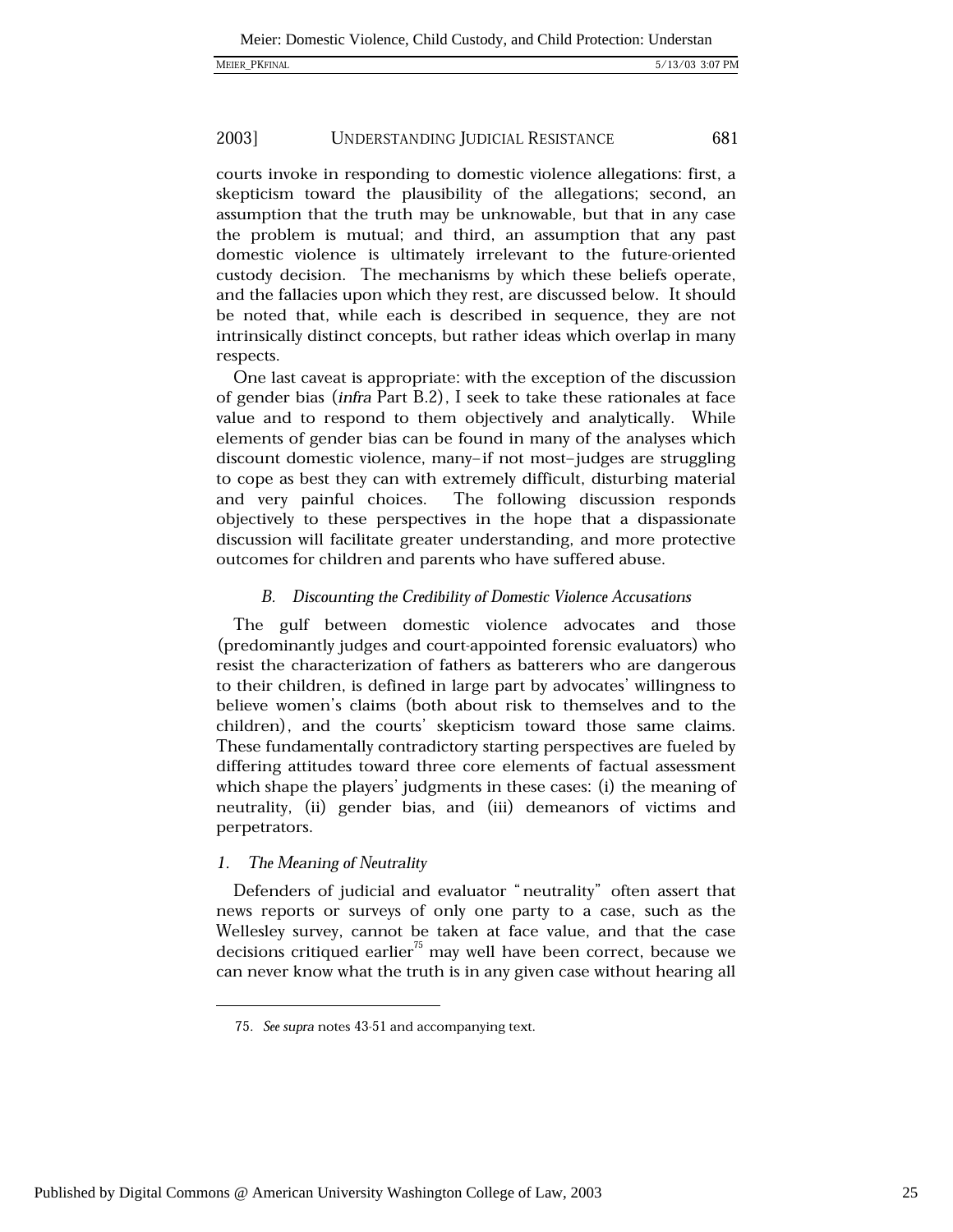courts invoke in responding to domestic violence allegations: first, a skepticism toward the plausibility of the allegations; second, an assumption that the truth may be unknowable, but that in any case the problem is mutual; and third, an assumption that any past domestic violence is ultimately irrelevant to the future-oriented custody decision. The mechanisms by which these beliefs operate, and the fallacies upon which they rest, are discussed below. It should be noted that, while each is described in sequence, they are not intrinsically distinct concepts, but rather ideas which overlap in many respects.

One last caveat is appropriate: with the exception of the discussion of gender bias (*infra* Part B.2), I seek to take these rationales at face value and to respond to them objectively and analytically. While elements of gender bias can be found in many of the analyses which discount domestic violence, many–if not most–judges are struggling to cope as best they can with extremely difficult, disturbing material and very painful choices. The following discussion responds objectively to these perspectives in the hope that a dispassionate discussion will facilitate greater understanding, and more protective outcomes for children and parents who have suffered abuse.

### *B. Discounting the Credibility of Domestic Violence Accusations*

The gulf between domestic violence advocates and those (predominantly judges and court-appointed forensic evaluators) who resist the characterization of fathers as batterers who are dangerous to their children, is defined in large part by advocates' willingness to believe women's claims (both about risk to themselves and to the children), and the courts' skepticism toward those same claims. These fundamentally contradictory starting perspectives are fueled by differing attitudes toward three core elements of factual assessment which shape the players' judgments in these cases: (i) the meaning of neutrality, (ii) gender bias, and (iii) demeanors of victims and perpetrators.

#### *1. The Meaning of Neutrality*

Defenders of judicial and evaluator "neutrality" often assert that news reports or surveys of only one party to a case, such as the Wellesley survey, cannot be taken at face value, and that the case decisions critiqued earlier[75] may well have been correct, because we can never know what the truth is in any given case without hearing all

---

75. *See supra* notes 43-51 and accompanying text.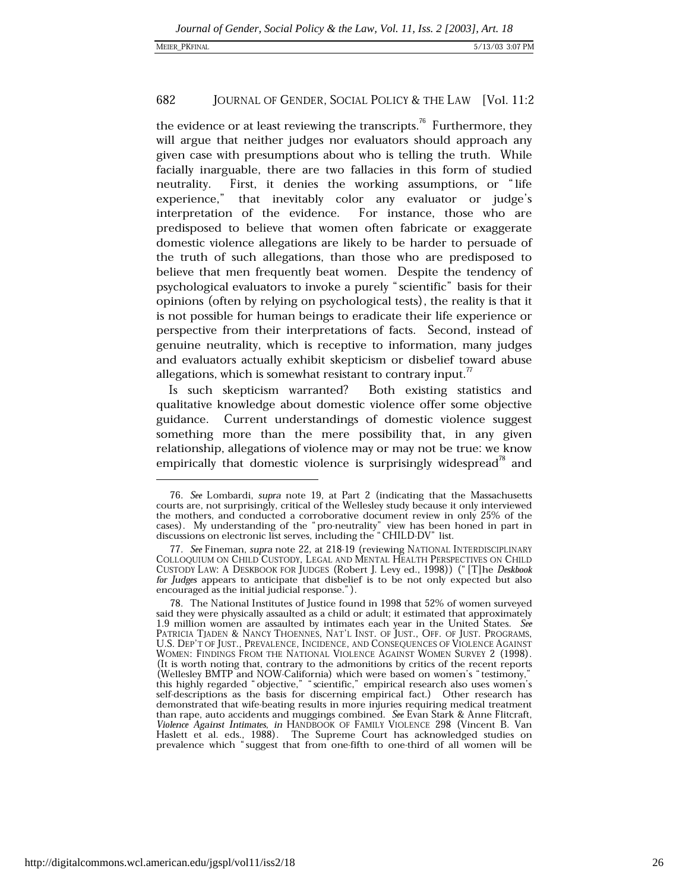the evidence or at least reviewing the transcripts.[76] Furthermore, they will argue that neither judges nor evaluators should approach any given case with presumptions about who is telling the truth. While facially inarguable, there are two fallacies in this form of studied neutrality. First, it denies the working assumptions, or "life experience," that inevitably color any evaluator or judge's interpretation of the evidence. For instance, those who are predisposed to believe that women often fabricate or exaggerate domestic violence allegations are likely to be harder to persuade of the truth of such allegations, than those who are predisposed to believe that men frequently beat women. Despite the tendency of psychological evaluators to invoke a purely "scientific" basis for their opinions (often by relying on psychological tests), the reality is that it is not possible for human beings to eradicate their life experience or perspective from their interpretations of facts. Second, instead of genuine neutrality, which is receptive to information, many judges and evaluators actually exhibit skepticism or disbelief toward abuse allegations, which is somewhat resistant to contrary input.[77]

Is such skepticism warranted? Both existing statistics and qualitative knowledge about domestic violence offer some objective guidance. Current understandings of domestic violence suggest something more than the mere possibility that, in any given relationship, allegations of violence may or may not be true: we know empirically that domestic violence is surprisingly widespread[78] and

---

76. *See* Lombardi, *supra* note 19, at Part 2 (indicating that the Massachusetts courts are, not surprisingly, critical of the Wellesley study because it only interviewed the mothers, and conducted a corroborative document review in only 25% of the cases). My understanding of the "pro-neutrality" view has been honed in part in discussions on electronic list serves, including the "CHILD-DV" list.

77. *See* Fineman, *supra* note 22, at 218-19 (reviewing NATIONAL INTERDISCIPLINARY COLLOQUIUM ON CHILD CUSTODY, LEGAL AND MENTAL HEALTH PERSPECTIVES ON CHILD CUSTODY LAW: A DESKBOOK FOR JUDGES (Robert J. Levy ed., 1998)) ("[T]he *Deskbook for Judges* appears to anticipate that disbelief is to be not only expected but also encouraged as the initial judicial response.").

78. The National Institutes of Justice found in 1998 that 52% of women surveyed said they were physically assaulted as a child or adult; it estimated that approximately 1.9 million women are assaulted by intimates each year in the United States. *See* PATRICIA TJADEN & NANCY THOENNES, NAT'L INST. OF JUST., OFF. OF JUST. PROGRAMS, U.S. DEP'T OF JUST., PREVALENCE, INCIDENCE, AND CONSEQUENCES OF VIOLENCE AGAINST WOMEN: FINDINGS FROM THE NATIONAL VIOLENCE AGAINST WOMEN SURVEY 2 (1998). (It is worth noting that, contrary to the admonitions by critics of the recent reports (Wellesley BMTP and NOW-California) which were based on women's "testimony," this highly regarded "objective," "scientific," empirical research also uses women's self-descriptions as the basis for discerning empirical fact.) Other research has demonstrated that wife-beating results in more injuries requiring medical treatment than rape, auto accidents and muggings combined. *See* Evan Stark & Anne Flitcraft, *Violence Against Intimates*, *in* HANDBOOK OF FAMILY VIOLENCE 298 (Vincent B. Van Haslett et al. eds., 1988). The Supreme Court has acknowledged studies on prevalence which "suggest that from one-fifth to one-third of all women will be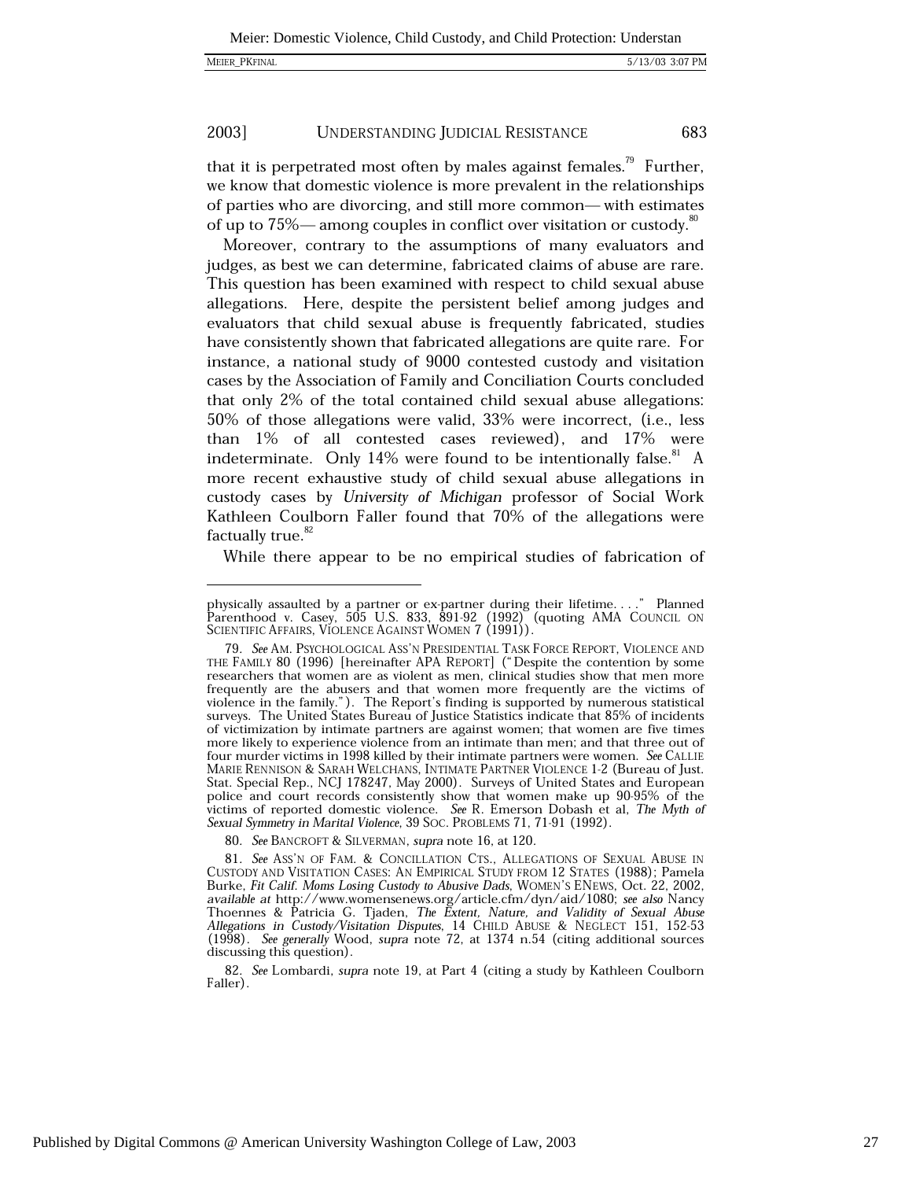that it is perpetrated most often by males against females.[79] Further, we know that domestic violence is more prevalent in the relationships of parties who are divorcing, and still more common— with estimates of up to 75%— among couples in conflict over visitation or custody.[80]

Moreover, contrary to the assumptions of many evaluators and judges, as best we can determine, fabricated claims of abuse are rare. This question has been examined with respect to child sexual abuse allegations. Here, despite the persistent belief among judges and evaluators that child sexual abuse is frequently fabricated, studies have consistently shown that fabricated allegations are quite rare. For instance, a national study of 9000 contested custody and visitation cases by the Association of Family and Conciliation Courts concluded that only 2% of the total contained child sexual abuse allegations: 50% of those allegations were valid, 33% were incorrect, (i.e., less than 1% of all contested cases reviewed), and 17% were indeterminate. Only 14% were found to be intentionally false.[81] A more recent exhaustive study of child sexual abuse allegations in custody cases by *University of Michigan* professor of Social Work Kathleen Coulborn Faller found that 70% of the allegations were factually true.[82]

While there appear to be no empirical studies of fabrication of

---

physically assaulted by a partner or ex-partner during their lifetime. . . ." Planned Parenthood v. Casey, 505 U.S. 833, 891-92 (1992) (quoting AMA COUNCIL ON SCIENTIFIC AFFAIRS, VIOLENCE AGAINST WOMEN 7 (1991)).

79. *See* AM. PSYCHOLOGICAL ASS'N PRESIDENTIAL TASK FORCE REPORT, VIOLENCE AND THE FAMILY 80 (1996) [hereinafter APA REPORT] ("Despite the contention by some researchers that women are as violent as men, clinical studies show that men more frequently are the abusers and that women more frequently are the victims of violence in the family."). The Report's finding is supported by numerous statistical surveys. The United States Bureau of Justice Statistics indicate that 85% of incidents of victimization by intimate partners are against women; that women are five times more likely to experience violence from an intimate than men; and that three out of four murder victims in 1998 killed by their intimate partners were women. *See* CALLIE MARIE RENNISON & SARAH WELCHANS, INTIMATE PARTNER VIOLENCE 1-2 (Bureau of Just. Stat. Special Rep., NCJ 178247, May 2000). Surveys of United States and European police and court records consistently show that women make up 90-95% of the victims of reported domestic violence. *See* R. Emerson Dobash et al, *The Myth of Sexual Symmetry in Marital Violence*, 39 SOC. PROBLEMS 71, 71-91 (1992).

80. *See* BANCROFT & SILVERMAN, *supra* note 16, at 120.

81. *See* ASS'N OF FAM. & CONCILLATION CTS., ALLEGATIONS OF SEXUAL ABUSE IN CUSTODY AND VISITATION CASES: AN EMPIRICAL STUDY FROM 12 STATES (1988); Pamela Burke, *Fit Calif. Moms Losing Custody to Abusive Dads*, WOMEN'S ENEWS, Oct. 22, 2002, *available at* http://www.womensenews.org/article.cfm/dyn/aid/1080; *see also* Nancy Thoennes & Patricia G. Tjaden, *The Extent, Nature, and Validity of Sexual Abuse Allegations in Custody/Visitation Disputes*, 14 CHILD ABUSE & NEGLECT 151, 152-53 (1998). *See generally* Wood, *supra* note 72, at 1374 n.54 (citing additional sources discussing this question).

82. *See* Lombardi, *supra* note 19, at Part 4 (citing a study by Kathleen Coulborn Faller).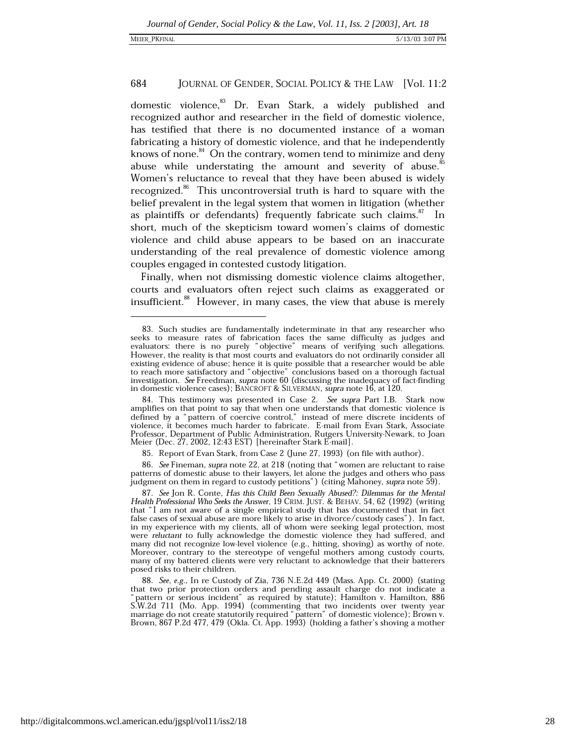domestic violence,[83] Dr. Evan Stark, a widely published and recognized author and researcher in the field of domestic violence, has testified that there is no documented instance of a woman fabricating a history of domestic violence, and that he independently knows of none.[84] On the contrary, women tend to minimize and deny abuse while understating the amount and severity of abuse.[85] Women's reluctance to reveal that they have been abused is widely recognized.[86] This uncontroversial truth is hard to square with the belief prevalent in the legal system that women in litigation (whether as plaintiffs or defendants) frequently fabricate such claims.[87] In short, much of the skepticism toward women's claims of domestic violence and child abuse appears to be based on an inaccurate understanding of the real prevalence of domestic violence among couples engaged in contested custody litigation.

Finally, when not dismissing domestic violence claims altogether, courts and evaluators often reject such claims as exaggerated or insufficient.[88] However, in many cases, the view that abuse is merely

---

83. Such studies are fundamentally indeterminate in that any researcher who seeks to measure rates of fabrication faces the same difficulty as judges and evaluators: there is no purely "objective" means of verifying such allegations. However, the reality is that most courts and evaluators do not ordinarily consider all existing evidence of abuse; hence it is quite possible that a researcher would be able to reach more satisfactory and "objective" conclusions based on a thorough factual investigation. *See* Freedman, *supra* note 60 (discussing the inadequacy of fact-finding in domestic violence cases); BANCROFT & SILVERMAN, *supra* note 16, at 120.

84. This testimony was presented in Case 2. *See supra* Part I.B. Stark now amplifies on that point to say that when one understands that domestic violence is defined by a "pattern of coercive control," instead of mere discrete incidents of violence, it becomes much harder to fabricate. E-mail from Evan Stark, Associate Professor, Department of Public Administration, Rutgers University-Newark, to Joan Meier (Dec. 27, 2002, 12:43 EST) [hereinafter Stark E-mail].

85. Report of Evan Stark, from Case 2 (June 27, 1993) (on file with author).

86. *See* Fineman, *supra* note 22, at 218 (noting that "women are reluctant to raise patterns of domestic abuse to their lawyers, let alone the judges and others who pass judgment on them in regard to custody petitions") (citing Mahoney, *supra* note 59).

87. *See* Jon R. Conte, *Has this Child Been Sexually Abused?: Dilemmas for the Mental Health Professional Who Seeks the Answer*, 19 CRIM. JUST. & BEHAV. 54, 62 (1992) (writing that "I am not aware of a single empirical study that has documented that in fact false cases of sexual abuse are more likely to arise in divorce/custody cases"). In fact, in my experience with my clients, all of whom were seeking legal protection, most were *reluctant* to fully acknowledge the domestic violence they had suffered, and many did not recognize low-level violence (e.g., hitting, shoving) as worthy of note. Moreover, contrary to the stereotype of vengeful mothers among custody courts, many of my battered clients were very reluctant to acknowledge that their batterers posed risks to their children.

88. *See, e.g.*, In re Custody of Zia, 736 N.E.2d 449 (Mass. App. Ct. 2000) (stating that two prior protection orders and pending assault charge do not indicate a "pattern or serious incident" as required by statute); Hamilton v. Hamilton, 886 S.W.2d 711 (Mo. App. 1994) (commenting that two incidents over twenty year marriage do not create statutorily required "pattern" of domestic violence); Brown v. Brown, 867 P.2d 477, 479 (Okla. Ct. App. 1993) (holding a father's shoving a mother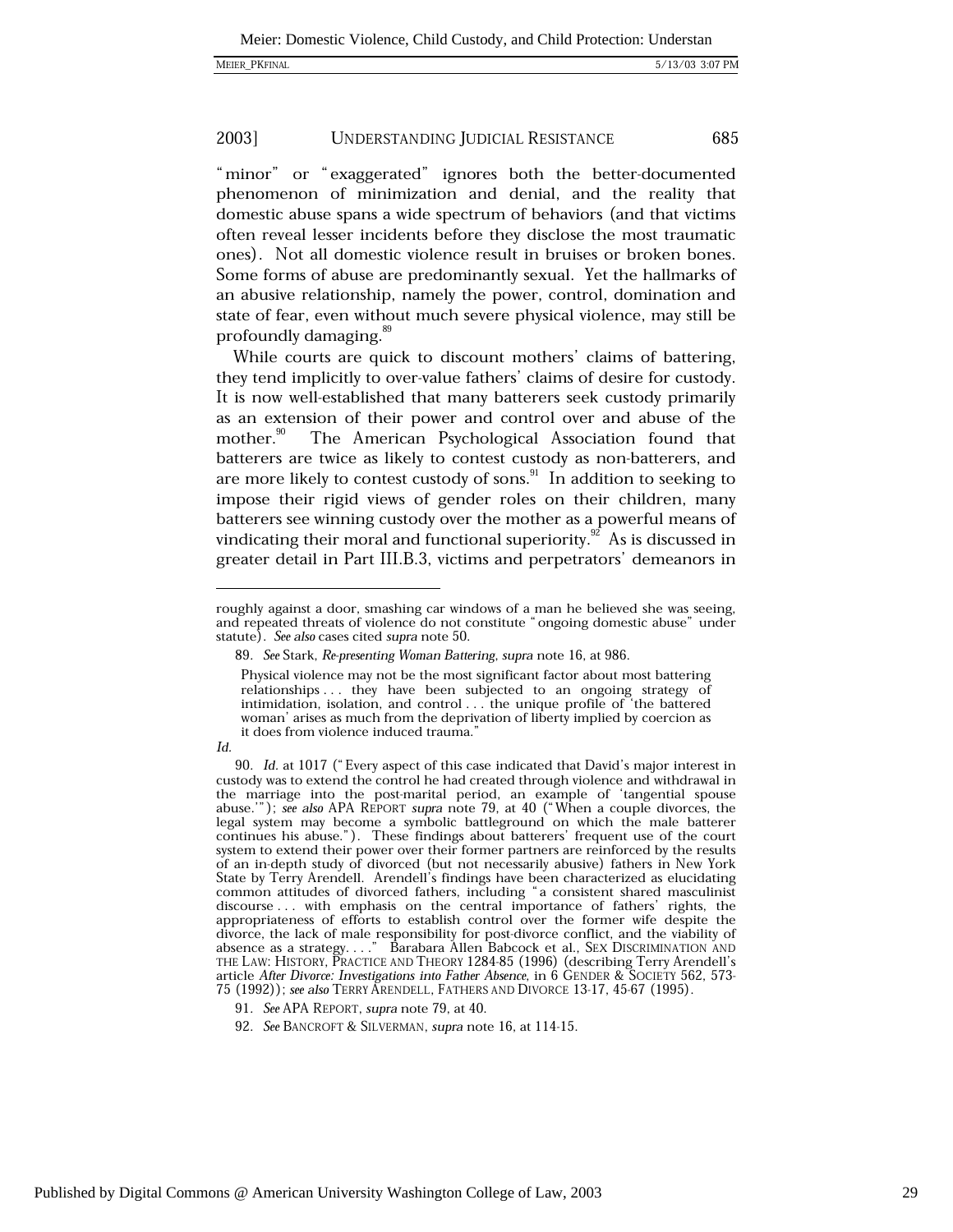"minor" or "exaggerated" ignores both the better-documented phenomenon of minimization and denial, and the reality that domestic abuse spans a wide spectrum of behaviors (and that victims often reveal lesser incidents before they disclose the most traumatic ones). Not all domestic violence result in bruises or broken bones. Some forms of abuse are predominantly sexual. Yet the hallmarks of an abusive relationship, namely the power, control, domination and state of fear, even without much severe physical violence, may still be profoundly damaging.[89]

While courts are quick to discount mothers' claims of battering, they tend implicitly to over-value fathers' claims of desire for custody. It is now well-established that many batterers seek custody primarily as an extension of their power and control over and abuse of the mother.[90] The American Psychological Association found that batterers are twice as likely to contest custody as non-batterers, and are more likely to contest custody of sons.[91] In addition to seeking to impose their rigid views of gender roles on their children, many batterers see winning custody over the mother as a powerful means of vindicating their moral and functional superiority.[92] As is discussed in greater detail in Part III.B.3, victims and perpetrators' demeanors in

---

roughly against a door, smashing car windows of a man he believed she was seeing, and repeated threats of violence do not constitute "ongoing domestic abuse" under statute). *See also* cases cited *supra* note 50.

89. *See* Stark, *Re-presenting Woman Battering*, *supra* note 16, at 986.

> Physical violence may not be the most significant factor about most battering relationships . . . they have been subjected to an ongoing strategy of intimidation, isolation, and control . . . the unique profile of 'the battered woman' arises as much from the deprivation of liberty implied by coercion as it does from violence induced trauma."

*Id.*

90. *Id.* at 1017 ("Every aspect of this case indicated that David's major interest in custody was to extend the control he had created through violence and withdrawal in the marriage into the post-marital period, an example of 'tangential spouse abuse.'"); *see also* APA REPORT *supra* note 79, at 40 ("When a couple divorces, the legal system may become a symbolic battleground on which the male batterer continues his abuse."). These findings about batterers' frequent use of the court system to extend their power over their former partners are reinforced by the results of an in-depth study of divorced (but not necessarily abusive) fathers in New York State by Terry Arendell. Arendell's findings have been characterized as elucidating common attitudes of divorced fathers, including "a consistent shared masculinist discourse . . . with emphasis on the central importance of fathers' rights, the appropriateness of efforts to establish control over the former wife despite the divorce, the lack of male responsibility for post-divorce conflict, and the viability of absence as a strategy. . . ." Barabara Allen Babcock et al., SEX DISCRIMINATION AND THE LAW: HISTORY, PRACTICE AND THEORY 1284-85 (1996) (describing Terry Arendell's article *After Divorce: Investigations into Father Absence*, in 6 GENDER & SOCIETY 562, 573-75 (1992)); *see also* TERRY ARENDELL, FATHERS AND DIVORCE 13-17, 45-67 (1995).

91. *See* APA REPORT, *supra* note 79, at 40.

92. *See* BANCROFT & SILVERMAN, *supra* note 16, at 114-15.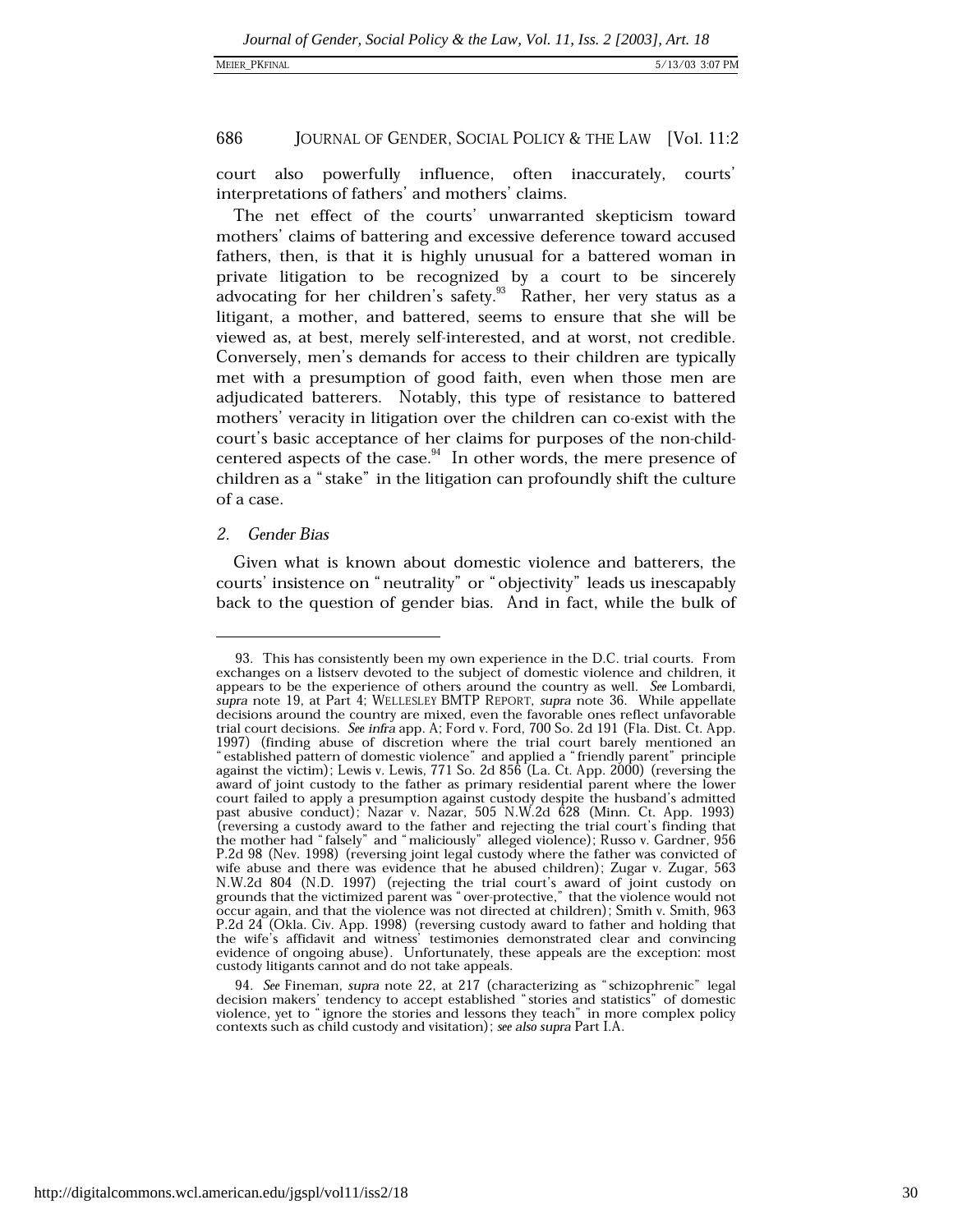court also powerfully influence, often inaccurately, courts' interpretations of fathers' and mothers' claims.

The net effect of the courts' unwarranted skepticism toward mothers' claims of battering and excessive deference toward accused fathers, then, is that it is highly unusual for a battered woman in private litigation to be recognized by a court to be sincerely advocating for her children's safety.[93] Rather, her very status as a litigant, a mother, and battered, seems to ensure that she will be viewed as, at best, merely self-interested, and at worst, not credible. Conversely, men's demands for access to their children are typically met with a presumption of good faith, even when those men are adjudicated batterers. Notably, this type of resistance to battered mothers' veracity in litigation over the children can co-exist with the court's basic acceptance of her claims for purposes of the non-child-centered aspects of the case.[94] In other words, the mere presence of children as a "stake" in the litigation can profoundly shift the culture of a case.

### 2. *Gender Bias*

Given what is known about domestic violence and batterers, the courts' insistence on "neutrality" or "objectivity" leads us inescapably back to the question of gender bias. And in fact, while the bulk of

---

93. This has consistently been my own experience in the D.C. trial courts. From exchanges on a listserv devoted to the subject of domestic violence and children, it appears to be the experience of others around the country as well. *See* Lombardi, *supra* note 19, at Part 4; WELLESLEY BMTP REPORT, *supra* note 36. While appellate decisions around the country are mixed, even the favorable ones reflect unfavorable trial court decisions. *See infra* app. A; Ford v. Ford, 700 So. 2d 191 (Fla. Dist. Ct. App. 1997) (finding abuse of discretion where the trial court barely mentioned an "established pattern of domestic violence" and applied a "friendly parent" principle against the victim); Lewis v. Lewis, 771 So. 2d 856 (La. Ct. App. 2000) (reversing the award of joint custody to the father as primary residential parent where the lower court failed to apply a presumption against custody despite the husband's admitted past abusive conduct); Nazar v. Nazar, 505 N.W.2d 628 (Minn. Ct. App. 1993) (reversing a custody award to the father and rejecting the trial court's finding that the mother had "falsely" and "maliciously" alleged violence); Russo v. Gardner, 956 P.2d 98 (Nev. 1998) (reversing joint legal custody where the father was convicted of wife abuse and there was evidence that he abused children); Zugar v. Zugar, 563 N.W.2d 804 (N.D. 1997) (rejecting the trial court's award of joint custody on grounds that the victimized parent was "over-protective," that the violence would not occur again, and that the violence was not directed at children); Smith v. Smith, 963 P.2d 24 (Okla. Civ. App. 1998) (reversing custody award to father and holding that the wife's affidavit and witness' testimonies demonstrated clear and convincing evidence of ongoing abuse). Unfortunately, these appeals are the exception: most custody litigants cannot and do not take appeals.

94. *See* Fineman, *supra* note 22, at 217 (characterizing as "schizophrenic" legal decision makers' tendency to accept established "stories and statistics" of domestic violence, yet to "ignore the stories and lessons they teach" in more complex policy contexts such as child custody and visitation); *see also supra* Part I.A.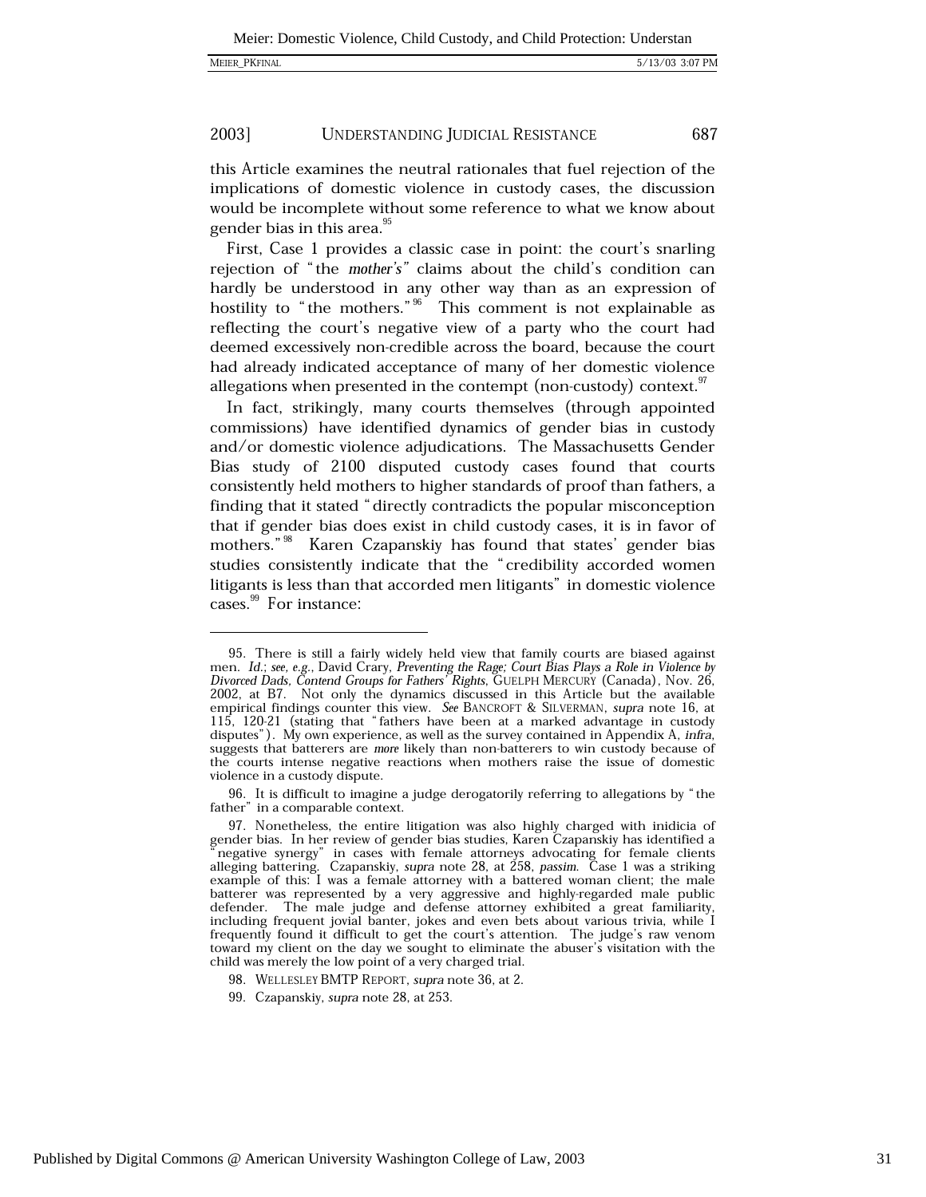this Article examines the neutral rationales that fuel rejection of the implications of domestic violence in custody cases, the discussion would be incomplete without some reference to what we know about gender bias in this area.[95]

First, Case 1 provides a classic case in point: the court's snarling rejection of "the *mother's*" claims about the child's condition can hardly be understood in any other way than as an expression of hostility to "the mothers."[96] This comment is not explainable as reflecting the court's negative view of a party who the court had deemed excessively non-credible across the board, because the court had already indicated acceptance of many of her domestic violence allegations when presented in the contempt (non-custody) context.[97]

In fact, strikingly, many courts themselves (through appointed commissions) have identified dynamics of gender bias in custody and/or domestic violence adjudications. The Massachusetts Gender Bias study of 2100 disputed custody cases found that courts consistently held mothers to higher standards of proof than fathers, a finding that it stated "directly contradicts the popular misconception that if gender bias does exist in child custody cases, it is in favor of mothers."[98] Karen Czapanskiy has found that states' gender bias studies consistently indicate that the "credibility accorded women litigants is less than that accorded men litigants" in domestic violence cases.[99] For instance:

---

95. There is still a fairly widely held view that family courts are biased against men. *Id.*; *see, e.g.*, David Crary, *Preventing the Rage; Court Bias Plays a Role in Violence by Divorced Dads, Contend Groups for Fathers' Rights*, GUELPH MERCURY (Canada), Nov. 26, 2002, at B7. Not only the dynamics discussed in this Article but the available empirical findings counter this view. *See* BANCROFT & SILVERMAN, *supra* note 16, at 115, 120-21 (stating that "fathers have been at a marked advantage in custody disputes"). My own experience, as well as the survey contained in Appendix A, *infra*, suggests that batterers are *more* likely than non-batterers to win custody because of the courts intense negative reactions when mothers raise the issue of domestic violence in a custody dispute.

96. It is difficult to imagine a judge derogatorily referring to allegations by "the father" in a comparable context.

97. Nonetheless, the entire litigation was also highly charged with inidicia of gender bias. In her review of gender bias studies, Karen Czapanskiy has identified a "negative synergy" in cases with female attorneys advocating for female clients alleging battering. Czapanskiy, *supra* note 28, at 258, *passim*. Case 1 was a striking example of this: I was a female attorney with a battered woman client; the male batterer was represented by a very aggressive and highly-regarded male public defender. The male judge and defense attorney exhibited a great familiarity, including frequent jovial banter, jokes and even bets about various trivia, while I frequently found it difficult to get the court's attention. The judge's raw venom toward my client on the day we sought to eliminate the abuser's visitation with the child was merely the low point of a very charged trial.

98. WELLESLEY BMTP REPORT, *supra* note 36, at 2.

99. Czapanskiy, *supra* note 28, at 253.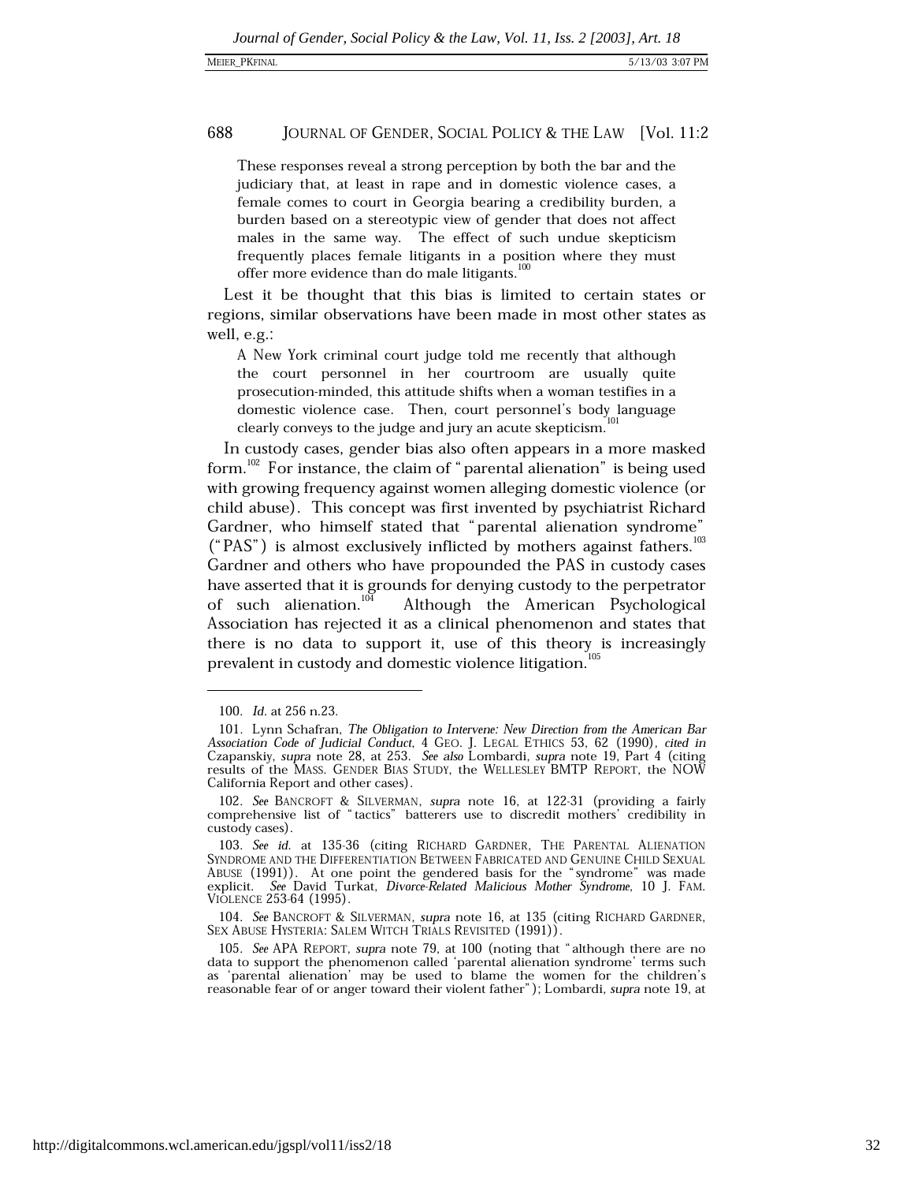These responses reveal a strong perception by both the bar and the judiciary that, at least in rape and in domestic violence cases, a female comes to court in Georgia bearing a credibility burden, a burden based on a stereotypic view of gender that does not affect males in the same way. The effect of such undue skepticism frequently places female litigants in a position where they must offer more evidence than do male litigants.[100]

Lest it be thought that this bias is limited to certain states or regions, similar observations have been made in most other states as well, e.g.:

> A New York criminal court judge told me recently that although the court personnel in her courtroom are usually quite prosecution-minded, this attitude shifts when a woman testifies in a domestic violence case. Then, court personnel's body language clearly conveys to the judge and jury an acute skepticism.[101]

In custody cases, gender bias also often appears in a more masked form.[102] For instance, the claim of "parental alienation" is being used with growing frequency against women alleging domestic violence (or child abuse). This concept was first invented by psychiatrist Richard Gardner, who himself stated that "parental alienation syndrome" ("PAS") is almost exclusively inflicted by mothers against fathers.[103] Gardner and others who have propounded the PAS in custody cases have asserted that it is grounds for denying custody to the perpetrator of such alienation.[104] Although the American Psychological Association has rejected it as a clinical phenomenon and states that there is no data to support it, use of this theory is increasingly prevalent in custody and domestic violence litigation.[105]

---

100. *Id.* at 256 n.23.

101. Lynn Schafran, *The Obligation to Intervene: New Direction from the American Bar Association Code of Judicial Conduct*, 4 GEO. J. LEGAL ETHICS 53, 62 (1990), *cited in* Czapanskiy, *supra* note 28, at 253. *See also* Lombardi, *supra* note 19, Part 4 (citing results of the MASS. GENDER BIAS STUDY, the WELLESLEY BMTP REPORT, the NOW California Report and other cases).

102. *See* BANCROFT & SILVERMAN, *supra* note 16, at 122-31 (providing a fairly comprehensive list of "tactics" batterers use to discredit mothers' credibility in custody cases).

103. *See id.* at 135-36 (citing RICHARD GARDNER, THE PARENTAL ALIENATION SYNDROME AND THE DIFFERENTIATION BETWEEN FABRICATED AND GENUINE CHILD SEXUAL ABUSE (1991)). At one point the gendered basis for the "syndrome" was made explicit. *See* David Turkat, *Divorce-Related Malicious Mother Syndrome*, 10 J. FAM. VIOLENCE 253-64 (1995).

104. *See* BANCROFT & SILVERMAN, *supra* note 16, at 135 (citing RICHARD GARDNER, SEX ABUSE HYSTERIA: SALEM WITCH TRIALS REVISITED (1991)).

105. *See* APA REPORT, *supra* note 79, at 100 (noting that "although there are no data to support the phenomenon called 'parental alienation syndrome' terms such as 'parental alienation' may be used to blame the women for the children's reasonable fear of or anger toward their violent father"); Lombardi, *supra* note 19, at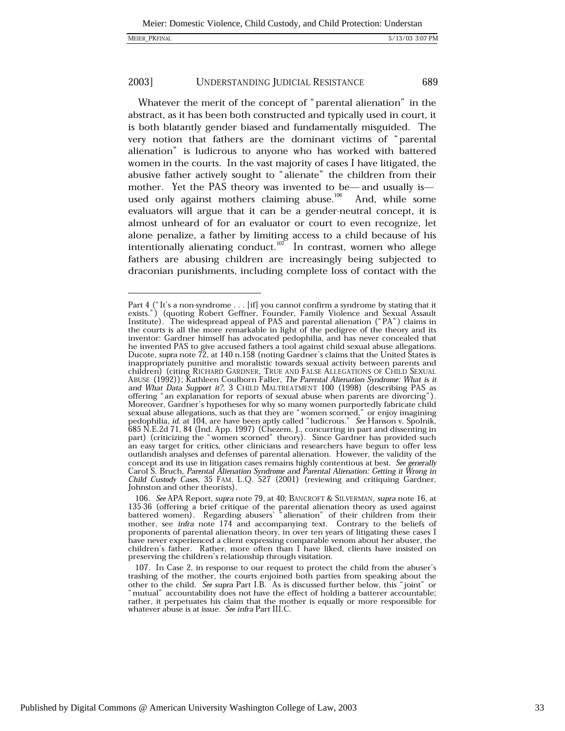Whatever the merit of the concept of "parental alienation" in the abstract, as it has been both constructed and typically used in court, it is both blatantly gender biased and fundamentally misguided. The very notion that fathers are the dominant victims of "parental alienation" is ludicrous to anyone who has worked with battered women in the courts. In the vast majority of cases I have litigated, the abusive father actively sought to "alienate" the children from their mother. Yet the PAS theory was invented to be— and usually is— used only against mothers claiming abuse.[106] And, while some evaluators will argue that it can be a gender-neutral concept, it is almost unheard of for an evaluator or court to even recognize, let alone penalize, a father by limiting access to a child because of his intentionally alienating conduct.[107] In contrast, women who allege fathers are abusing children are increasingly being subjected to draconian punishments, including complete loss of contact with the

---

Part 4 ("It's a non-syndrome . . . [if] you cannot confirm a syndrome by stating that it exists.") (quoting Robert Geffner, Founder, Family Violence and Sexual Assault Institute). The widespread appeal of PAS and parental alienation ("PA") claims in the courts is all the more remarkable in light of the pedigree of the theory and its inventor: Gardner himself has advocated pedophilia, and has never concealed that he invented PAS to give accused fathers a tool against child sexual abuse allegations. Ducote, *supra* note 72, at 140 n.158 (noting Gardner's claims that the United States is inappropriately punitive and moralistic towards sexual activity between parents and children) (citing RICHARD GARDNER, TRUE AND FALSE ALLEGATIONS OF CHILD SEXUAL ABUSE (1992)); Kathleen Coulborn Faller, *The Parental Alienation Syndrome: What is it and What Data Support it?*, 3 CHILD MALTREATMENT 100 (1998) (describing PAS as offering "an explanation for reports of sexual abuse when parents are divorcing"). Moreover, Gardner's hypotheses for why so many women purportedly fabricate child sexual abuse allegations, such as that they are "women scorned," or enjoy imagining pedophilia, *id.* at 104, are have been aptly called "ludicrous." *See* Hanson v. Spolnik, 685 N.E.2d 71, 84 (Ind. App. 1997) (Chezem, J., concurring in part and dissenting in part) (criticizing the "women scorned" theory). Since Gardner has provided such an easy target for critics, other clinicians and researchers have begun to offer less outlandish analyses and defenses of parental alienation. However, the validity of the concept and its use in litigation cases remains highly contentious at best. *See generally* Carol S. Bruch, *Parental Alienation Syndrome and Parental Alienation: Getting it Wrong in Child Custody Cases*, 35 FAM. L.Q. 527 (2001) (reviewing and critiquing Gardner, Johnston and other theorists).

106. *See* APA Report, *supra* note 79, at 40; BANCROFT & SILVERMAN, *supra* note 16, at 135-36 (offering a brief critique of the parental alienation theory as used against battered women). Regarding abusers' "alienation" of their children from their mother, see *infra* note 174 and accompanying text. Contrary to the beliefs of proponents of parental alienation theory, in over ten years of litigating these cases I have never experienced a client expressing comparable venom about her abuser, the children's father. Rather, more often than I have liked, clients have insisted on preserving the children's relationship through visitation.

107. In Case 2, in response to our request to protect the child from the abuser's trashing of the mother, the courts enjoined both parties from speaking about the other to the child. *See supra* Part I.B. As is discussed further below, this "joint" or "mutual" accountability does not have the effect of holding a batterer accountable; rather, it perpetuates his claim that the mother is equally or more responsible for whatever abuse is at issue. *See infra* Part III.C.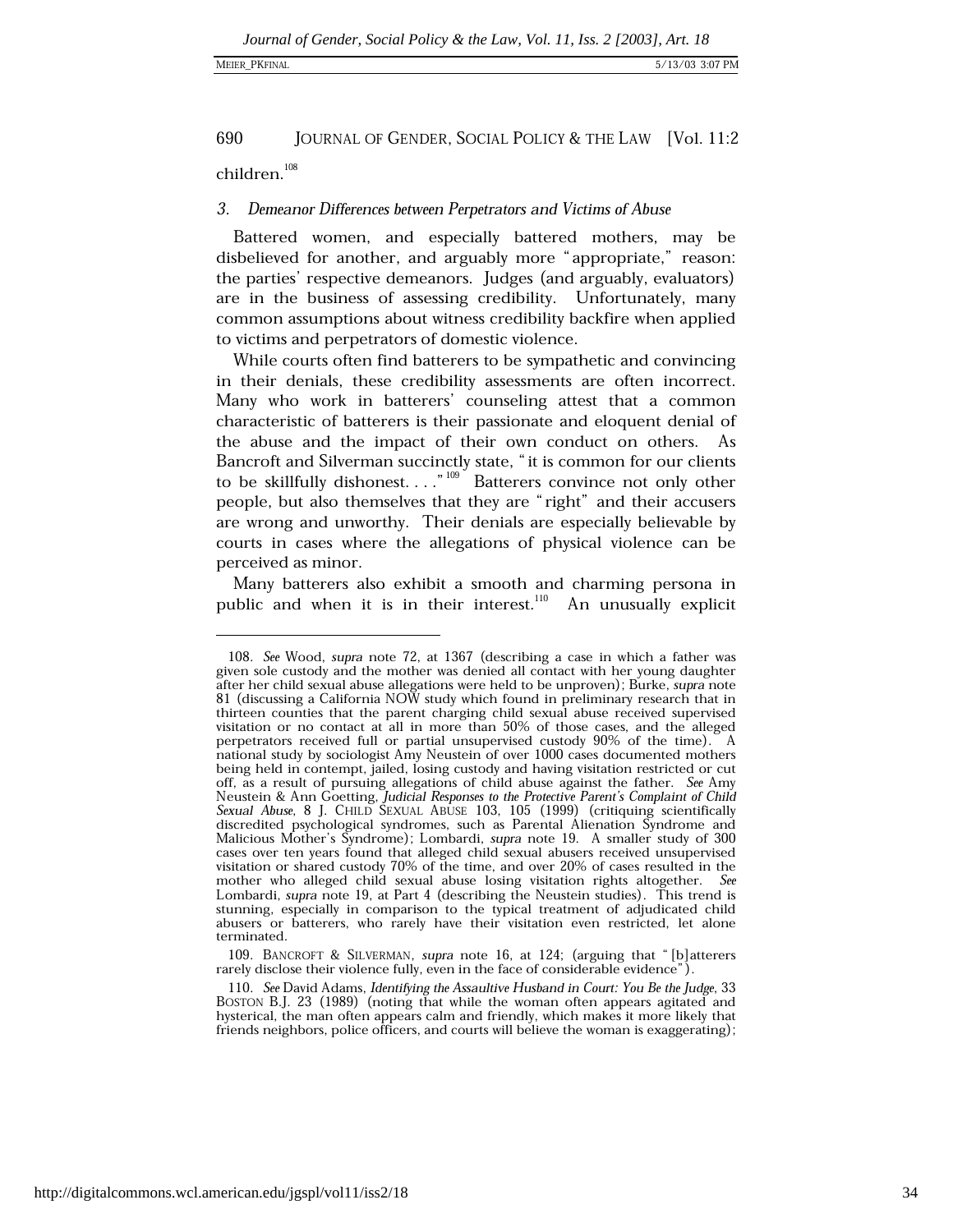children.[108]

### 3. *Demeanor Differences between Perpetrators and Victims of Abuse*

Battered women, and especially battered mothers, may be disbelieved for another, and arguably more "appropriate," reason: the parties' respective demeanors. Judges (and arguably, evaluators) are in the business of assessing credibility. Unfortunately, many common assumptions about witness credibility backfire when applied to victims and perpetrators of domestic violence.

While courts often find batterers to be sympathetic and convincing in their denials, these credibility assessments are often incorrect. Many who work in batterers' counseling attest that a common characteristic of batterers is their passionate and eloquent denial of the abuse and the impact of their own conduct on others. As Bancroft and Silverman succinctly state, "it is common for our clients to be skillfully dishonest. . . ."[109] Batterers convince not only other people, but also themselves that they are "right" and their accusers are wrong and unworthy. Their denials are especially believable by courts in cases where the allegations of physical violence can be perceived as minor.

Many batterers also exhibit a smooth and charming persona in public and when it is in their interest.[110] An unusually explicit

---

108. *See* Wood, *supra* note 72, at 1367 (describing a case in which a father was given sole custody and the mother was denied all contact with her young daughter after her child sexual abuse allegations were held to be unproven); Burke, *supra* note 81 (discussing a California NOW study which found in preliminary research that in thirteen counties that the parent charging child sexual abuse received supervised visitation or no contact at all in more than 50% of those cases, and the alleged perpetrators received full or partial unsupervised custody 90% of the time). A national study by sociologist Amy Neustein of over 1000 cases documented mothers being held in contempt, jailed, losing custody and having visitation restricted or cut off, as a result of pursuing allegations of child abuse against the father. *See* Amy Neustein & Ann Goetting, *Judicial Responses to the Protective Parent's Complaint of Child Sexual Abuse*, 8 J. CHILD SEXUAL ABUSE 103, 105 (1999) (critiquing scientifically discredited psychological syndromes, such as Parental Alienation Syndrome and Malicious Mother's Syndrome); Lombardi, *supra* note 19. A smaller study of 300 cases over ten years found that alleged child sexual abusers received unsupervised visitation or shared custody 70% of the time, and over 20% of cases resulted in the mother who alleged child sexual abuse losing visitation rights altogether. *See* Lombardi, *supra* note 19, at Part 4 (describing the Neustein studies). This trend is stunning, especially in comparison to the typical treatment of adjudicated child abusers or batterers, who rarely have their visitation even restricted, let alone terminated.

109. BANCROFT & SILVERMAN, *supra* note 16, at 124; (arguing that "[b]atterers rarely disclose their violence fully, even in the face of considerable evidence").

110. *See* David Adams, *Identifying the Assaultive Husband in Court: You Be the Judge*, 33 BOSTON B.J. 23 (1989) (noting that while the woman often appears agitated and hysterical, the man often appears calm and friendly, which makes it more likely that friends neighbors, police officers, and courts will believe the woman is exaggerating);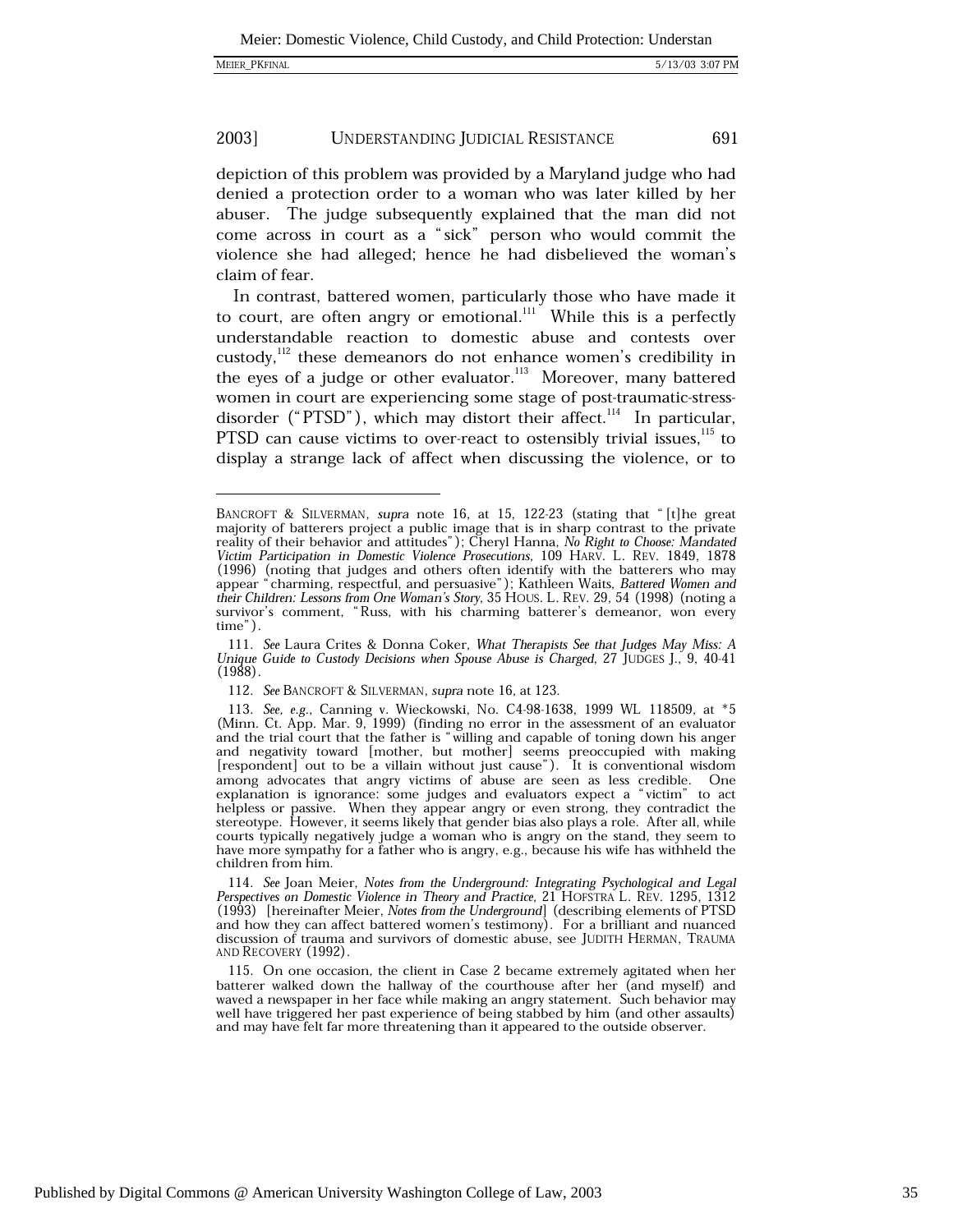depiction of this problem was provided by a Maryland judge who had denied a protection order to a woman who was later killed by her abuser. The judge subsequently explained that the man did not come across in court as a "sick" person who would commit the violence she had alleged; hence he had disbelieved the woman's claim of fear.

In contrast, battered women, particularly those who have made it to court, are often angry or emotional.[111] While this is a perfectly understandable reaction to domestic abuse and contests over custody,[112] these demeanors do not enhance women's credibility in the eyes of a judge or other evaluator.[113] Moreover, many battered women in court are experiencing some stage of post-traumatic-stress-disorder ("PTSD"), which may distort their affect.[114] In particular, PTSD can cause victims to over-react to ostensibly trivial issues,[115] to display a strange lack of affect when discussing the violence, or to

---

BANCROFT & SILVERMAN, *supra* note 16, at 15, 122-23 (stating that "[t]he great majority of batterers project a public image that is in sharp contrast to the private reality of their behavior and attitudes"); Cheryl Hanna, *No Right to Choose: Mandated Victim Participation in Domestic Violence Prosecutions*, 109 HARV. L. REV. 1849, 1878 (1996) (noting that judges and others often identify with the batterers who may appear "charming, respectful, and persuasive"); Kathleen Waits, *Battered Women and their Children: Lessons from One Woman's Story*, 35 HOUS. L. REV. 29, 54 (1998) (noting a survivor's comment, "Russ, with his charming batterer's demeanor, won every time").

111. *See* Laura Crites & Donna Coker, *What Therapists See that Judges May Miss: A Unique Guide to Custody Decisions when Spouse Abuse is Charged*, 27 JUDGES J., 9, 40-41 (1988).

112. *See* BANCROFT & SILVERMAN, *supra* note 16, at 123.

113. *See, e.g.*, Canning v. Wieckowski, No. C4-98-1638, 1999 WL 118509, at *5 (Minn. Ct. App. Mar. 9, 1999) (finding no error in the assessment of an evaluator and the trial court that the father is "willing and capable of toning down his anger and negativity toward [mother, but mother] seems preoccupied with making [respondent] out to be a villain without just cause"). It is conventional wisdom among advocates that angry victims of abuse are seen as less credible. One explanation is ignorance: some judges and evaluators expect a "victim" to act helpless or passive. When they appear angry or even strong, they contradict the stereotype. However, it seems likely that gender bias also plays a role. After all, while courts typically negatively judge a woman who is angry on the stand, they seem to have more sympathy for a father who is angry, e.g., because his wife has withheld the children from him.

114. *See* Joan Meier, *Notes from the Underground: Integrating Psychological and Legal Perspectives on Domestic Violence in Theory and Practice*, 21 HOFSTRA L. REV. 1295, 1312 (1993) [hereinafter Meier, *Notes from the Underground*] (describing elements of PTSD and how they can affect battered women's testimony). For a brilliant and nuanced discussion of trauma and survivors of domestic abuse, see JUDITH HERMAN, TRAUMA AND RECOVERY (1992).

115. On one occasion, the client in Case 2 became extremely agitated when her batterer walked down the hallway of the courthouse after her (and myself) and waved a newspaper in her face while making an angry statement. Such behavior may well have triggered her past experience of being stabbed by him (and other assaults) and may have felt far more threatening than it appeared to the outside observer.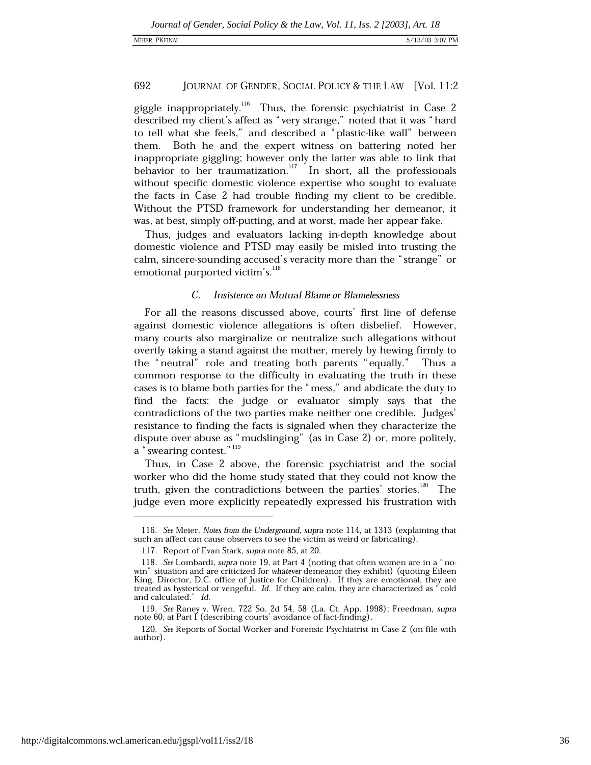giggle inappropriately.[116] Thus, the forensic psychiatrist in Case 2 described my client's affect as "very strange," noted that it was "hard to tell what she feels," and described a "plastic-like wall" between them. Both he and the expert witness on battering noted her inappropriate giggling; however only the latter was able to link that behavior to her traumatization.[117] In short, all the professionals without specific domestic violence expertise who sought to evaluate the facts in Case 2 had trouble finding my client to be credible. Without the PTSD framework for understanding her demeanor, it was, at best, simply off-putting, and at worst, made her appear fake.

Thus, judges and evaluators lacking in-depth knowledge about domestic violence and PTSD may easily be misled into trusting the calm, sincere-sounding accused's veracity more than the "strange" or emotional purported victim's.[118]

### *C. Insistence on Mutual Blame or Blamelessness*

For all the reasons discussed above, courts' first line of defense against domestic violence allegations is often disbelief. However, many courts also marginalize or neutralize such allegations without overtly taking a stand against the mother, merely by hewing firmly to the "neutral" role and treating both parents "equally." Thus a common response to the difficulty in evaluating the truth in these cases is to blame both parties for the "mess," and abdicate the duty to find the facts: the judge or evaluator simply says that the contradictions of the two parties make neither one credible. Judges' resistance to finding the facts is signaled when they characterize the dispute over abuse as "mudslinging" (as in Case 2) or, more politely, a "swearing contest."[119]

Thus, in Case 2 above, the forensic psychiatrist and the social worker who did the home study stated that they could not know the truth, given the contradictions between the parties' stories.[120] The judge even more explicitly repeatedly expressed his frustration with

---

116. *See* Meier, *Notes from the Underground*, *supra* note 114, at 1313 (explaining that such an affect can cause observers to see the victim as weird or fabricating).

117. Report of Evan Stark, *supra* note 85, at 20.

118. *See* Lombardi, *supra* note 19, at Part 4 (noting that often women are in a "no-win" situation and are criticized for *whatever* demeanor they exhibit) (quoting Eileen King, Director, D.C. office of Justice for Children). If they are emotional, they are treated as hysterical or vengeful. *Id.* If they are calm, they are characterized as "cold and calculated." *Id.*

119. *See* Raney v. Wren, 722 So. 2d 54, 58 (La. Ct. App. 1998); Freedman, *supra* note 60, at Part I (describing courts' avoidance of fact-finding).

120. *See* Reports of Social Worker and Forensic Psychiatrist in Case 2 (on file with author).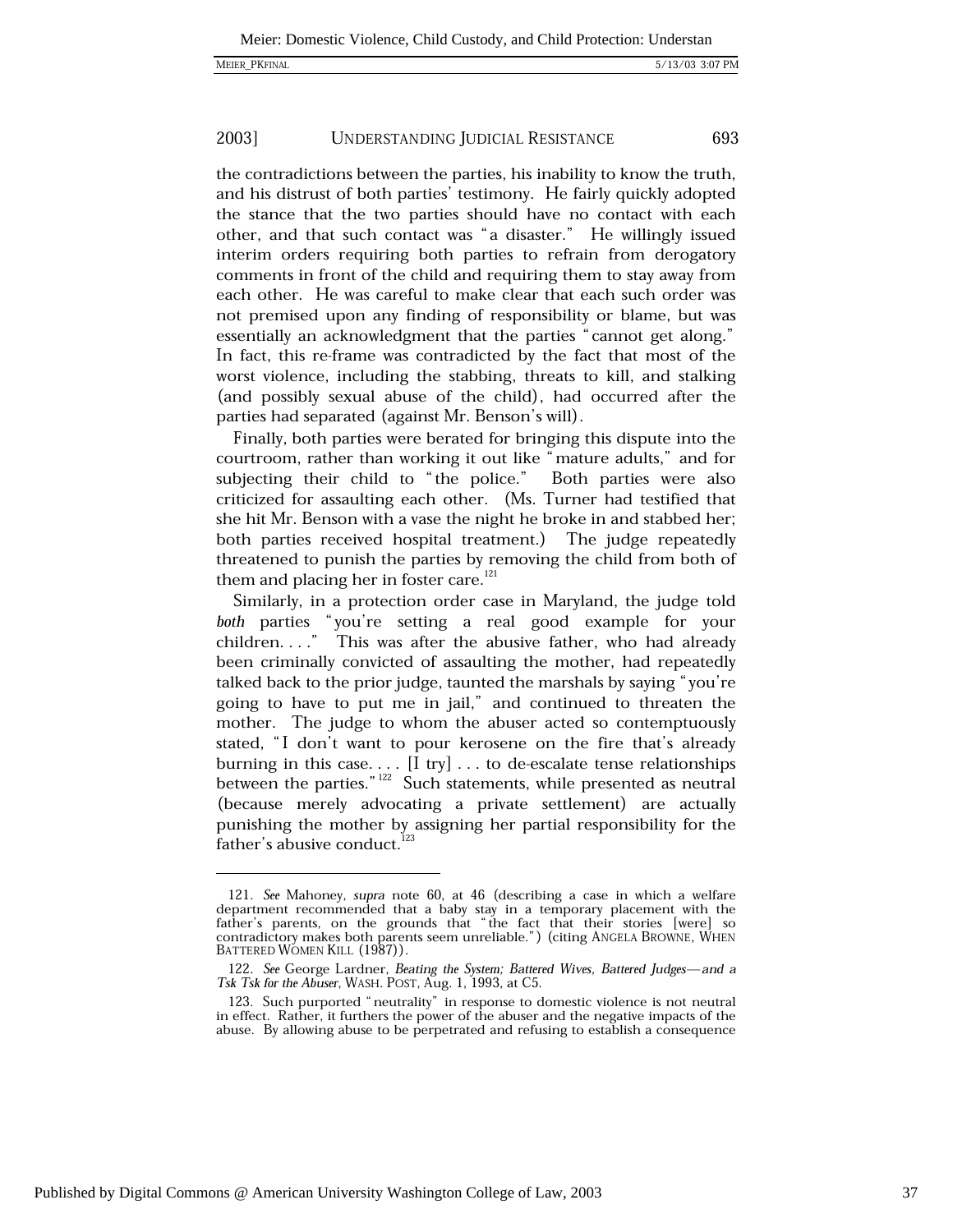the contradictions between the parties, his inability to know the truth, and his distrust of both parties' testimony. He fairly quickly adopted the stance that the two parties should have no contact with each other, and that such contact was "a disaster." He willingly issued interim orders requiring both parties to refrain from derogatory comments in front of the child and requiring them to stay away from each other. He was careful to make clear that each such order was not premised upon any finding of responsibility or blame, but was essentially an acknowledgment that the parties "cannot get along." In fact, this re-frame was contradicted by the fact that most of the worst violence, including the stabbing, threats to kill, and stalking (and possibly sexual abuse of the child), had occurred after the parties had separated (against Mr. Benson's will).

Finally, both parties were berated for bringing this dispute into the courtroom, rather than working it out like "mature adults," and for subjecting their child to "the police." Both parties were also criticized for assaulting each other. (Ms. Turner had testified that she hit Mr. Benson with a vase the night he broke in and stabbed her; both parties received hospital treatment.) The judge repeatedly threatened to punish the parties by removing the child from both of them and placing her in foster care.[121]

Similarly, in a protection order case in Maryland, the judge told *both* parties "you're setting a real good example for your children. . . ." This was after the abusive father, who had already been criminally convicted of assaulting the mother, had repeatedly talked back to the prior judge, taunted the marshals by saying "you're going to have to put me in jail," and continued to threaten the mother. The judge to whom the abuser acted so contemptuously stated, "I don't want to pour kerosene on the fire that's already burning in this case. . . . [I try] . . . to de-escalate tense relationships between the parties."[122] Such statements, while presented as neutral (because merely advocating a private settlement) are actually punishing the mother by assigning her partial responsibility for the father's abusive conduct.[123]

---

121. *See* Mahoney, *supra* note 60, at 46 (describing a case in which a welfare department recommended that a baby stay in a temporary placement with the father's parents, on the grounds that "the fact that their stories [were] so contradictory makes both parents seem unreliable.") (citing ANGELA BROWNE, WHEN BATTERED WOMEN KILL (1987)).

122. *See* George Lardner, *Beating the System; Battered Wives, Battered Judges—and a Tsk Tsk for the Abuser*, WASH. POST, Aug. 1, 1993, at C5.

123. Such purported "neutrality" in response to domestic violence is not neutral in effect. Rather, it furthers the power of the abuser and the negative impacts of the abuse. By allowing abuse to be perpetrated and refusing to establish a consequence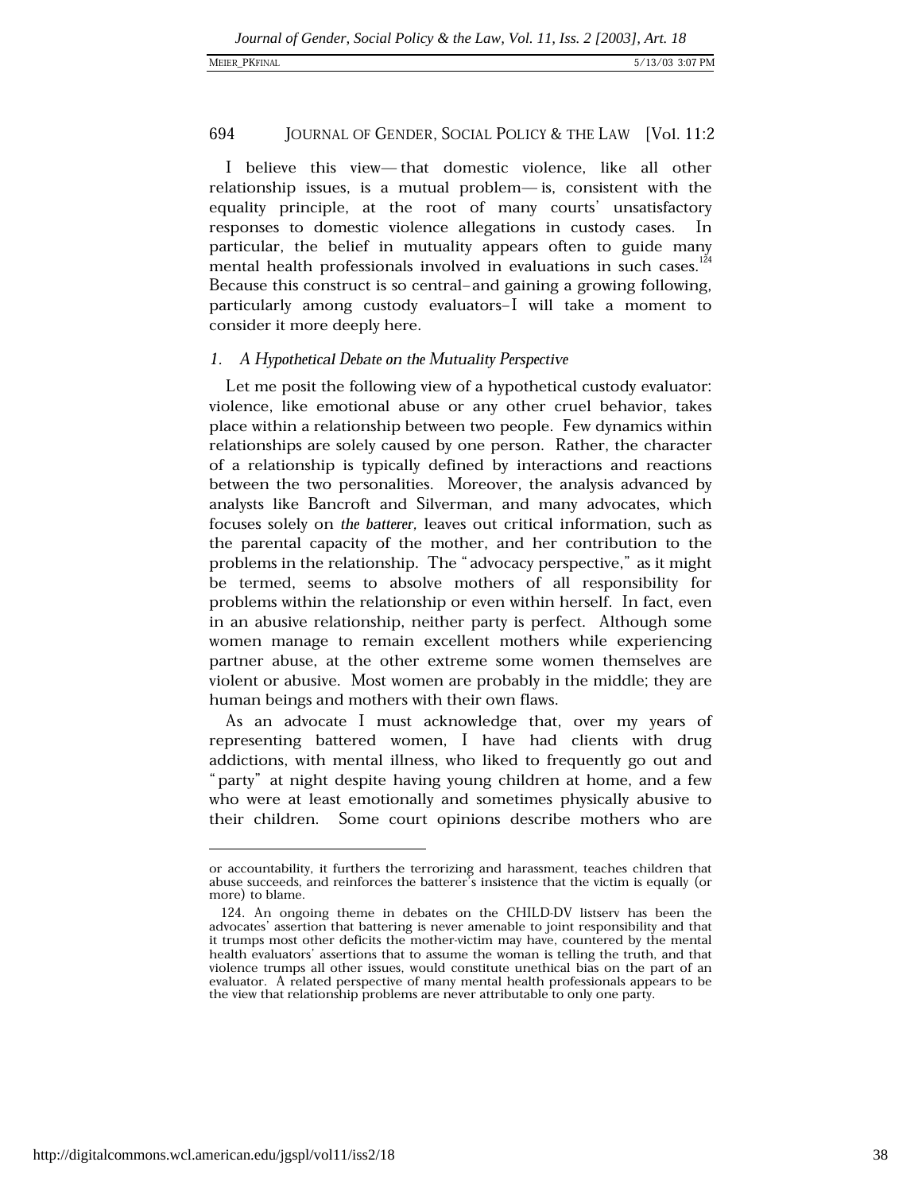I believe this view—that domestic violence, like all other relationship issues, is a mutual problem—is, consistent with the equality principle, at the root of many courts' unsatisfactory responses to domestic violence allegations in custody cases. In particular, the belief in mutuality appears often to guide many mental health professionals involved in evaluations in such cases.[124] Because this construct is so central–and gaining a growing following, particularly among custody evaluators–I will take a moment to consider it more deeply here.

### 1. *A Hypothetical Debate on the Mutuality Perspective*

Let me posit the following view of a hypothetical custody evaluator: violence, like emotional abuse or any other cruel behavior, takes place within a relationship between two people. Few dynamics within relationships are solely caused by one person. Rather, the character of a relationship is typically defined by interactions and reactions between the two personalities. Moreover, the analysis advanced by analysts like Bancroft and Silverman, and many advocates, which focuses solely on *the batterer,* leaves out critical information, such as the parental capacity of the mother, and her contribution to the problems in the relationship. The "advocacy perspective," as it might be termed, seems to absolve mothers of all responsibility for problems within the relationship or even within herself. In fact, even in an abusive relationship, neither party is perfect. Although some women manage to remain excellent mothers while experiencing partner abuse, at the other extreme some women themselves are violent or abusive. Most women are probably in the middle; they are human beings and mothers with their own flaws.

As an advocate I must acknowledge that, over my years of representing battered women, I have had clients with drug addictions, with mental illness, who liked to frequently go out and "party" at night despite having young children at home, and a few who were at least emotionally and sometimes physically abusive to their children. Some court opinions describe mothers who are

---

or accountability, it furthers the terrorizing and harassment, teaches children that abuse succeeds, and reinforces the batterer's insistence that the victim is equally (or more) to blame.

124. An ongoing theme in debates on the CHILD-DV listserv has been the advocates' assertion that battering is never amenable to joint responsibility and that it trumps most other deficits the mother-victim may have, countered by the mental health evaluators' assertions that to assume the woman is telling the truth, and that violence trumps all other issues, would constitute unethical bias on the part of an evaluator. A related perspective of many mental health professionals appears to be the view that relationship problems are never attributable to only one party.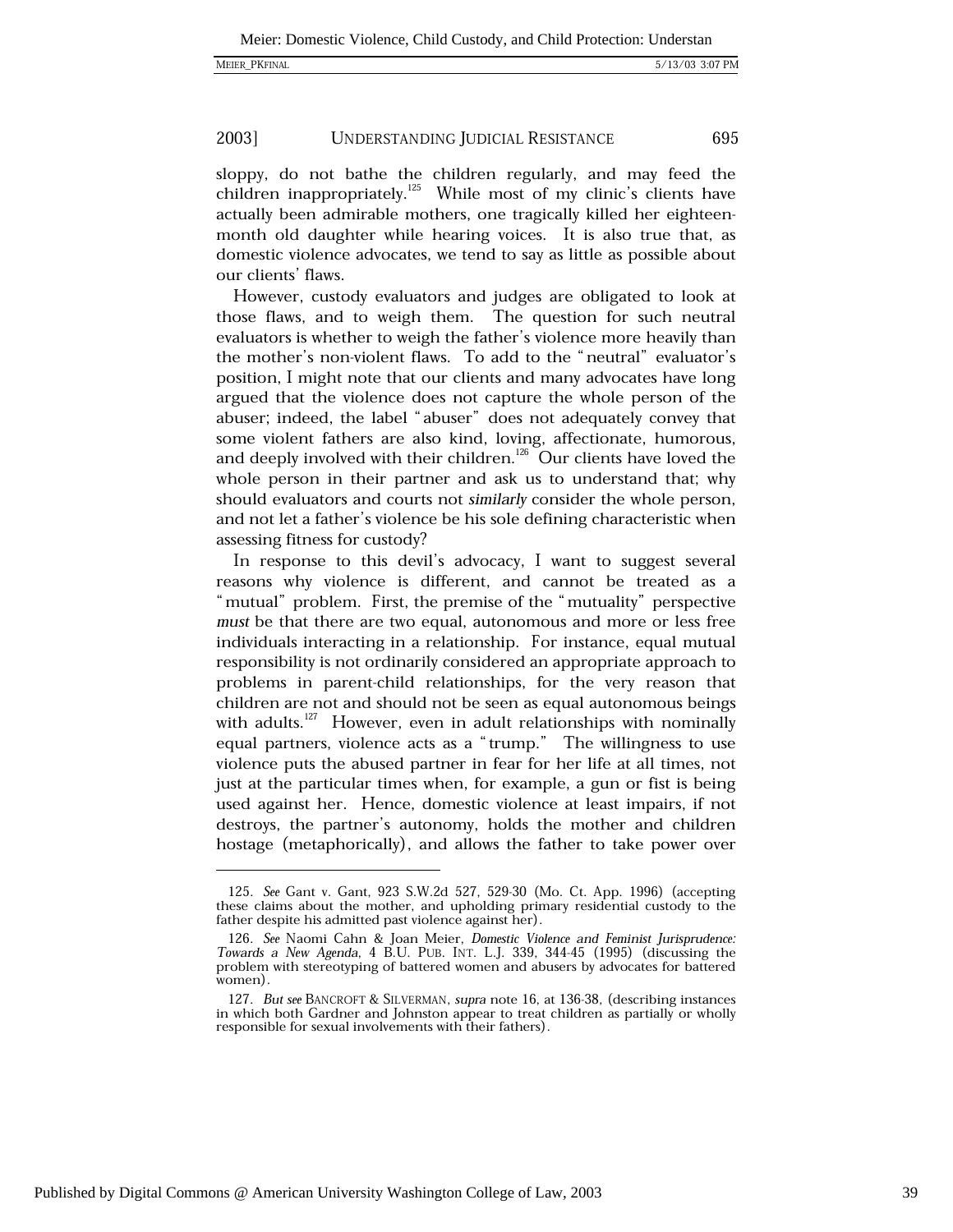sloppy, do not bathe the children regularly, and may feed the children inappropriately.[125] While most of my clinic's clients have actually been admirable mothers, one tragically killed her eighteen-month old daughter while hearing voices. It is also true that, as domestic violence advocates, we tend to say as little as possible about our clients' flaws.

However, custody evaluators and judges are obligated to look at those flaws, and to weigh them. The question for such neutral evaluators is whether to weigh the father's violence more heavily than the mother's non-violent flaws. To add to the "neutral" evaluator's position, I might note that our clients and many advocates have long argued that the violence does not capture the whole person of the abuser; indeed, the label "abuser" does not adequately convey that some violent fathers are also kind, loving, affectionate, humorous, and deeply involved with their children.[126] Our clients have loved the whole person in their partner and ask us to understand that; why should evaluators and courts not *similarly* consider the whole person, and not let a father's violence be his sole defining characteristic when assessing fitness for custody?

In response to this devil's advocacy, I want to suggest several reasons why violence is different, and cannot be treated as a "mutual" problem. First, the premise of the "mutuality" perspective *must* be that there are two equal, autonomous and more or less free individuals interacting in a relationship. For instance, equal mutual responsibility is not ordinarily considered an appropriate approach to problems in parent-child relationships, for the very reason that children are not and should not be seen as equal autonomous beings with adults.[127] However, even in adult relationships with nominally equal partners, violence acts as a "trump." The willingness to use violence puts the abused partner in fear for her life at all times, not just at the particular times when, for example, a gun or fist is being used against her. Hence, domestic violence at least impairs, if not destroys, the partner's autonomy, holds the mother and children hostage (metaphorically), and allows the father to take power over

---

125. *See* Gant v. Gant, 923 S.W.2d 527, 529-30 (Mo. Ct. App. 1996) (accepting these claims about the mother, and upholding primary residential custody to the father despite his admitted past violence against her).

126. *See* Naomi Cahn & Joan Meier, *Domestic Violence and Feminist Jurisprudence: Towards a New Agenda*, 4 B.U. PUB. INT. L.J. 339, 344-45 (1995) (discussing the problem with stereotyping of battered women and abusers by advocates for battered women).

127. *But see* BANCROFT & SILVERMAN, *supra* note 16, at 136-38, (describing instances in which both Gardner and Johnston appear to treat children as partially or wholly responsible for sexual involvements with their fathers).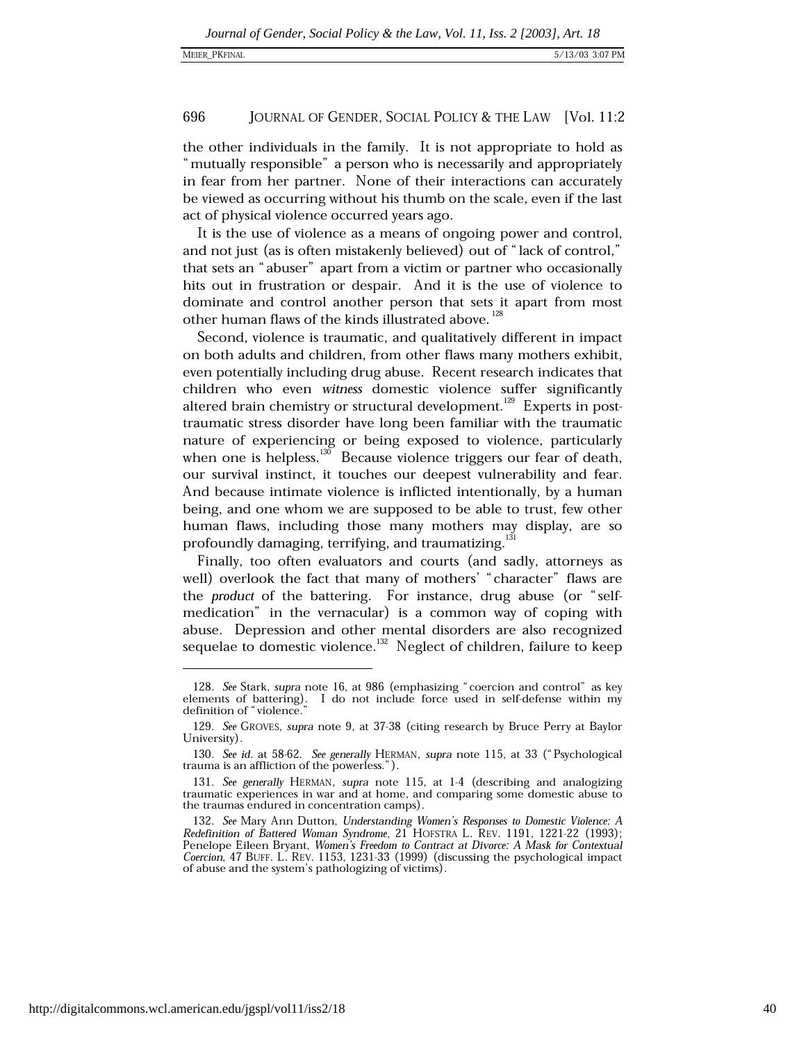the other individuals in the family. It is not appropriate to hold as "mutually responsible" a person who is necessarily and appropriately in fear from her partner. None of their interactions can accurately be viewed as occurring without his thumb on the scale, even if the last act of physical violence occurred years ago.

It is the use of violence as a means of ongoing power and control, and not just (as is often mistakenly believed) out of "lack of control," that sets an "abuser" apart from a victim or partner who occasionally hits out in frustration or despair. And it is the use of violence to dominate and control another person that sets it apart from most other human flaws of the kinds illustrated above.[128]

Second, violence is traumatic, and qualitatively different in impact on both adults and children, from other flaws many mothers exhibit, even potentially including drug abuse. Recent research indicates that children who even *witness* domestic violence suffer significantly altered brain chemistry or structural development.[129] Experts in post-traumatic stress disorder have long been familiar with the traumatic nature of experiencing or being exposed to violence, particularly when one is helpless.[130] Because violence triggers our fear of death, our survival instinct, it touches our deepest vulnerability and fear. And because intimate violence is inflicted intentionally, by a human being, and one whom we are supposed to be able to trust, few other human flaws, including those many mothers may display, are so profoundly damaging, terrifying, and traumatizing.[131]

Finally, too often evaluators and courts (and sadly, attorneys as well) overlook the fact that many of mothers' "character" flaws are the *product* of the battering. For instance, drug abuse (or "self-medication" in the vernacular) is a common way of coping with abuse. Depression and other mental disorders are also recognized sequelae to domestic violence.[132] Neglect of children, failure to keep

---

128. *See* Stark, *supra* note 16, at 986 (emphasizing "coercion and control" as key elements of battering). I do not include force used in self-defense within my definition of "violence."

129. *See* GROVES, *supra* note 9, at 37-38 (citing research by Bruce Perry at Baylor University).

130. *See id.* at 58-62. *See generally* HERMAN, *supra* note 115, at 33 ("Psychological trauma is an affliction of the powerless.").

131. *See generally* HERMAN, *supra* note 115, at 1-4 (describing and analogizing traumatic experiences in war and at home, and comparing some domestic abuse to the traumas endured in concentration camps).

132. *See* Mary Ann Dutton, *Understanding Women's Responses to Domestic Violence: A Redefinition of Battered Woman Syndrome*, 21 HOFSTRA L. REV. 1191, 1221-22 (1993); Penelope Eileen Bryant, *Women's Freedom to Contract at Divorce: A Mask for Contextual Coercion*, 47 BUFF. L. REV. 1153, 1231-33 (1999) (discussing the psychological impact of abuse and the system's pathologizing of victims).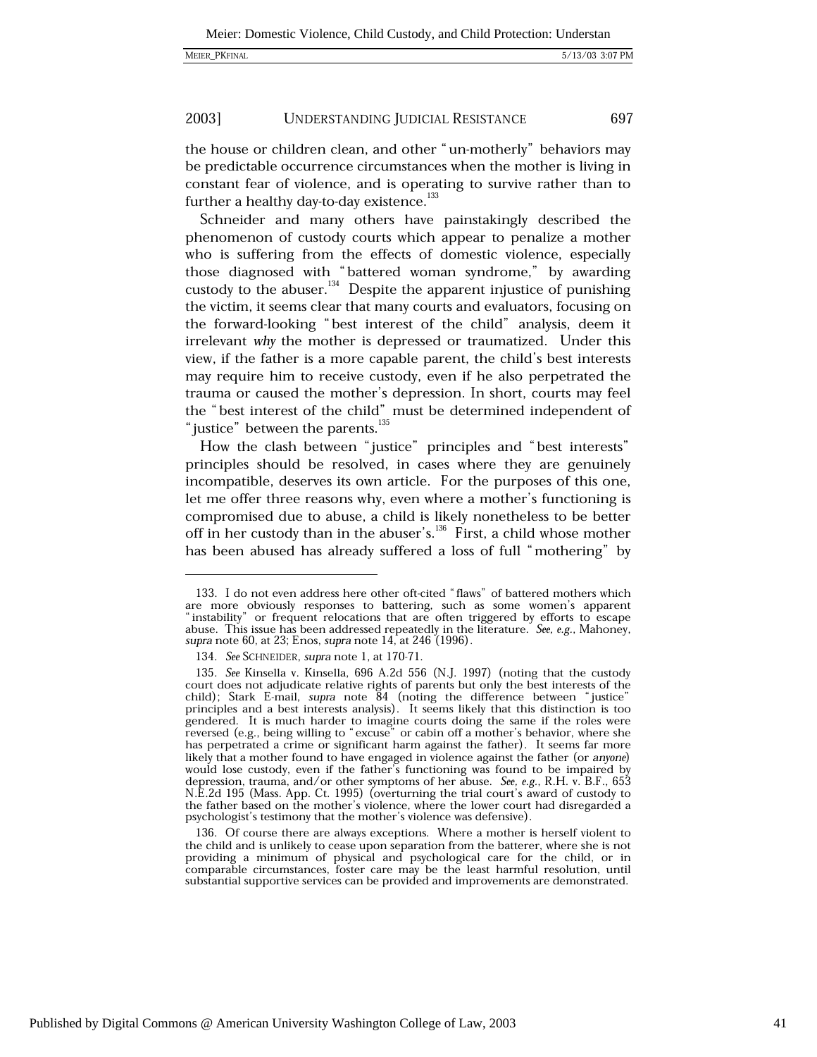the house or children clean, and other "un-motherly" behaviors may be predictable occurrence circumstances when the mother is living in constant fear of violence, and is operating to survive rather than to further a healthy day-to-day existence.[133]

Schneider and many others have painstakingly described the phenomenon of custody courts which appear to penalize a mother who is suffering from the effects of domestic violence, especially those diagnosed with "battered woman syndrome," by awarding custody to the abuser.[134] Despite the apparent injustice of punishing the victim, it seems clear that many courts and evaluators, focusing on the forward-looking "best interest of the child" analysis, deem it irrelevant *why* the mother is depressed or traumatized. Under this view, if the father is a more capable parent, the child's best interests may require him to receive custody, even if he also perpetrated the trauma or caused the mother's depression. In short, courts may feel the "best interest of the child" must be determined independent of "justice" between the parents.[135]

How the clash between "justice" principles and "best interests" principles should be resolved, in cases where they are genuinely incompatible, deserves its own article. For the purposes of this one, let me offer three reasons why, even where a mother's functioning is compromised due to abuse, a child is likely nonetheless to be better off in her custody than in the abuser's.[136] First, a child whose mother has been abused has already suffered a loss of full "mothering" by

---

133. I do not even address here other oft-cited "flaws" of battered mothers which are more obviously responses to battering, such as some women's apparent "instability" or frequent relocations that are often triggered by efforts to escape abuse. This issue has been addressed repeatedly in the literature. *See, e.g.*, Mahoney, *supra* note 60, at 23; Enos, *supra* note 14, at 246 (1996).

134. *See* SCHNEIDER, *supra* note 1, at 170-71.

135. *See* Kinsella v. Kinsella, 696 A.2d 556 (N.J. 1997) (noting that the custody court does not adjudicate relative rights of parents but only the best interests of the child); Stark E-mail, *supra* note 84 (noting the difference between "justice" principles and a best interests analysis). It seems likely that this distinction is too gendered. It is much harder to imagine courts doing the same if the roles were reversed (e.g., being willing to "excuse" or cabin off a mother's behavior, where she has perpetrated a crime or significant harm against the father). It seems far more likely that a mother found to have engaged in violence against the father (or *anyone*) would lose custody, even if the father's functioning was found to be impaired by depression, trauma, and/or other symptoms of her abuse. *See, e.g.*, R.H. v. B.F., 653 N.E.2d 195 (Mass. App. Ct. 1995) (overturning the trial court's award of custody to the father based on the mother's violence, where the lower court had disregarded a psychologist's testimony that the mother's violence was defensive).

136. Of course there are always exceptions. Where a mother is herself violent to the child and is unlikely to cease upon separation from the batterer, where she is not providing a minimum of physical and psychological care for the child, or in comparable circumstances, foster care may be the least harmful resolution, until substantial supportive services can be provided and improvements are demonstrated.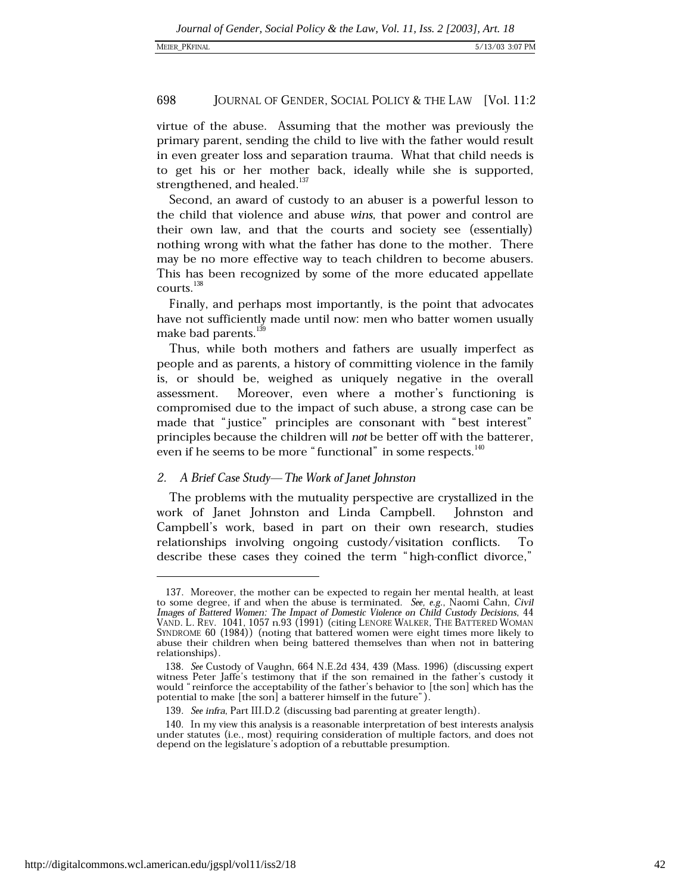virtue of the abuse. Assuming that the mother was previously the primary parent, sending the child to live with the father would result in even greater loss and separation trauma. What that child needs is to get his or her mother back, ideally while she is supported, strengthened, and healed.[137]

Second, an award of custody to an abuser is a powerful lesson to the child that violence and abuse *wins*, that power and control are their own law, and that the courts and society see (essentially) nothing wrong with what the father has done to the mother. There may be no more effective way to teach children to become abusers. This has been recognized by some of the more educated appellate courts.[138]

Finally, and perhaps most importantly, is the point that advocates have not sufficiently made until now: men who batter women usually make bad parents.[139]

Thus, while both mothers and fathers are usually imperfect as people and as parents, a history of committing violence in the family is, or should be, weighed as uniquely negative in the overall assessment. Moreover, even where a mother's functioning is compromised due to the impact of such abuse, a strong case can be made that "justice" principles are consonant with "best interest" principles because the children will *not* be better off with the batterer, even if he seems to be more "functional" in some respects.[140]

### 2. *A Brief Case Study—The Work of Janet Johnston*

The problems with the mutuality perspective are crystallized in the work of Janet Johnston and Linda Campbell. Johnston and Campbell's work, based in part on their own research, studies relationships involving ongoing custody/visitation conflicts. To describe these cases they coined the term "high-conflict divorce,"

---

137. Moreover, the mother can be expected to regain her mental health, at least to some degree, if and when the abuse is terminated. *See, e.g.*, Naomi Cahn, *Civil Images of Battered Women: The Impact of Domestic Violence on Child Custody Decisions*, 44 VAND. L. REV. 1041, 1057 n.93 (1991) (citing LENORE WALKER, THE BATTERED WOMAN SYNDROME 60 (1984)) (noting that battered women were eight times more likely to abuse their children when being battered themselves than when not in battering relationships).

138. *See* Custody of Vaughn, 664 N.E.2d 434, 439 (Mass. 1996) (discussing expert witness Peter Jaffe's testimony that if the son remained in the father's custody it would "reinforce the acceptability of the father's behavior to [the son] which has the potential to make [the son] a batterer himself in the future").

139. *See infra*, Part III.D.2 (discussing bad parenting at greater length).

140. In my view this analysis is a reasonable interpretation of best interests analysis under statutes (i.e., most) requiring consideration of multiple factors, and does not depend on the legislature's adoption of a rebuttable presumption.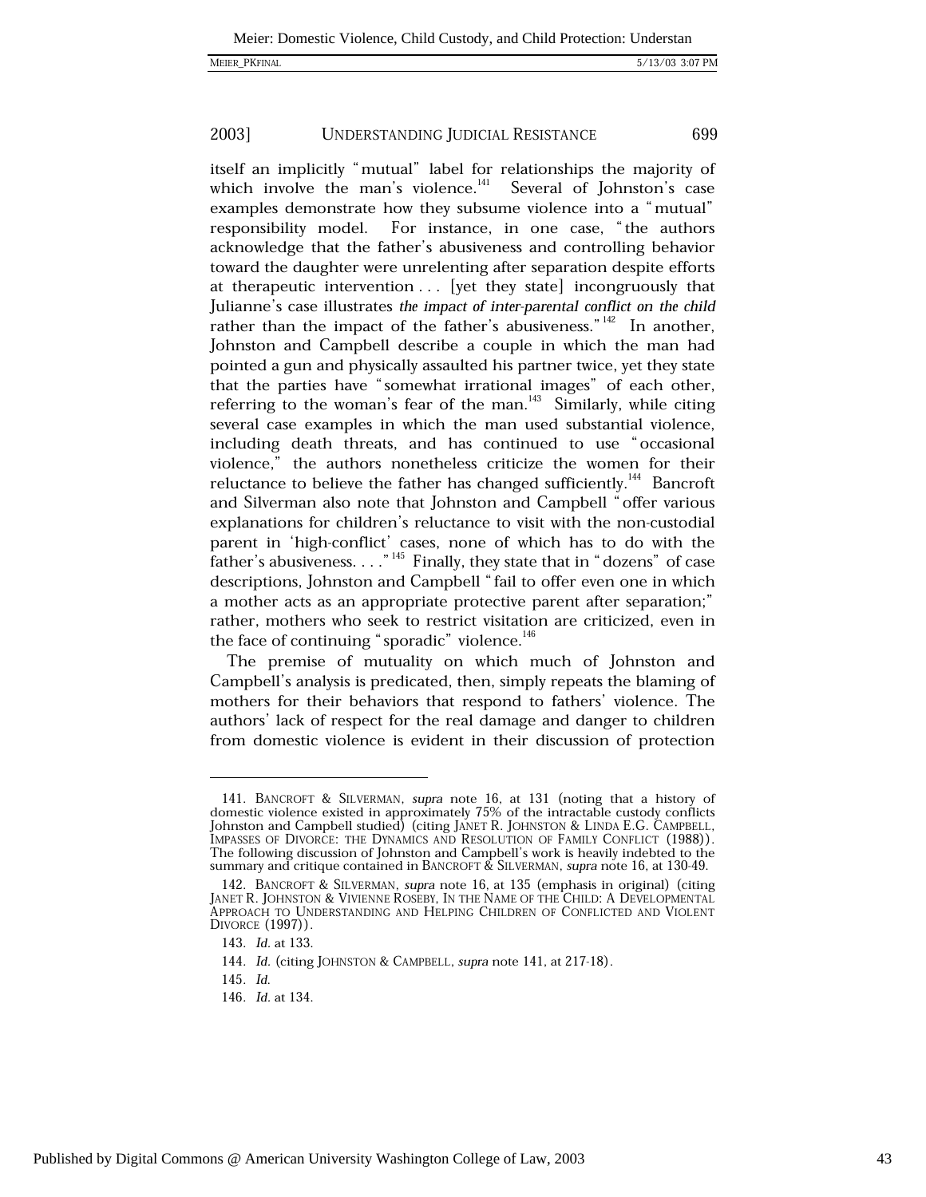itself an implicitly "mutual" label for relationships the majority of which involve the man's violence.[141] Several of Johnston's case examples demonstrate how they subsume violence into a "mutual" responsibility model. For instance, in one case, "the authors acknowledge that the father's abusiveness and controlling behavior toward the daughter were unrelenting after separation despite efforts at therapeutic intervention . . . [yet they state] incongruously that Julianne's case illustrates *the impact of inter-parental conflict on the child* rather than the impact of the father's abusiveness."[142] In another, Johnston and Campbell describe a couple in which the man had pointed a gun and physically assaulted his partner twice, yet they state that the parties have "somewhat irrational images" of each other, referring to the woman's fear of the man.[143] Similarly, while citing several case examples in which the man used substantial violence, including death threats, and has continued to use "occasional violence," the authors nonetheless criticize the women for their reluctance to believe the father has changed sufficiently.[144] Bancroft and Silverman also note that Johnston and Campbell "offer various explanations for children's reluctance to visit with the non-custodial parent in 'high-conflict' cases, none of which has to do with the father's abusiveness. . . ."[145] Finally, they state that in "dozens" of case descriptions, Johnston and Campbell "fail to offer even one in which a mother acts as an appropriate protective parent after separation;" rather, mothers who seek to restrict visitation are criticized, even in the face of continuing "sporadic" violence.[146]

The premise of mutuality on which much of Johnston and Campbell's analysis is predicated, then, simply repeats the blaming of mothers for their behaviors that respond to fathers' violence. The authors' lack of respect for the real damage and danger to children from domestic violence is evident in their discussion of protection

---

141. BANCROFT & SILVERMAN, *supra* note 16, at 131 (noting that a history of domestic violence existed in approximately 75% of the intractable custody conflicts Johnston and Campbell studied) (citing JANET R. JOHNSTON & LINDA E.G. CAMPBELL, IMPASSES OF DIVORCE: THE DYNAMICS AND RESOLUTION OF FAMILY CONFLICT (1988)). The following discussion of Johnston and Campbell's work is heavily indebted to the summary and critique contained in BANCROFT & SILVERMAN, *supra* note 16, at 130-49.

142. BANCROFT & SILVERMAN, *supra* note 16, at 135 (emphasis in original) (citing JANET R. JOHNSTON & VIVIENNE ROSEBY, IN THE NAME OF THE CHILD: A DEVELOPMENTAL APPROACH TO UNDERSTANDING AND HELPING CHILDREN OF CONFLICTED AND VIOLENT DIVORCE (1997)).

143. *Id.* at 133.

144. *Id.* (citing JOHNSTON & CAMPBELL, *supra* note 141, at 217-18).

145. *Id.*

146. *Id.* at 134.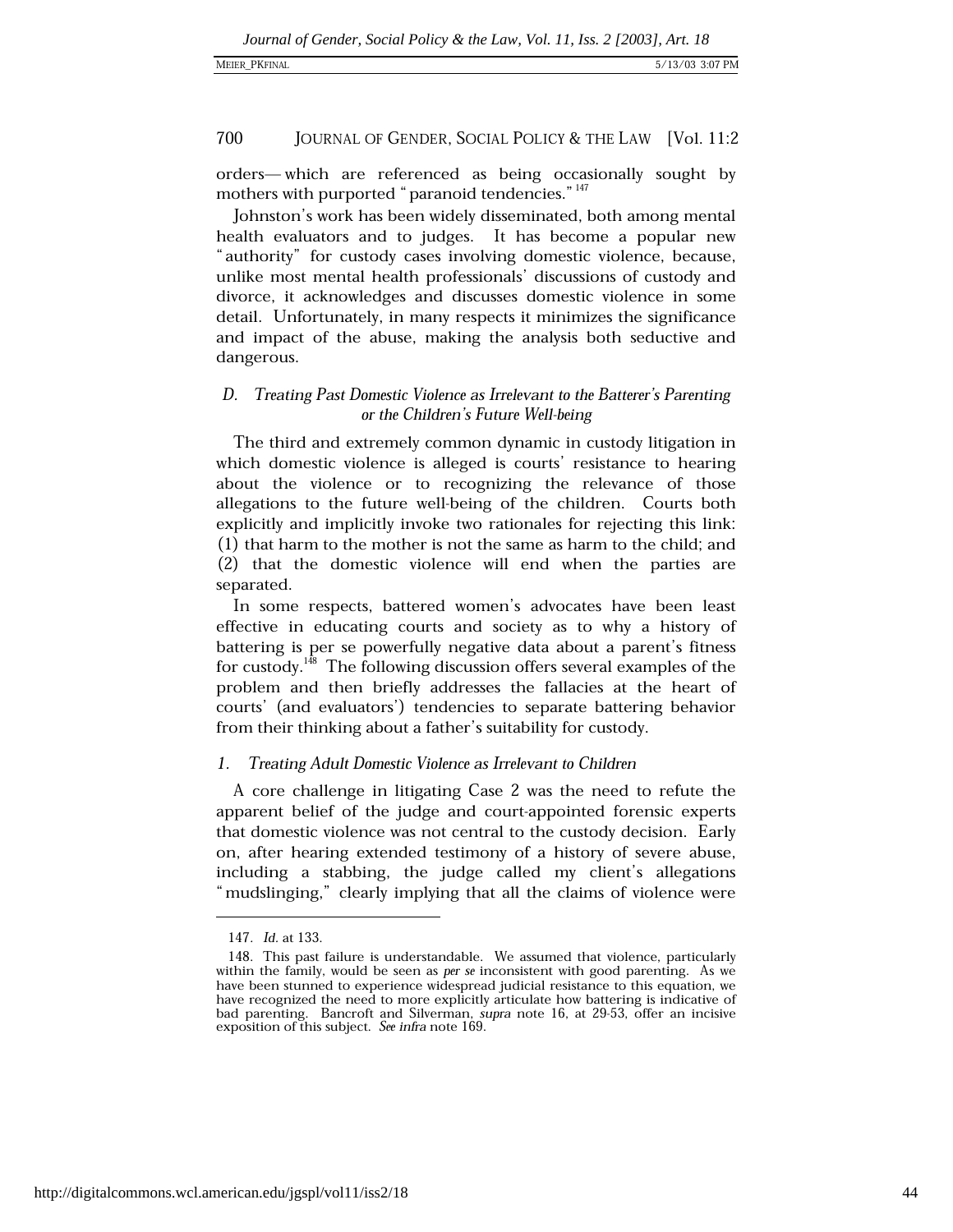orders— which are referenced as being occasionally sought by mothers with purported "paranoid tendencies."[147]

Johnston's work has been widely disseminated, both among mental health evaluators and to judges. It has become a popular new "authority" for custody cases involving domestic violence, because, unlike most mental health professionals' discussions of custody and divorce, it acknowledges and discusses domestic violence in some detail. Unfortunately, in many respects it minimizes the significance and impact of the abuse, making the analysis both seductive and dangerous.

### *D. Treating Past Domestic Violence as Irrelevant to the Batterer's Parenting or the Children's Future Well-being*

The third and extremely common dynamic in custody litigation in which domestic violence is alleged is courts' resistance to hearing about the violence or to recognizing the relevance of those allegations to the future well-being of the children. Courts both explicitly and implicitly invoke two rationales for rejecting this link: (1) that harm to the mother is not the same as harm to the child; and (2) that the domestic violence will end when the parties are separated.

In some respects, battered women's advocates have been least effective in educating courts and society as to why a history of battering is per se powerfully negative data about a parent's fitness for custody.[148] The following discussion offers several examples of the problem and then briefly addresses the fallacies at the heart of courts' (and evaluators') tendencies to separate battering behavior from their thinking about a father's suitability for custody.

#### *1. Treating Adult Domestic Violence as Irrelevant to Children*

A core challenge in litigating Case 2 was the need to refute the apparent belief of the judge and court-appointed forensic experts that domestic violence was not central to the custody decision. Early on, after hearing extended testimony of a history of severe abuse, including a stabbing, the judge called my client's allegations "mudslinging," clearly implying that all the claims of violence were

---

147. *Id.* at 133.

148. This past failure is understandable. We assumed that violence, particularly within the family, would be seen as *per se* inconsistent with good parenting. As we have been stunned to experience widespread judicial resistance to this equation, we have recognized the need to more explicitly articulate how battering is indicative of bad parenting. Bancroft and Silverman, *supra* note 16, at 29-53, offer an incisive exposition of this subject. *See infra* note 169.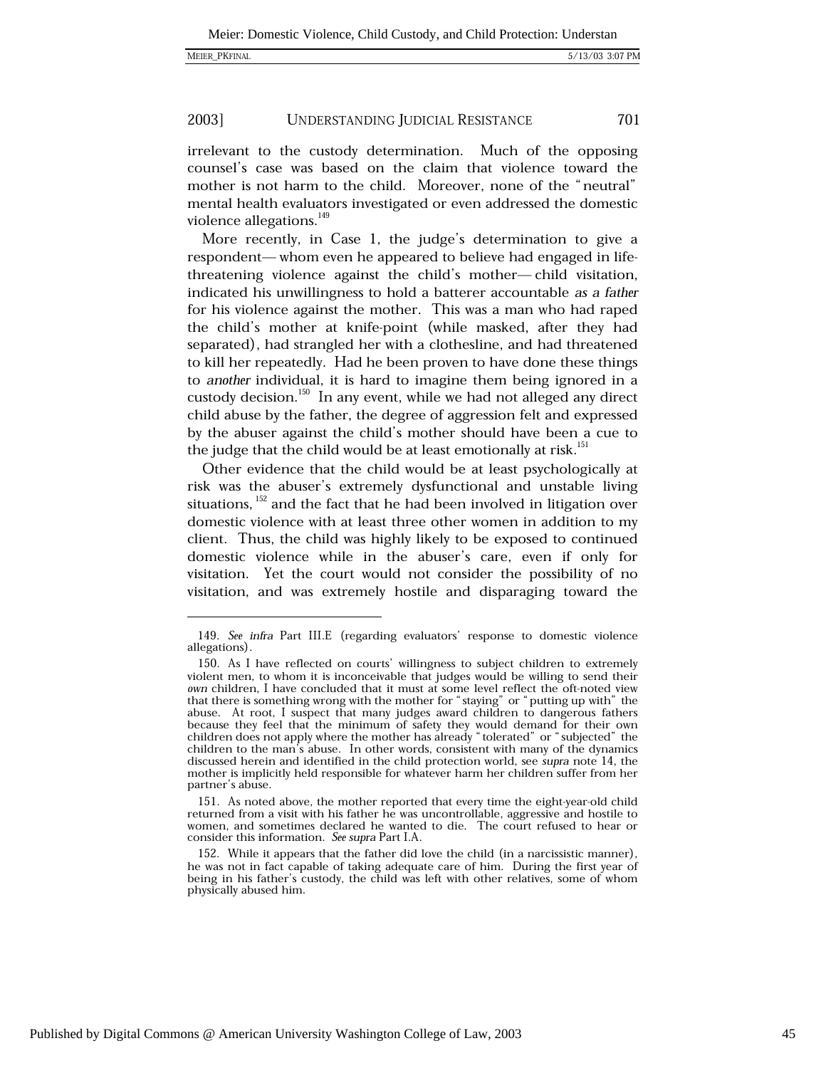irrelevant to the custody determination. Much of the opposing counsel's case was based on the claim that violence toward the mother is not harm to the child. Moreover, none of the "neutral" mental health evaluators investigated or even addressed the domestic violence allegations.[149]

More recently, in Case 1, the judge's determination to give a respondent—whom even he appeared to believe had engaged in life-threatening violence against the child's mother—child visitation, indicated his unwillingness to hold a batterer accountable *as a father* for his violence against the mother. This was a man who had raped the child's mother at knife-point (while masked, after they had separated), had strangled her with a clothesline, and had threatened to kill her repeatedly. Had he been proven to have done these things to *another* individual, it is hard to imagine them being ignored in a custody decision.[150] In any event, while we had not alleged any direct child abuse by the father, the degree of aggression felt and expressed by the abuser against the child's mother should have been a cue to the judge that the child would be at least emotionally at risk.[151]

Other evidence that the child would be at least psychologically at risk was the abuser's extremely dysfunctional and unstable living situations,[152] and the fact that he had been involved in litigation over domestic violence with at least three other women in addition to my client. Thus, the child was highly likely to be exposed to continued domestic violence while in the abuser's care, even if only for visitation. Yet the court would not consider the possibility of no visitation, and was extremely hostile and disparaging toward the

---

149. *See infra* Part III.E (regarding evaluators' response to domestic violence allegations).

150. As I have reflected on courts' willingness to subject children to extremely violent men, to whom it is inconceivable that judges would be willing to send their *own* children, I have concluded that it must at some level reflect the oft-noted view that there is something wrong with the mother for "staying" or "putting up with" the abuse. At root, I suspect that many judges award children to dangerous fathers because they feel that the minimum of safety they would demand for their own children does not apply where the mother has already "tolerated" or "subjected" the children to the man's abuse. In other words, consistent with many of the dynamics discussed herein and identified in the child protection world, see *supra* note 14, the mother is implicitly held responsible for whatever harm her children suffer from her partner's abuse.

151. As noted above, the mother reported that every time the eight-year-old child returned from a visit with his father he was uncontrollable, aggressive and hostile to women, and sometimes declared he wanted to die. The court refused to hear or consider this information. *See supra* Part I.A.

152. While it appears that the father did love the child (in a narcissistic manner), he was not in fact capable of taking adequate care of him. During the first year of being in his father's custody, the child was left with other relatives, some of whom physically abused him.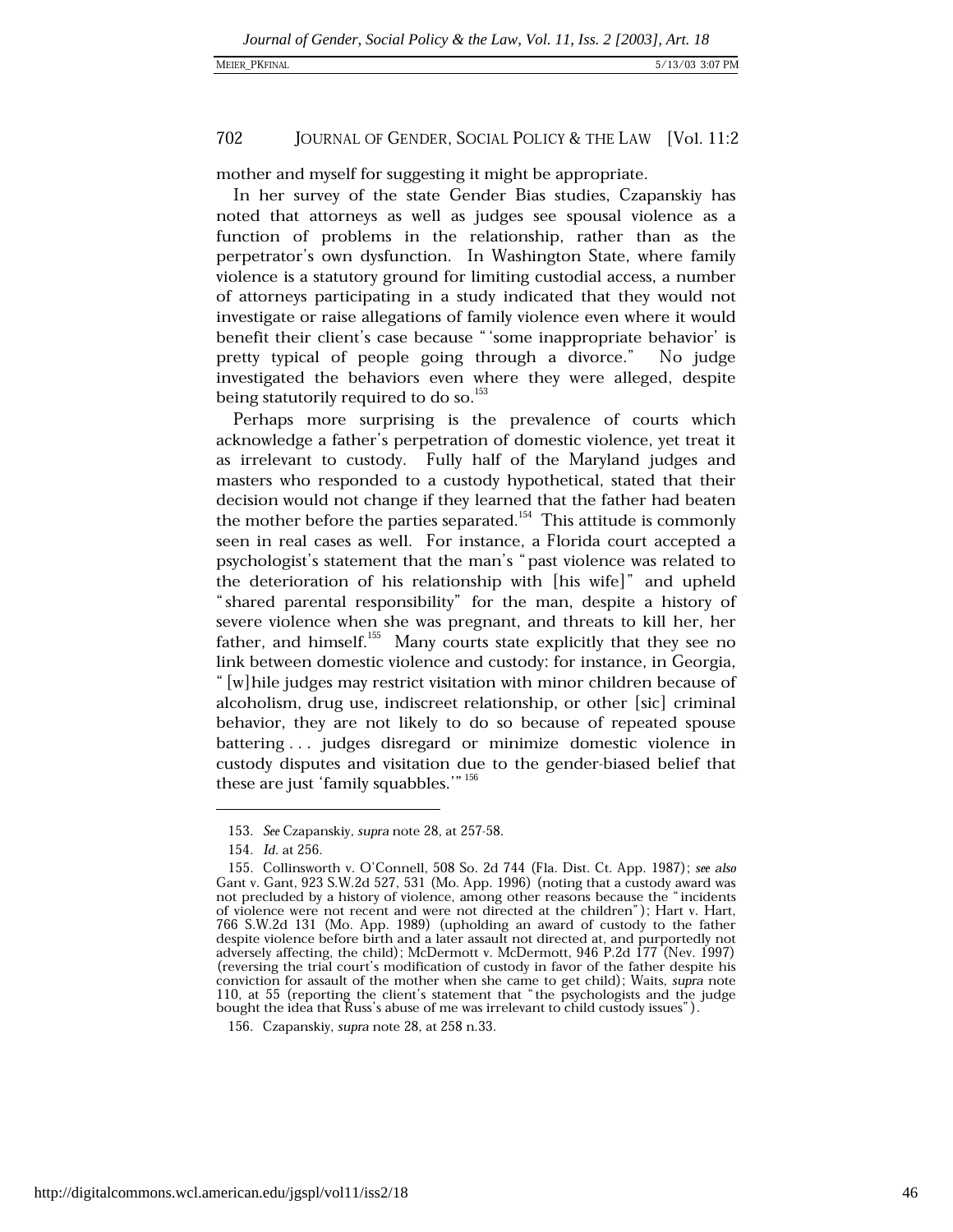mother and myself for suggesting it might be appropriate.

In her survey of the state Gender Bias studies, Czapanskiy has noted that attorneys as well as judges see spousal violence as a function of problems in the relationship, rather than as the perpetrator's own dysfunction. In Washington State, where family violence is a statutory ground for limiting custodial access, a number of attorneys participating in a study indicated that they would not investigate or raise allegations of family violence even where it would benefit their client's case because "'some inappropriate behavior' is pretty typical of people going through a divorce." No judge investigated the behaviors even where they were alleged, despite being statutorily required to do so.[153]

Perhaps more surprising is the prevalence of courts which acknowledge a father's perpetration of domestic violence, yet treat it as irrelevant to custody. Fully half of the Maryland judges and masters who responded to a custody hypothetical, stated that their decision would not change if they learned that the father had beaten the mother before the parties separated.[154] This attitude is commonly seen in real cases as well. For instance, a Florida court accepted a psychologist's statement that the man's "past violence was related to the deterioration of his relationship with [his wife]" and upheld "shared parental responsibility" for the man, despite a history of severe violence when she was pregnant, and threats to kill her, her father, and himself.[155] Many courts state explicitly that they see no link between domestic violence and custody: for instance, in Georgia, "[w]hile judges may restrict visitation with minor children because of alcoholism, drug use, indiscreet relationship, or other [sic] criminal behavior, they are not likely to do so because of repeated spouse battering . . . judges disregard or minimize domestic violence in custody disputes and visitation due to the gender-biased belief that these are just 'family squabbles.'"[156]

---

153. *See* Czapanskiy, *supra* note 28, at 257-58.

154. *Id.* at 256.

155. Collinsworth v. O'Connell, 508 So. 2d 744 (Fla. Dist. Ct. App. 1987); *see also* Gant v. Gant, 923 S.W.2d 527, 531 (Mo. App. 1996) (noting that a custody award was not precluded by a history of violence, among other reasons because the "incidents of violence were not recent and were not directed at the children"); Hart v. Hart, 766 S.W.2d 131 (Mo. App. 1989) (upholding an award of custody to the father despite violence before birth and a later assault not directed at, and purportedly not adversely affecting, the child); McDermott v. McDermott, 946 P.2d 177 (Nev. 1997) (reversing the trial court's modification of custody in favor of the father despite his conviction for assault of the mother when she came to get child); Waits, *supra* note 110, at 55 (reporting the client's statement that "the psychologists and the judge bought the idea that Russ's abuse of me was irrelevant to child custody issues").

156. Czapanskiy, *supra* note 28, at 258 n.33.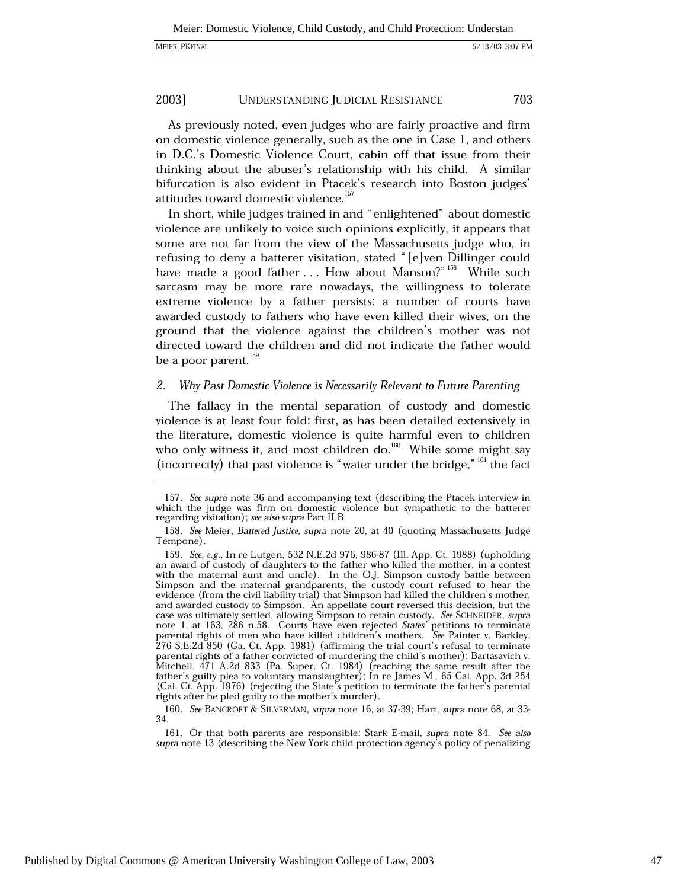As previously noted, even judges who are fairly proactive and firm on domestic violence generally, such as the one in Case 1, and others in D.C.'s Domestic Violence Court, cabin off that issue from their thinking about the abuser's relationship with his child. A similar bifurcation is also evident in Ptacek's research into Boston judges' attitudes toward domestic violence.[157]

In short, while judges trained in and "enlightened" about domestic violence are unlikely to voice such opinions explicitly, it appears that some are not far from the view of the Massachusetts judge who, in refusing to deny a batterer visitation, stated "[e]ven Dillinger could have made a good father . . . How about Manson?"[158] While such sarcasm may be more rare nowadays, the willingness to tolerate extreme violence by a father persists: a number of courts have awarded custody to fathers who have even killed their wives, on the ground that the violence against the children's mother was not directed toward the children and did not indicate the father would be a poor parent.[159]

### 2. *Why Past Domestic Violence is Necessarily Relevant to Future Parenting*

The fallacy in the mental separation of custody and domestic violence is at least four fold: first, as has been detailed extensively in the literature, domestic violence is quite harmful even to children who only witness it, and most children do.[160] While some might say (incorrectly) that past violence is "water under the bridge,"[161] the fact

---

157. *See supra* note 36 and accompanying text (describing the Ptacek interview in which the judge was firm on domestic violence but sympathetic to the batterer regarding visitation); *see also supra* Part II.B.

158. *See* Meier, *Battered Justice, supra* note 20, at 40 (quoting Massachusetts Judge Tempone).

159. *See, e.g.*, In re Lutgen, 532 N.E.2d 976, 986-87 (Ill. App. Ct. 1988) (upholding an award of custody of daughters to the father who killed the mother, in a contest with the maternal aunt and uncle). In the O.J. Simpson custody battle between Simpson and the maternal grandparents, the custody court refused to hear the evidence (from the civil liability trial) that Simpson had killed the children's mother, and awarded custody to Simpson. An appellate court reversed this decision, but the case was ultimately settled, allowing Simpson to retain custody. *See* SCHNEIDER, *supra* note 1, at 163, 286 n.58. Courts have even rejected *States'* petitions to terminate parental rights of men who have killed children's mothers. *See* Painter v. Barkley, 276 S.E.2d 850 (Ga. Ct. App. 1981) (affirming the trial court's refusal to terminate parental rights of a father convicted of murdering the child's mother); Bartasavich v. Mitchell, 471 A.2d 833 (Pa. Super. Ct. 1984) (reaching the same result after the father's guilty plea to voluntary manslaughter); In re James M., 65 Cal. App. 3d 254 (Cal. Ct. App. 1976) (rejecting the State's petition to terminate the father's parental rights after he pled guilty to the mother's murder).

160. *See* BANCROFT & SILVERMAN, *supra* note 16, at 37-39; Hart, *supra* note 68, at 33-34.

161. Or that both parents are responsible: Stark E-mail, *supra* note 84. *See also supra* note 13 (describing the New York child protection agency's policy of penalizing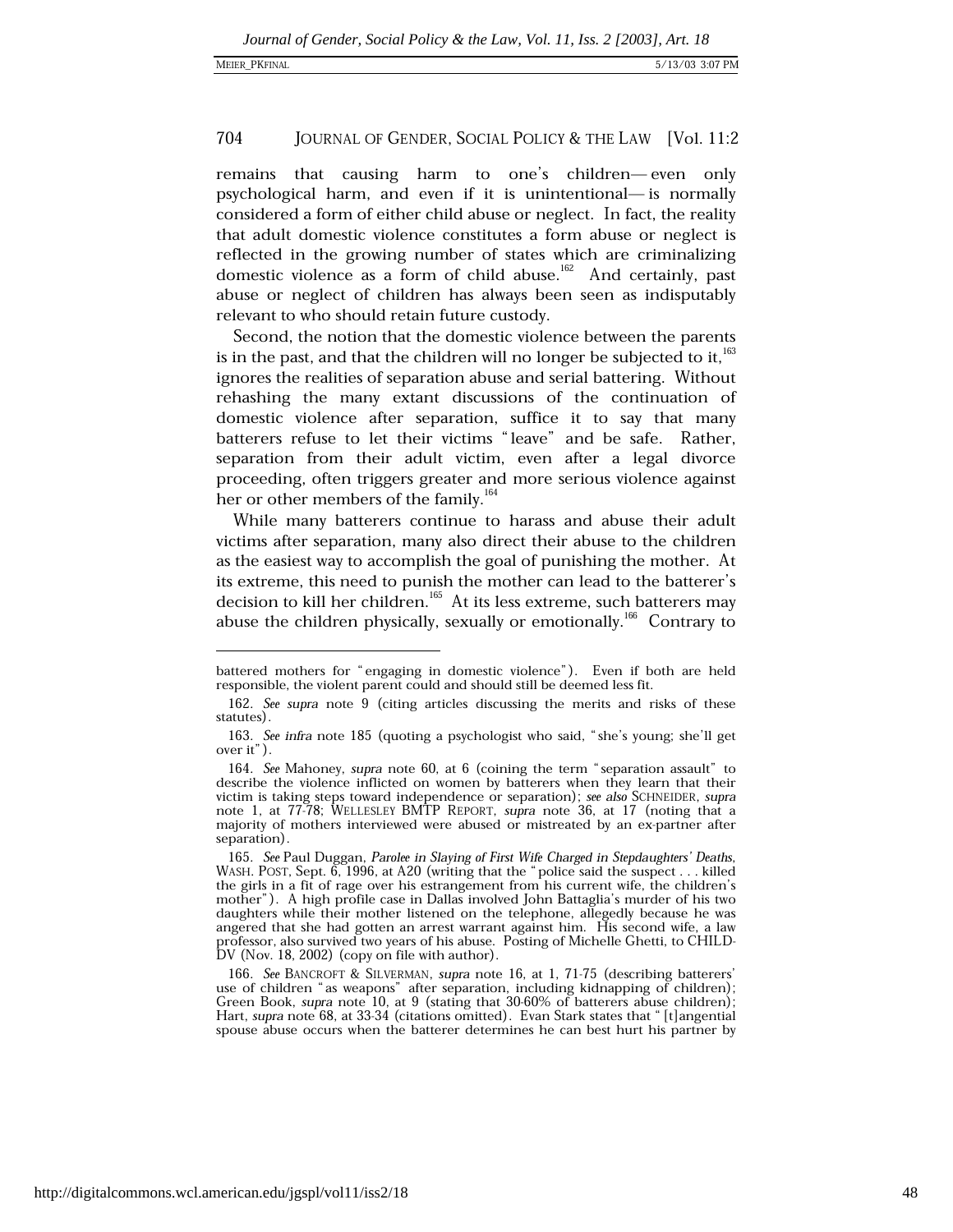remains that causing harm to one's children— even only psychological harm, and even if it is unintentional— is normally considered a form of either child abuse or neglect. In fact, the reality that adult domestic violence constitutes a form abuse or neglect is reflected in the growing number of states which are criminalizing domestic violence as a form of child abuse.[162] And certainly, past abuse or neglect of children has always been seen as indisputably relevant to who should retain future custody.

Second, the notion that the domestic violence between the parents is in the past, and that the children will no longer be subjected to it,[163] ignores the realities of separation abuse and serial battering. Without rehashing the many extant discussions of the continuation of domestic violence after separation, suffice it to say that many batterers refuse to let their victims "leave" and be safe. Rather, separation from their adult victim, even after a legal divorce proceeding, often triggers greater and more serious violence against her or other members of the family.[164]

While many batterers continue to harass and abuse their adult victims after separation, many also direct their abuse to the children as the easiest way to accomplish the goal of punishing the mother. At its extreme, this need to punish the mother can lead to the batterer's decision to kill her children.[165] At its less extreme, such batterers may abuse the children physically, sexually or emotionally.[166] Contrary to

---

battered mothers for "engaging in domestic violence"). Even if both are held responsible, the violent parent could and should still be deemed less fit.

162. *See supra* note 9 (citing articles discussing the merits and risks of these statutes).

163. *See infra* note 185 (quoting a psychologist who said, "she's young; she'll get over it").

164. *See* Mahoney, *supra* note 60, at 6 (coining the term "separation assault" to describe the violence inflicted on women by batterers when they learn that their victim is taking steps toward independence or separation); *see also* SCHNEIDER, *supra* note 1, at 77-78; WELLESLEY BMTP REPORT, *supra* note 36, at 17 (noting that a majority of mothers interviewed were abused or mistreated by an ex-partner after separation).

165. *See* Paul Duggan, *Parolee in Slaying of First Wife Charged in Stepdaughters' Deaths*, WASH. POST, Sept. 6, 1996, at A20 (writing that the "police said the suspect . . . killed the girls in a fit of rage over his estrangement from his current wife, the children's mother"). A high profile case in Dallas involved John Battaglia's murder of his two daughters while their mother listened on the telephone, allegedly because he was angered that she had gotten an arrest warrant against him. His second wife, a law professor, also survived two years of his abuse. Posting of Michelle Ghetti, to CHILD-DV (Nov. 18, 2002) (copy on file with author).

166. *See* BANCROFT & SILVERMAN, *supra* note 16, at 1, 71-75 (describing batterers' use of children "as weapons" after separation, including kidnapping of children); Green Book, *supra* note 10, at 9 (stating that 30-60% of batterers abuse children); Hart, *supra* note 68, at 33-34 (citations omitted). Evan Stark states that "[t]angential spouse abuse occurs when the batterer determines he can best hurt his partner by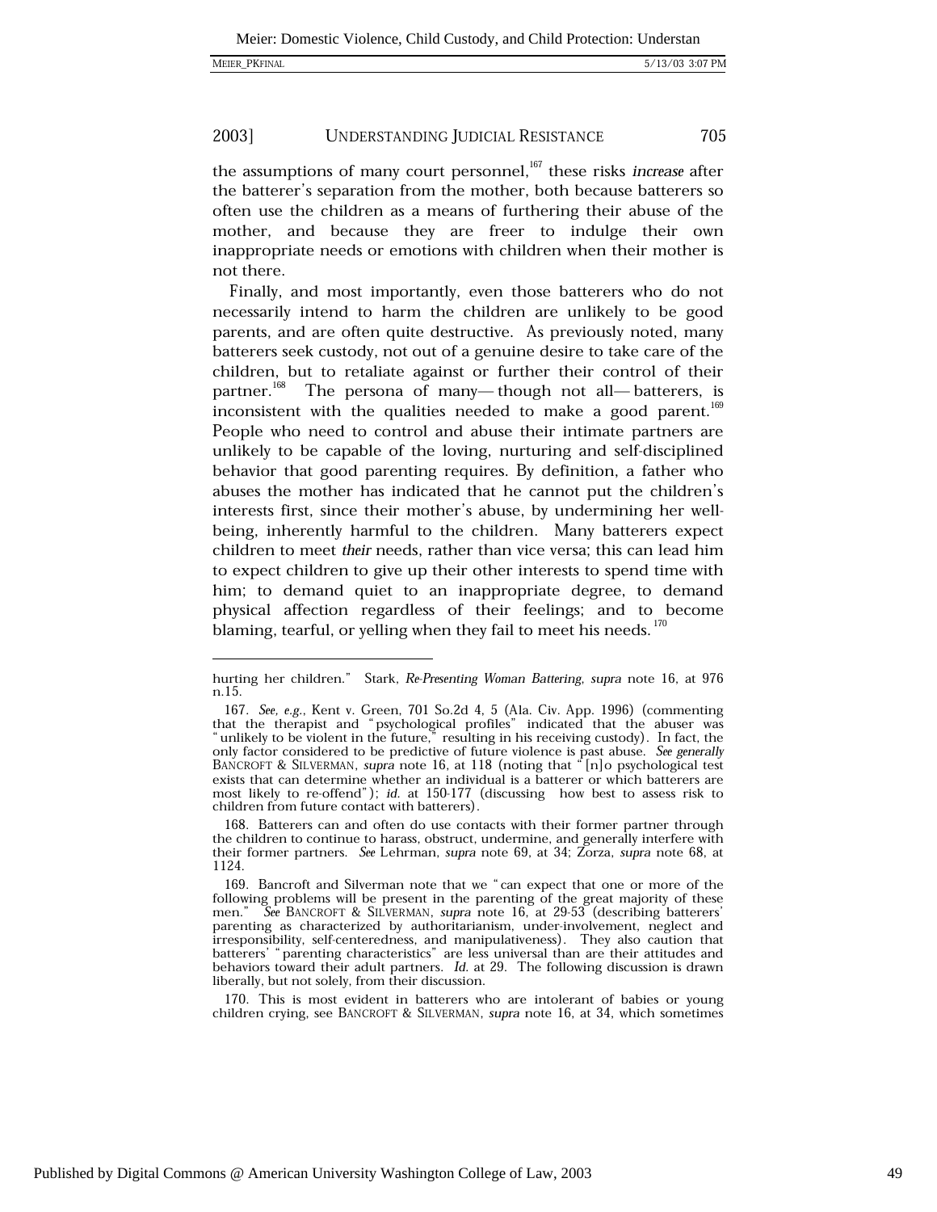the assumptions of many court personnel,[167] these risks *increase* after the batterer's separation from the mother, both because batterers so often use the children as a means of furthering their abuse of the mother, and because they are freer to indulge their own inappropriate needs or emotions with children when their mother is not there.

Finally, and most importantly, even those batterers who do not necessarily intend to harm the children are unlikely to be good parents, and are often quite destructive. As previously noted, many batterers seek custody, not out of a genuine desire to take care of the children, but to retaliate against or further their control of their partner.[168] The persona of many—though not all—batterers, is inconsistent with the qualities needed to make a good parent.[169] People who need to control and abuse their intimate partners are unlikely to be capable of the loving, nurturing and self-disciplined behavior that good parenting requires. By definition, a father who abuses the mother has indicated that he cannot put the children's interests first, since their mother's abuse, by undermining her well-being, inherently harmful to the children. Many batterers expect children to meet *their* needs, rather than vice versa; this can lead him to expect children to give up their other interests to spend time with him; to demand quiet to an inappropriate degree, to demand physical affection regardless of their feelings; and to become blaming, tearful, or yelling when they fail to meet his needs.[170]

---

hurting her children." Stark, *Re-Presenting Woman Battering*, *supra* note 16, at 976 n.15.

167. *See, e.g.*, Kent v. Green, 701 So.2d 4, 5 (Ala. Civ. App. 1996) (commenting that the therapist and "psychological profiles" indicated that the abuser was "unlikely to be violent in the future," resulting in his receiving custody). In fact, the only factor considered to be predictive of future violence is past abuse. *See generally* BANCROFT & SILVERMAN, *supra* note 16, at 118 (noting that "[n]o psychological test exists that can determine whether an individual is a batterer or which batterers are most likely to re-offend"); *id.* at 150-177 (discussing how best to assess risk to children from future contact with batterers).

168. Batterers can and often do use contacts with their former partner through the children to continue to harass, obstruct, undermine, and generally interfere with their former partners. *See* Lehrman, *supra* note 69, at 34; Zorza, *supra* note 68, at 1124.

169. Bancroft and Silverman note that we "can expect that one or more of the following problems will be present in the parenting of the great majority of these men." *See* BANCROFT & SILVERMAN, *supra* note 16, at 29-53 (describing batterers' parenting as characterized by authoritarianism, under-involvement, neglect and irresponsibility, self-centeredness, and manipulativeness). They also caution that batterers' "parenting characteristics" are less universal than are their attitudes and behaviors toward their adult partners. *Id.* at 29. The following discussion is drawn liberally, but not solely, from their discussion.

170. This is most evident in batterers who are intolerant of babies or young children crying, see BANCROFT & SILVERMAN, *supra* note 16, at 34, which sometimes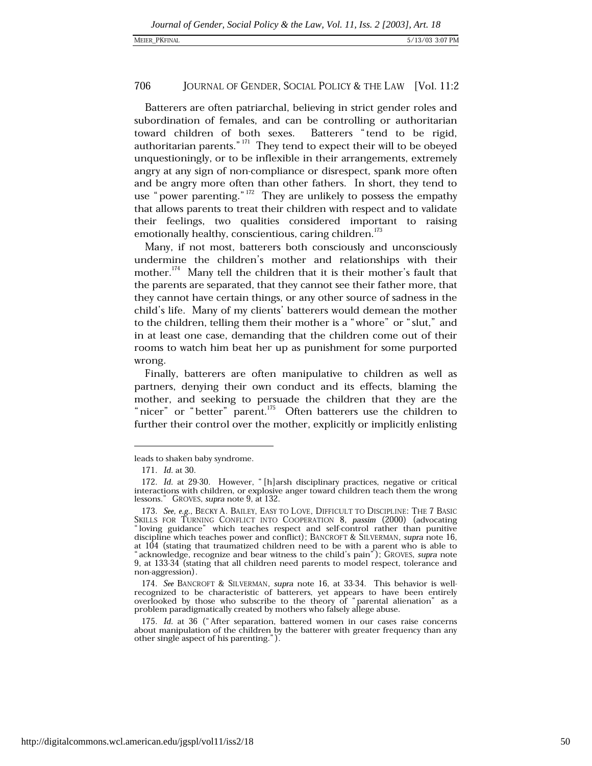Batterers are often patriarchal, believing in strict gender roles and subordination of females, and can be controlling or authoritarian toward children of both sexes. Batterers "tend to be rigid, authoritarian parents."[171] They tend to expect their will to be obeyed unquestioningly, or to be inflexible in their arrangements, extremely angry at any sign of non-compliance or disrespect, spank more often and be angry more often than other fathers. In short, they tend to use "power parenting."[172] They are unlikely to possess the empathy that allows parents to treat their children with respect and to validate their feelings, two qualities considered important to raising emotionally healthy, conscientious, caring children.[173]

Many, if not most, batterers both consciously and unconsciously undermine the children's mother and relationships with their mother.[174] Many tell the children that it is their mother's fault that the parents are separated, that they cannot see their father more, that they cannot have certain things, or any other source of sadness in the child's life. Many of my clients' batterers would demean the mother to the children, telling them their mother is a "whore" or "slut," and in at least one case, demanding that the children come out of their rooms to watch him beat her up as punishment for some purported wrong.

Finally, batterers are often manipulative to children as well as partners, denying their own conduct and its effects, blaming the mother, and seeking to persuade the children that they are the "nicer" or "better" parent.[175] Often batterers use the children to further their control over the mother, explicitly or implicitly enlisting

---

leads to shaken baby syndrome.

171. *Id.* at 30.

172. *Id.* at 29-30. However, "[h]arsh disciplinary practices, negative or critical interactions with children, or explosive anger toward children teach them the wrong lessons." GROVES, *supra* note 9, at 132.

173. *See, e.g.*, BECKY A. BAILEY, EASY TO LOVE, DIFFICULT TO DISCIPLINE: THE 7 BASIC SKILLS FOR TURNING CONFLICT INTO COOPERATION 8, *passim* (2000) (advocating "loving guidance" which teaches respect and self-control rather than punitive discipline which teaches power and conflict); BANCROFT & SILVERMAN, *supra* note 16, at 104 (stating that traumatized children need to be with a parent who is able to "acknowledge, recognize and bear witness to the child's pain"); GROVES, *supra* note 9, at 133-34 (stating that all children need parents to model respect, tolerance and non-aggression).

174. *See* BANCROFT & SILVERMAN, *supra* note 16, at 33-34. This behavior is well-recognized to be characteristic of batterers, yet appears to have been entirely overlooked by those who subscribe to the theory of "parental alienation" as a problem paradigmatically created by mothers who falsely allege abuse.

175. *Id.* at 36 ("After separation, battered women in our cases raise concerns about manipulation of the children by the batterer with greater frequency than any other single aspect of his parenting.").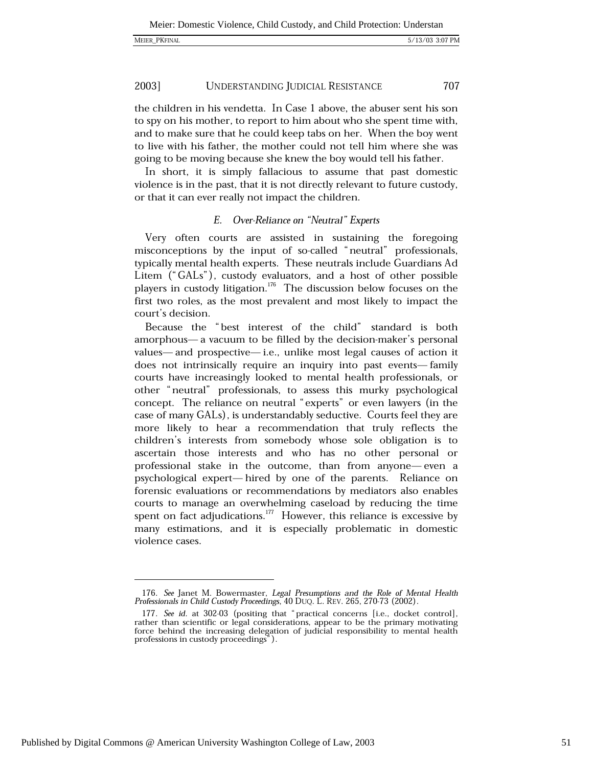the children in his vendetta. In Case 1 above, the abuser sent his son to spy on his mother, to report to him about who she spent time with, and to make sure that he could keep tabs on her. When the boy went to live with his father, the mother could not tell him where she was going to be moving because she knew the boy would tell his father.

In short, it is simply fallacious to assume that past domestic violence is in the past, that it is not directly relevant to future custody, or that it can ever really not impact the children.

### *E. Over-Reliance on "Neutral" Experts*

Very often courts are assisted in sustaining the foregoing misconceptions by the input of so-called "neutral" professionals, typically mental health experts. These neutrals include Guardians Ad Litem ("GALs"), custody evaluators, and a host of other possible players in custody litigation.[176] The discussion below focuses on the first two roles, as the most prevalent and most likely to impact the court's decision.

Because the "best interest of the child" standard is both amorphous— a vacuum to be filled by the decision-maker's personal values— and prospective— i.e., unlike most legal causes of action it does not intrinsically require an inquiry into past events— family courts have increasingly looked to mental health professionals, or other "neutral" professionals, to assess this murky psychological concept. The reliance on neutral "experts" or even lawyers (in the case of many GALs), is understandably seductive. Courts feel they are more likely to hear a recommendation that truly reflects the children's interests from somebody whose sole obligation is to ascertain those interests and who has no other personal or professional stake in the outcome, than from anyone— even a psychological expert— hired by one of the parents. Reliance on forensic evaluations or recommendations by mediators also enables courts to manage an overwhelming caseload by reducing the time spent on fact adjudications.[177] However, this reliance is excessive by many estimations, and it is especially problematic in domestic violence cases.

---

176. *See* Janet M. Bowermaster, *Legal Presumptions and the Role of Mental Health Professionals in Child Custody Proceedings*, 40 DUQ. L. REV. 265, 270-73 (2002).

177. *See id.* at 302-03 (positing that "practical concerns [i.e., docket control], rather than scientific or legal considerations, appear to be the primary motivating force behind the increasing delegation of judicial responsibility to mental health professions in custody proceedings").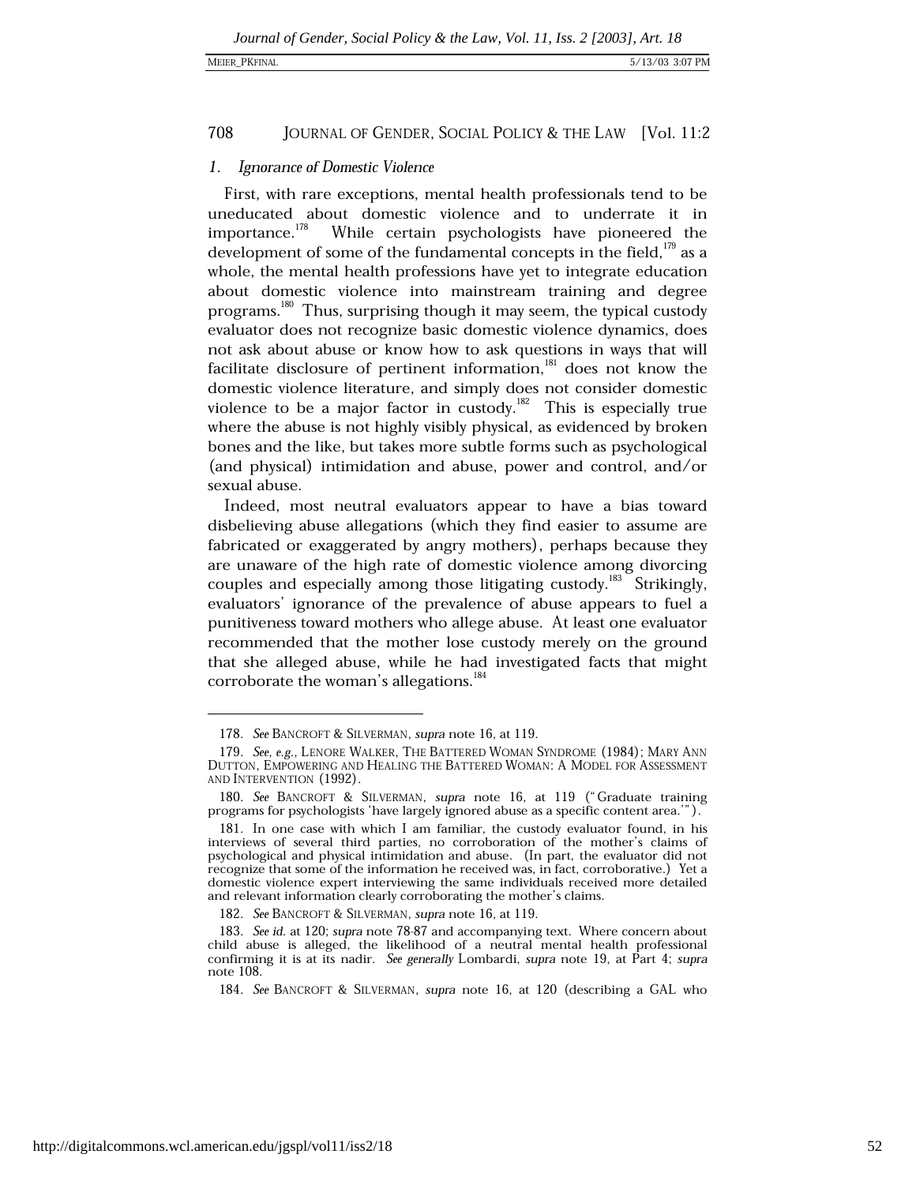### 1. *Ignorance of Domestic Violence*

First, with rare exceptions, mental health professionals tend to be uneducated about domestic violence and to underrate it in importance.[178] While certain psychologists have pioneered the development of some of the fundamental concepts in the field,[179] as a whole, the mental health professions have yet to integrate education about domestic violence into mainstream training and degree programs.[180] Thus, surprising though it may seem, the typical custody evaluator does not recognize basic domestic violence dynamics, does not ask about abuse or know how to ask questions in ways that will facilitate disclosure of pertinent information,[181] does not know the domestic violence literature, and simply does not consider domestic violence to be a major factor in custody.[182] This is especially true where the abuse is not highly visibly physical, as evidenced by broken bones and the like, but takes more subtle forms such as psychological (and physical) intimidation and abuse, power and control, and/or sexual abuse.

Indeed, most neutral evaluators appear to have a bias toward disbelieving abuse allegations (which they find easier to assume are fabricated or exaggerated by angry mothers), perhaps because they are unaware of the high rate of domestic violence among divorcing couples and especially among those litigating custody.[183] Strikingly, evaluators' ignorance of the prevalence of abuse appears to fuel a punitiveness toward mothers who allege abuse. At least one evaluator recommended that the mother lose custody merely on the ground that she alleged abuse, while he had investigated facts that might corroborate the woman's allegations.[184]

---

178. *See* BANCROFT & SILVERMAN, *supra* note 16, at 119.

179. *See, e.g.*, LENORE WALKER, THE BATTERED WOMAN SYNDROME (1984); MARY ANN DUTTON, EMPOWERING AND HEALING THE BATTERED WOMAN: A MODEL FOR ASSESSMENT AND INTERVENTION (1992).

180. *See* BANCROFT & SILVERMAN, *supra* note 16, at 119 ("Graduate training programs for psychologists 'have largely ignored abuse as a specific content area.'").

181. In one case with which I am familiar, the custody evaluator found, in his interviews of several third parties, no corroboration of the mother's claims of psychological and physical intimidation and abuse. (In part, the evaluator did not recognize that some of the information he received was, in fact, corroborative.) Yet a domestic violence expert interviewing the same individuals received more detailed and relevant information clearly corroborating the mother's claims.

182. *See* BANCROFT & SILVERMAN, *supra* note 16, at 119.

183. *See id.* at 120; *supra* note 78-87 and accompanying text. Where concern about child abuse is alleged, the likelihood of a neutral mental health professional confirming it is at its nadir. *See generally* Lombardi, *supra* note 19, at Part 4; *supra* note 108.

184. *See* BANCROFT & SILVERMAN, *supra* note 16, at 120 (describing a GAL who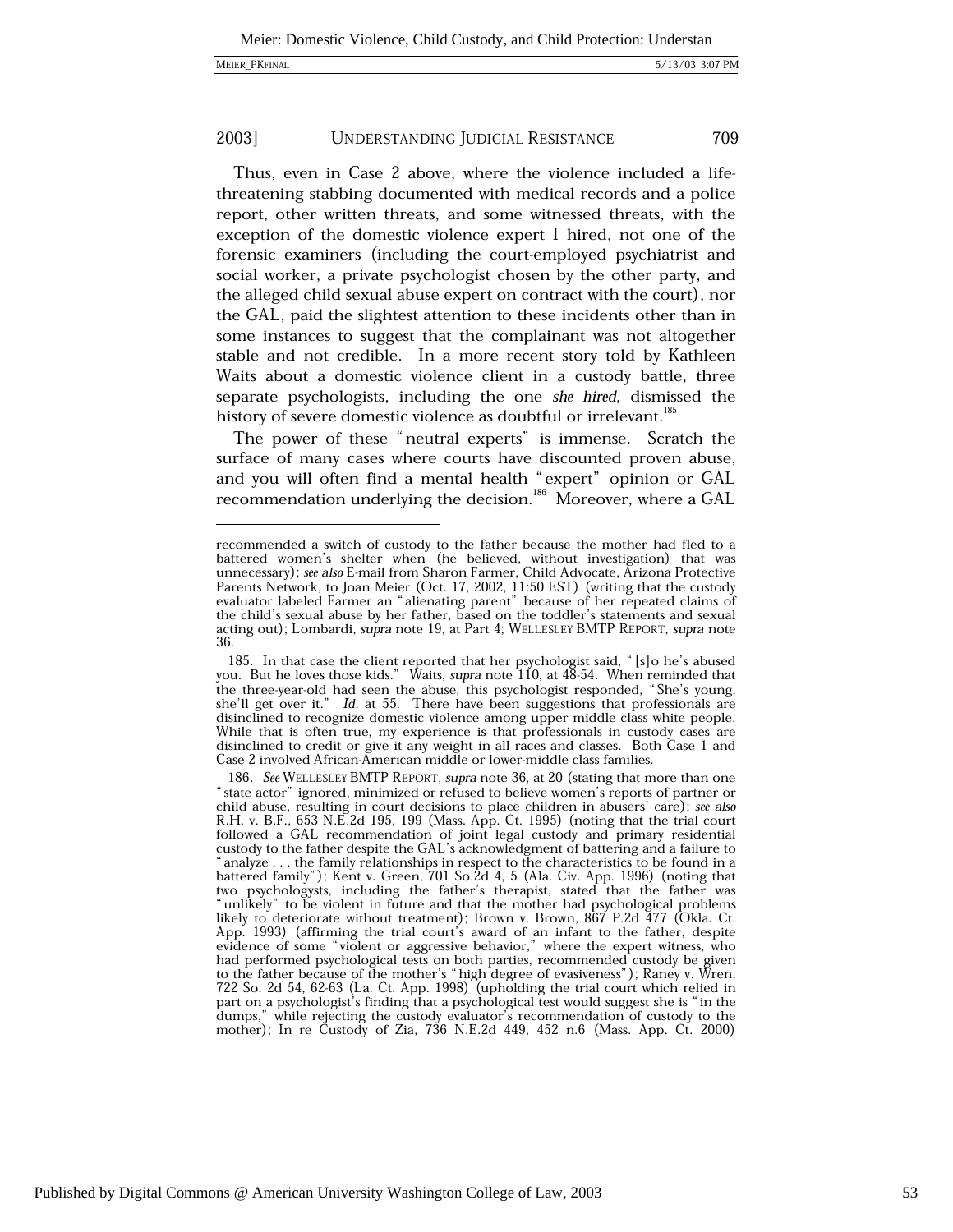Thus, even in Case 2 above, where the violence included a life-threatening stabbing documented with medical records and a police report, other written threats, and some witnessed threats, with the exception of the domestic violence expert I hired, not one of the forensic examiners (including the court-employed psychiatrist and social worker, a private psychologist chosen by the other party, and the alleged child sexual abuse expert on contract with the court), nor the GAL, paid the slightest attention to these incidents other than in some instances to suggest that the complainant was not altogether stable and not credible. In a more recent story told by Kathleen Waits about a domestic violence client in a custody battle, three separate psychologists, including the one *she hired*, dismissed the history of severe domestic violence as doubtful or irrelevant.[185]

The power of these "neutral experts" is immense. Scratch the surface of many cases where courts have discounted proven abuse, and you will often find a mental health "expert" opinion or GAL recommendation underlying the decision.[186] Moreover, where a GAL

---

recommended a switch of custody to the father because the mother had fled to a battered women's shelter when (he believed, without investigation) that was unnecessary); *see also* E-mail from Sharon Farmer, Child Advocate, Arizona Protective Parents Network, to Joan Meier (Oct. 17, 2002, 11:50 EST) (writing that the custody evaluator labeled Farmer an "alienating parent" because of her repeated claims of the child's sexual abuse by her father, based on the toddler's statements and sexual acting out); Lombardi, *supra* note 19, at Part 4; WELLESLEY BMTP REPORT, *supra* note 36.

185. In that case the client reported that her psychologist said, "[s]o he's abused you. But he loves those kids." Waits, *supra* note 110, at 48-54. When reminded that the three-year-old had seen the abuse, this psychologist responded, "She's young, she'll get over it." *Id.* at 55. There have been suggestions that professionals are disinclined to recognize domestic violence among upper middle class white people. While that is often true, my experience is that professionals in custody cases are disinclined to credit or give it any weight in all races and classes. Both Case 1 and Case 2 involved African-American middle or lower-middle class families.

186. *See* WELLESLEY BMTP REPORT, *supra* note 36, at 20 (stating that more than one "state actor" ignored, minimized or refused to believe women's reports of partner or child abuse, resulting in court decisions to place children in abusers' care); *see also* R.H. v. B.F., 653 N.E.2d 195, 199 (Mass. App. Ct. 1995) (noting that the trial court followed a GAL recommendation of joint legal custody and primary residential custody to the father despite the GAL's acknowledgment of battering and a failure to "analyze . . . the family relationships in respect to the characteristics to be found in a battered family"); Kent v. Green, 701 So.2d 4, 5 (Ala. Civ. App. 1996) (noting that two psychologysts, including the father's therapist, stated that the father was "unlikely" to be violent in future and that the mother had psychological problems likely to deteriorate without treatment); Brown v. Brown, 867 P.2d 477 (Okla. Ct. App. 1993) (affirming the trial court's award of an infant to the father, despite evidence of some "violent or aggressive behavior," where the expert witness, who had performed psychological tests on both parties, recommended custody be given to the father because of the mother's "high degree of evasiveness"); Raney v. Wren, 722 So. 2d 54, 62-63 (La. Ct. App. 1998) (upholding the trial court which relied in part on a psychologist's finding that a psychological test would suggest she is "in the dumps," while rejecting the custody evaluator's recommendation of custody to the mother); In re Custody of Zia, 736 N.E.2d 449, 452 n.6 (Mass. App. Ct. 2000)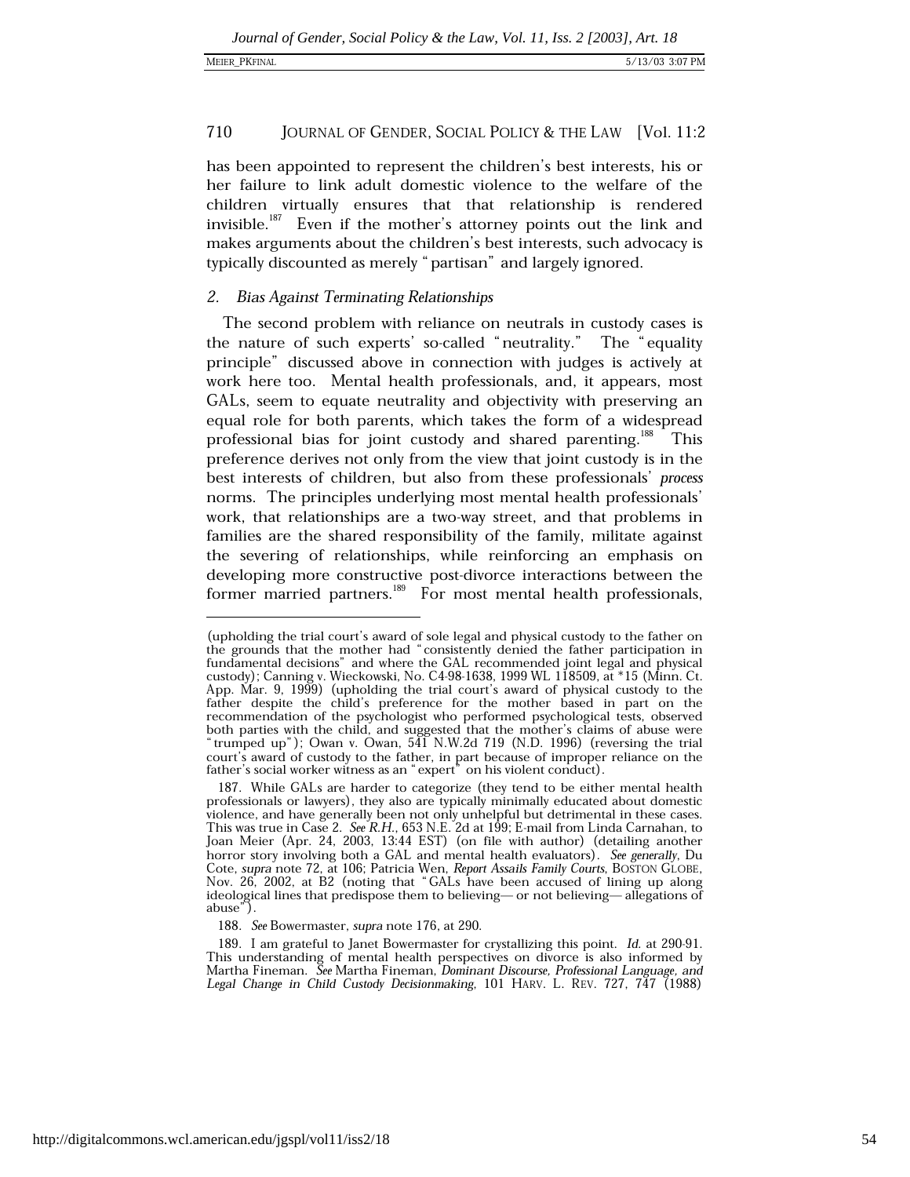has been appointed to represent the children's best interests, his or her failure to link adult domestic violence to the welfare of the children virtually ensures that that relationship is rendered invisible.[187] Even if the mother's attorney points out the link and makes arguments about the children's best interests, such advocacy is typically discounted as merely "partisan" and largely ignored.

### 2. *Bias Against Terminating Relationships*

The second problem with reliance on neutrals in custody cases is the nature of such experts' so-called "neutrality." The "equality principle" discussed above in connection with judges is actively at work here too. Mental health professionals, and, it appears, most GALs, seem to equate neutrality and objectivity with preserving an equal role for both parents, which takes the form of a widespread professional bias for joint custody and shared parenting.[188] This preference derives not only from the view that joint custody is in the best interests of children, but also from these professionals' *process* norms. The principles underlying most mental health professionals' work, that relationships are a two-way street, and that problems in families are the shared responsibility of the family, militate against the severing of relationships, while reinforcing an emphasis on developing more constructive post-divorce interactions between the former married partners.[189] For most mental health professionals,

---

(upholding the trial court's award of sole legal and physical custody to the father on the grounds that the mother had "consistently denied the father participation in fundamental decisions" and where the GAL recommended joint legal and physical custody); Canning v. Wieckowski, No. C4-98-1638, 1999 WL 118509, at *15 (Minn. Ct. App. Mar. 9, 1999) (upholding the trial court's award of physical custody to the father despite the child's preference for the mother based in part on the recommendation of the psychologist who performed psychological tests, observed both parties with the child, and suggested that the mother's claims of abuse were "trumped up"); Owan v. Owan, 541 N.W.2d 719 (N.D. 1996) (reversing the trial court's award of custody to the father, in part because of improper reliance on the father's social worker witness as an "expert" on his violent conduct).

187. While GALs are harder to categorize (they tend to be either mental health professionals or lawyers), they also are typically minimally educated about domestic violence, and have generally been not only unhelpful but detrimental in these cases. This was true in Case 2. *See R.H.*, 653 N.E. 2d at 199; E-mail from Linda Carnahan, to Joan Meier (Apr. 24, 2003, 13:44 EST) (on file with author) (detailing another horror story involving both a GAL and mental health evaluators). *See generally*, Du Cote, *supra* note 72, at 106; Patricia Wen, *Report Assails Family Courts*, BOSTON GLOBE, Nov. 26, 2002, at B2 (noting that "GALs have been accused of lining up along ideological lines that predispose them to believing— or not believing— allegations of abuse").

188. *See* Bowermaster, *supra* note 176, at 290.

189. I am grateful to Janet Bowermaster for crystallizing this point. *Id.* at 290-91. This understanding of mental health perspectives on divorce is also informed by Martha Fineman. *See* Martha Fineman, *Dominant Discourse, Professional Language, and Legal Change in Child Custody Decisionmaking*, 101 HARV. L. REV. 727, 747 (1988)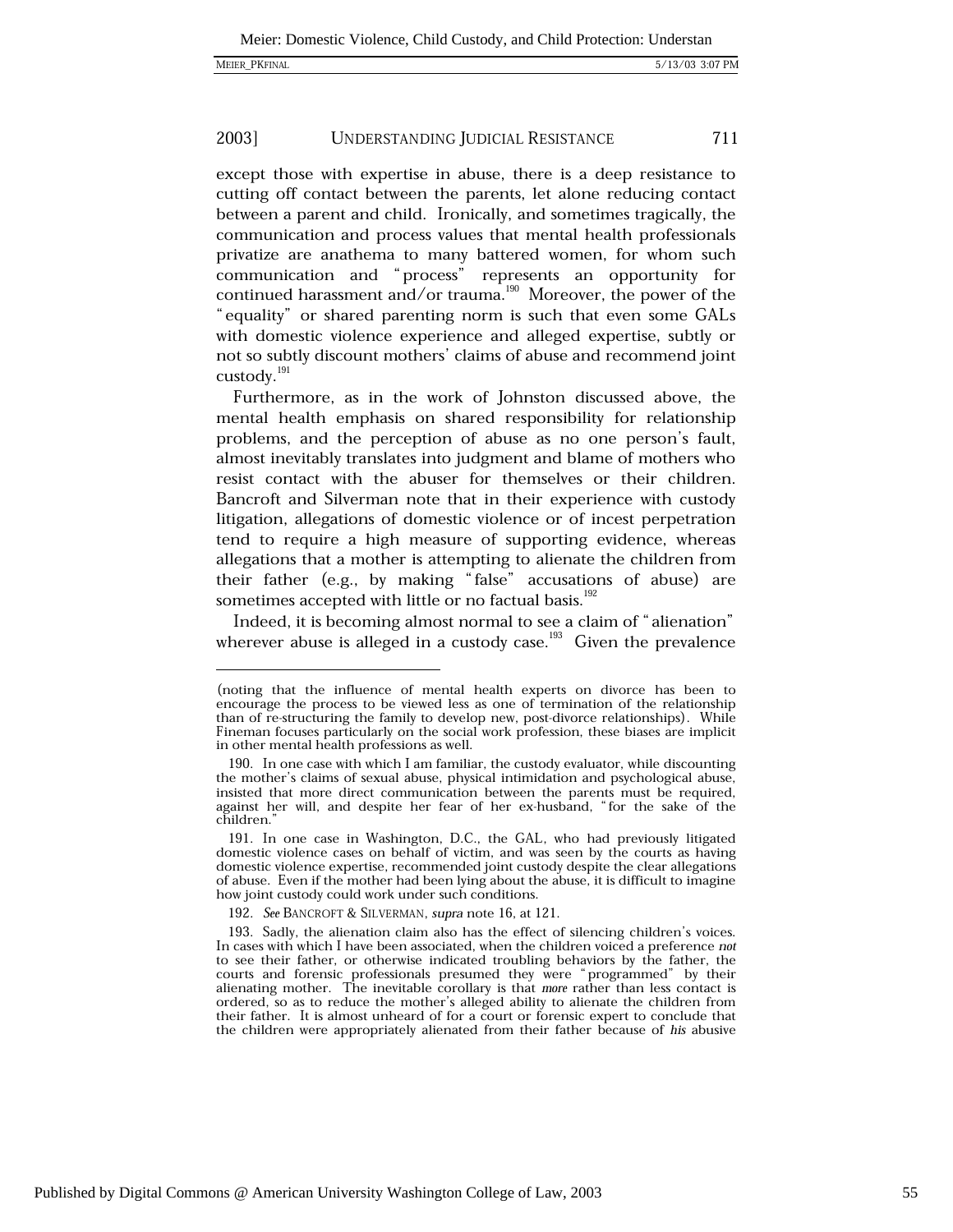except those with expertise in abuse, there is a deep resistance to cutting off contact between the parents, let alone reducing contact between a parent and child. Ironically, and sometimes tragically, the communication and process values that mental health professionals privatize are anathema to many battered women, for whom such communication and "process" represents an opportunity for continued harassment and/or trauma.[190] Moreover, the power of the "equality" or shared parenting norm is such that even some GALs with domestic violence experience and alleged expertise, subtly or not so subtly discount mothers' claims of abuse and recommend joint custody.[191]

Furthermore, as in the work of Johnston discussed above, the mental health emphasis on shared responsibility for relationship problems, and the perception of abuse as no one person's fault, almost inevitably translates into judgment and blame of mothers who resist contact with the abuser for themselves or their children. Bancroft and Silverman note that in their experience with custody litigation, allegations of domestic violence or of incest perpetration tend to require a high measure of supporting evidence, whereas allegations that a mother is attempting to alienate the children from their father (e.g., by making "false" accusations of abuse) are sometimes accepted with little or no factual basis.[192]

Indeed, it is becoming almost normal to see a claim of "alienation" wherever abuse is alleged in a custody case.[193] Given the prevalence

---

(noting that the influence of mental health experts on divorce has been to encourage the process to be viewed less as one of termination of the relationship than of re-structuring the family to develop new, post-divorce relationships). While Fineman focuses particularly on the social work profession, these biases are implicit in other mental health professions as well.

190. In one case with which I am familiar, the custody evaluator, while discounting the mother's claims of sexual abuse, physical intimidation and psychological abuse, insisted that more direct communication between the parents must be required, against her will, and despite her fear of her ex-husband, "for the sake of the children."

191. In one case in Washington, D.C., the GAL, who had previously litigated domestic violence cases on behalf of victim, and was seen by the courts as having domestic violence expertise, recommended joint custody despite the clear allegations of abuse. Even if the mother had been lying about the abuse, it is difficult to imagine how joint custody could work under such conditions.

192. *See* BANCROFT & SILVERMAN, *supra* note 16, at 121.

193. Sadly, the alienation claim also has the effect of silencing children's voices. In cases with which I have been associated, when the children voiced a preference *not* to see their father, or otherwise indicated troubling behaviors by the father, the courts and forensic professionals presumed they were "programmed" by their alienating mother. The inevitable corollary is that *more* rather than less contact is ordered, so as to reduce the mother's alleged ability to alienate the children from their father. It is almost unheard of for a court or forensic expert to conclude that the children were appropriately alienated from their father because of *his* abusive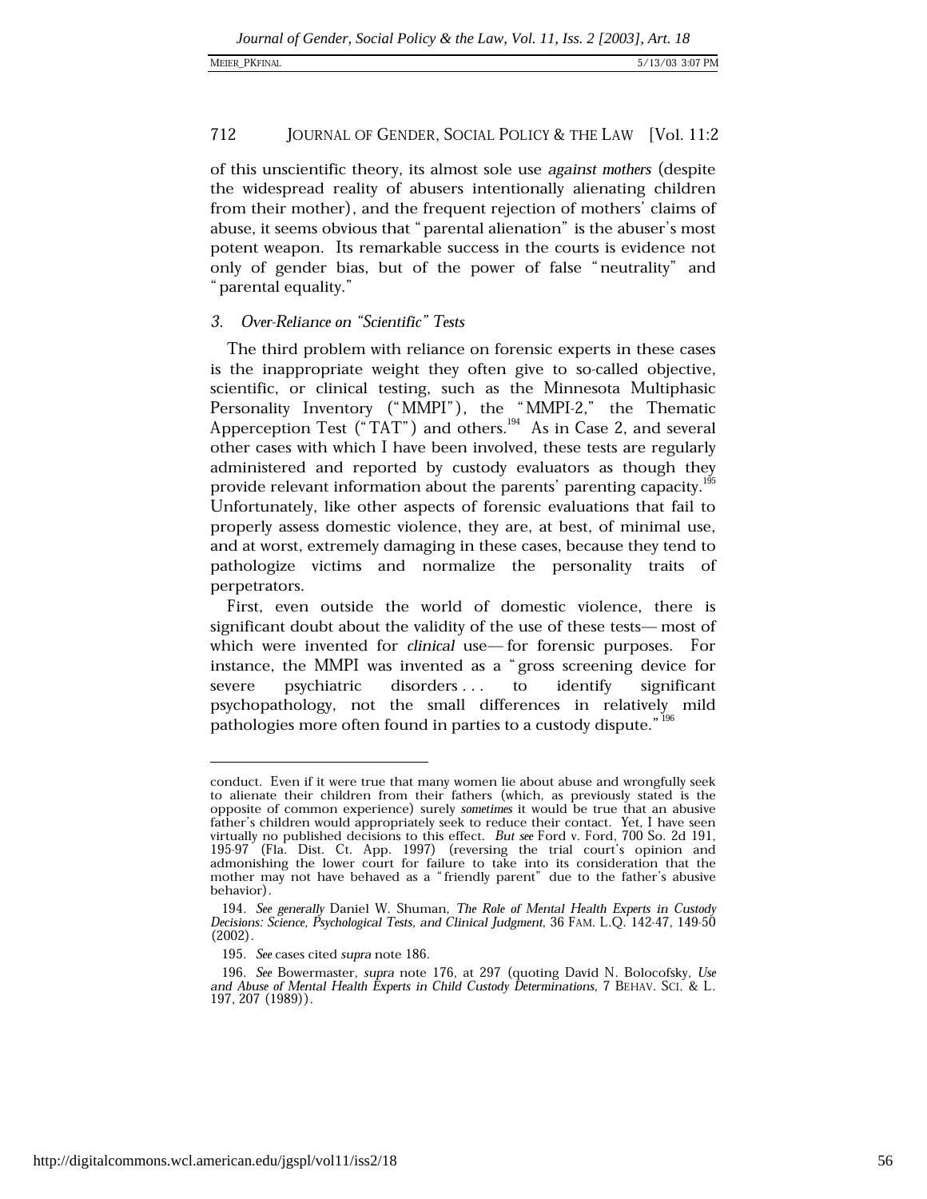of this unscientific theory, its almost sole use *against mothers* (despite the widespread reality of abusers intentionally alienating children from their mother), and the frequent rejection of mothers' claims of abuse, it seems obvious that "parental alienation" is the abuser's most potent weapon. Its remarkable success in the courts is evidence not only of gender bias, but of the power of false "neutrality" and "parental equality."

### 3. *Over-Reliance on "Scientific" Tests*

The third problem with reliance on forensic experts in these cases is the inappropriate weight they often give to so-called objective, scientific, or clinical testing, such as the Minnesota Multiphasic Personality Inventory ("MMPI"), the "MMPI-2," the Thematic Apperception Test ("TAT") and others.[194] As in Case 2, and several other cases with which I have been involved, these tests are regularly administered and reported by custody evaluators as though they provide relevant information about the parents' parenting capacity.[195] Unfortunately, like other aspects of forensic evaluations that fail to properly assess domestic violence, they are, at best, of minimal use, and at worst, extremely damaging in these cases, because they tend to pathologize victims and normalize the personality traits of perpetrators.

First, even outside the world of domestic violence, there is significant doubt about the validity of the use of these tests— most of which were invented for *clinical* use— for forensic purposes. For instance, the MMPI was invented as a "gross screening device for severe psychiatric disorders . . . to identify significant psychopathology, not the small differences in relatively mild pathologies more often found in parties to a custody dispute."[196]

---

conduct. Even if it were true that many women lie about abuse and wrongfully seek to alienate their children from their fathers (which, as previously stated is the opposite of common experience) surely *sometimes* it would be true that an abusive father's children would appropriately seek to reduce their contact. Yet, I have seen virtually no published decisions to this effect. *But see* Ford v. Ford, 700 So. 2d 191, 195-97 (Fla. Dist. Ct. App. 1997) (reversing the trial court's opinion and admonishing the lower court for failure to take into its consideration that the mother may not have behaved as a "friendly parent" due to the father's abusive behavior).

194. *See generally* Daniel W. Shuman, *The Role of Mental Health Experts in Custody Decisions: Science, Psychological Tests, and Clinical Judgment*, 36 FAM. L.Q. 142-47, 149-50 (2002).

195. *See* cases cited *supra* note 186.

196. *See* Bowermaster, *supra* note 176, at 297 (quoting David N. Bolocofsky, *Use and Abuse of Mental Health Experts in Child Custody Determinations*, 7 BEHAV. SCI. & L. 197, 207 (1989)).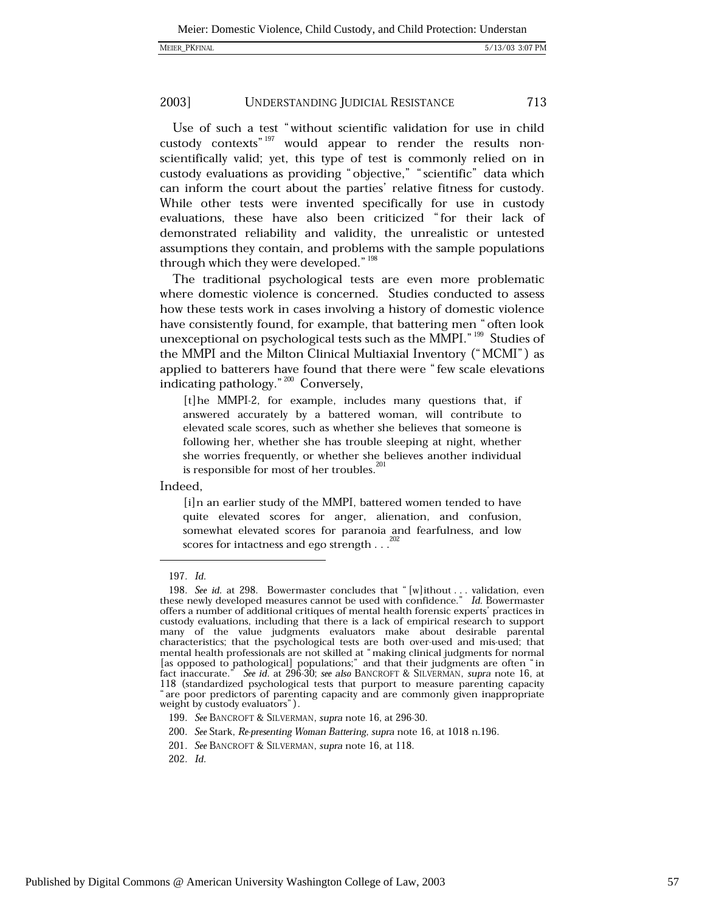Use of such a test "without scientific validation for use in child custody contexts"[197] would appear to render the results non-scientifically valid; yet, this type of test is commonly relied on in custody evaluations as providing "objective," "scientific" data which can inform the court about the parties' relative fitness for custody. While other tests were invented specifically for use in custody evaluations, these have also been criticized "for their lack of demonstrated reliability and validity, the unrealistic or untested assumptions they contain, and problems with the sample populations through which they were developed."[198]

The traditional psychological tests are even more problematic where domestic violence is concerned. Studies conducted to assess how these tests work in cases involving a history of domestic violence have consistently found, for example, that battering men "often look unexceptional on psychological tests such as the MMPI."[199] Studies of the MMPI and the Milton Clinical Multiaxial Inventory ("MCMI") as applied to batterers have found that there were "few scale elevations indicating pathology."[200] Conversely,

> [t]he MMPI-2, for example, includes many questions that, if answered accurately by a battered woman, will contribute to elevated scale scores, such as whether she believes that someone is following her, whether she has trouble sleeping at night, whether she worries frequently, or whether she believes another individual is responsible for most of her troubles.[201]

Indeed,

> [i]n an earlier study of the MMPI, battered women tended to have quite elevated scores for anger, alienation, and confusion, somewhat elevated scores for paranoia and fearfulness, and low scores for intactness and ego strength . . .[202]

---

197. *Id.*

198. *See id.* at 298. Bowermaster concludes that "[w]ithout . . . validation, even these newly developed measures cannot be used with confidence." *Id.* Bowermaster offers a number of additional critiques of mental health forensic experts' practices in custody evaluations, including that there is a lack of empirical research to support many of the value judgments evaluators make about desirable parental characteristics; that the psychological tests are both over-used and mis-used; that mental health professionals are not skilled at "making clinical judgments for normal [as opposed to pathological] populations;" and that their judgments are often "in fact inaccurate." *See id.* at 296-30; *see also* BANCROFT & SILVERMAN, *supra* note 16, at 118 (standardized psychological tests that purport to measure parenting capacity "are poor predictors of parenting capacity and are commonly given inappropriate weight by custody evaluators").

199. *See* BANCROFT & SILVERMAN, *supra* note 16, at 296-30.

200. *See* Stark, *Re-presenting Woman Battering*, *supra* note 16, at 1018 n.196.

201. *See* BANCROFT & SILVERMAN, *supra* note 16, at 118.

202. *Id.*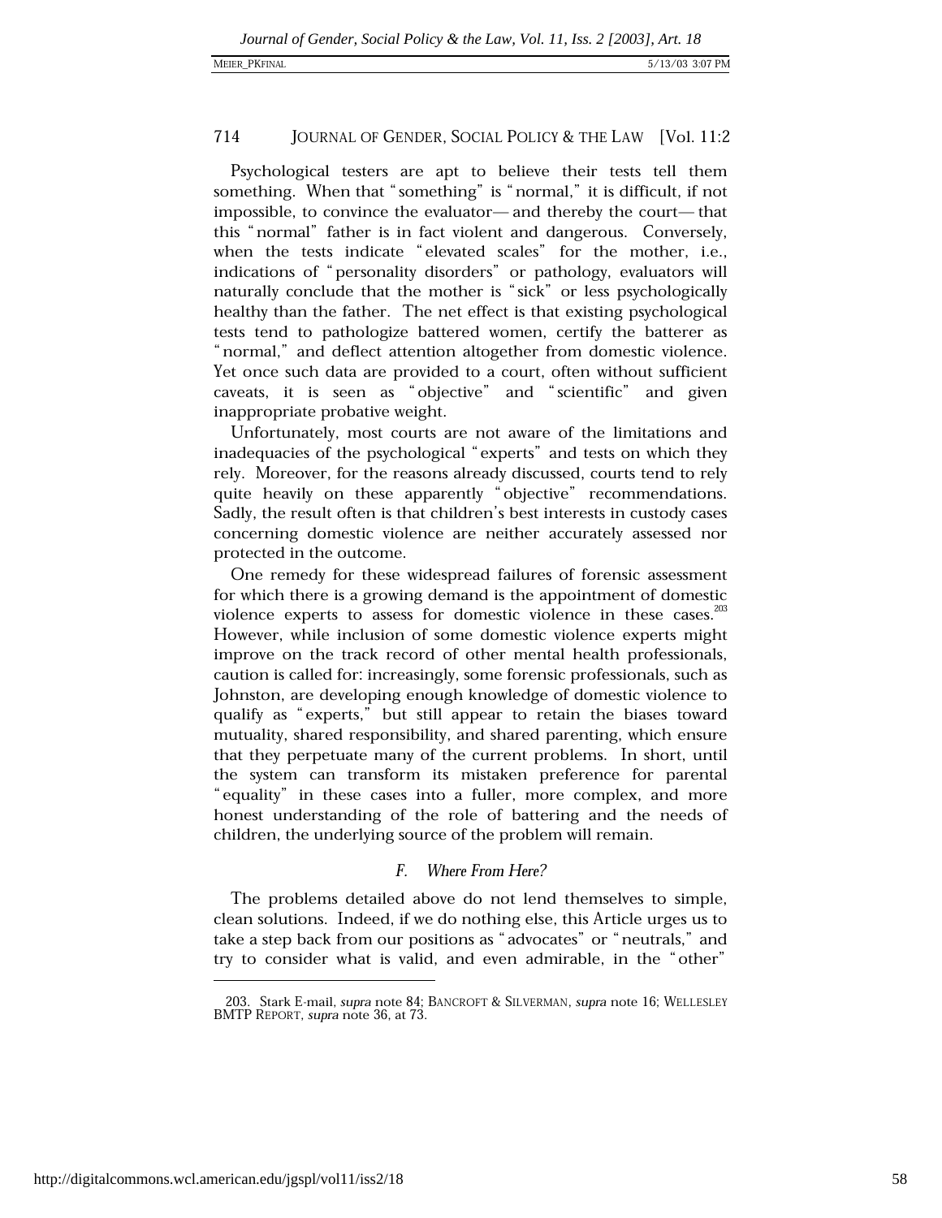Psychological testers are apt to believe their tests tell them something. When that "something" is "normal," it is difficult, if not impossible, to convince the evaluator— and thereby the court— that this "normal" father is in fact violent and dangerous. Conversely, when the tests indicate "elevated scales" for the mother, i.e., indications of "personality disorders" or pathology, evaluators will naturally conclude that the mother is "sick" or less psychologically healthy than the father. The net effect is that existing psychological tests tend to pathologize battered women, certify the batterer as "normal," and deflect attention altogether from domestic violence. Yet once such data are provided to a court, often without sufficient caveats, it is seen as "objective" and "scientific" and given inappropriate probative weight.

Unfortunately, most courts are not aware of the limitations and inadequacies of the psychological "experts" and tests on which they rely. Moreover, for the reasons already discussed, courts tend to rely quite heavily on these apparently "objective" recommendations. Sadly, the result often is that children's best interests in custody cases concerning domestic violence are neither accurately assessed nor protected in the outcome.

One remedy for these widespread failures of forensic assessment for which there is a growing demand is the appointment of domestic violence experts to assess for domestic violence in these cases.[203] However, while inclusion of some domestic violence experts might improve on the track record of other mental health professionals, caution is called for: increasingly, some forensic professionals, such as Johnston, are developing enough knowledge of domestic violence to qualify as "experts," but still appear to retain the biases toward mutuality, shared responsibility, and shared parenting, which ensure that they perpetuate many of the current problems. In short, until the system can transform its mistaken preference for parental "equality" in these cases into a fuller, more complex, and more honest understanding of the role of battering and the needs of children, the underlying source of the problem will remain.

### *F. Where From Here?*

The problems detailed above do not lend themselves to simple, clean solutions. Indeed, if we do nothing else, this Article urges us to take a step back from our positions as "advocates" or "neutrals," and try to consider what is valid, and even admirable, in the "other"

---

203. Stark E-mail, *supra* note 84; BANCROFT & SILVERMAN, *supra* note 16; WELLESLEY BMTP REPORT, *supra* note 36, at 73.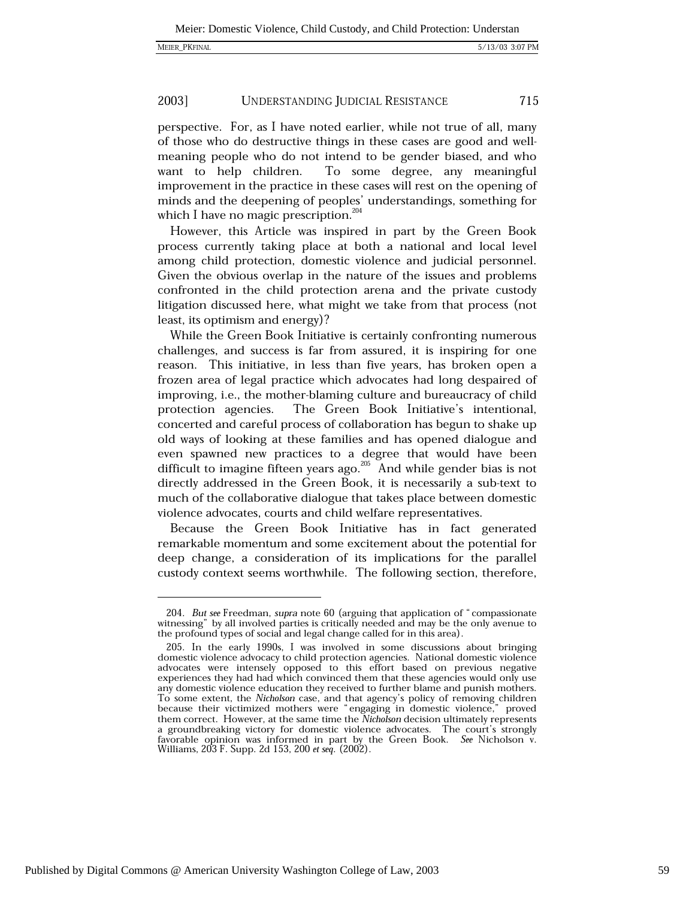perspective. For, as I have noted earlier, while not true of all, many of those who do destructive things in these cases are good and well-meaning people who do not intend to be gender biased, and who want to help children. To some degree, any meaningful improvement in the practice in these cases will rest on the opening of minds and the deepening of peoples' understandings, something for which I have no magic prescription.[204]

However, this Article was inspired in part by the Green Book process currently taking place at both a national and local level among child protection, domestic violence and judicial personnel. Given the obvious overlap in the nature of the issues and problems confronted in the child protection arena and the private custody litigation discussed here, what might we take from that process (not least, its optimism and energy)?

While the Green Book Initiative is certainly confronting numerous challenges, and success is far from assured, it is inspiring for one reason. This initiative, in less than five years, has broken open a frozen area of legal practice which advocates had long despaired of improving, i.e., the mother-blaming culture and bureaucracy of child protection agencies. The Green Book Initiative's intentional, concerted and careful process of collaboration has begun to shake up old ways of looking at these families and has opened dialogue and even spawned new practices to a degree that would have been difficult to imagine fifteen years ago.[205] And while gender bias is not directly addressed in the Green Book, it is necessarily a sub-text to much of the collaborative dialogue that takes place between domestic violence advocates, courts and child welfare representatives.

Because the Green Book Initiative has in fact generated remarkable momentum and some excitement about the potential for deep change, a consideration of its implications for the parallel custody context seems worthwhile. The following section, therefore,

---

204. *But see* Freedman, *supra* note 60 (arguing that application of "compassionate witnessing" by all involved parties is critically needed and may be the only avenue to the profound types of social and legal change called for in this area).

205. In the early 1990s, I was involved in some discussions about bringing domestic violence advocacy to child protection agencies. National domestic violence advocates were intensely opposed to this effort based on previous negative experiences they had had which convinced them that these agencies would only use any domestic violence education they received to further blame and punish mothers. To some extent, the *Nicholson* case, and that agency's policy of removing children because their victimized mothers were "engaging in domestic violence," proved them correct. However, at the same time the *Nicholson* decision ultimately represents a groundbreaking victory for domestic violence advocates. The court's strongly favorable opinion was informed in part by the Green Book. *See* Nicholson v. Williams, 203 F. Supp. 2d 153, 200 *et seq.* (2002).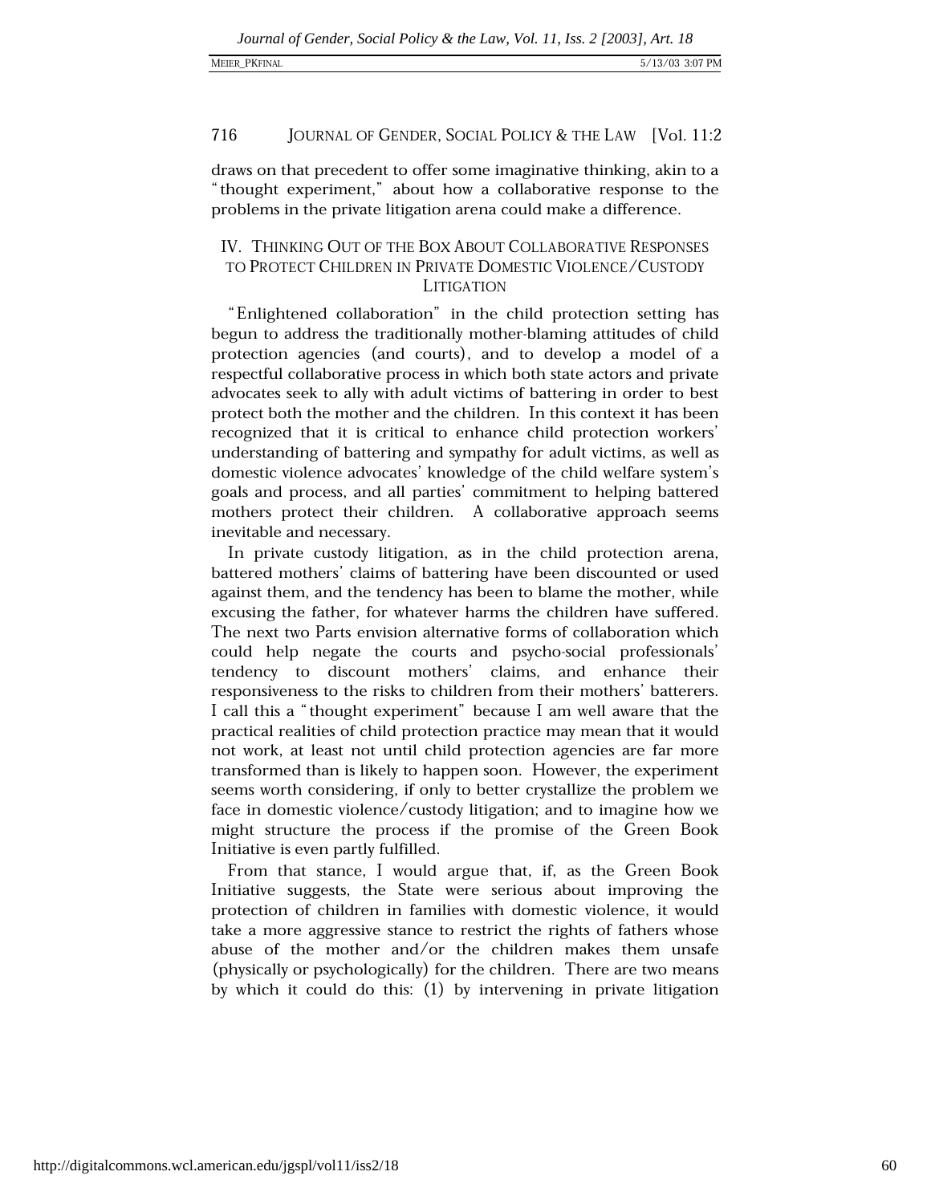draws on that precedent to offer some imaginative thinking, akin to a "thought experiment," about how a collaborative response to the problems in the private litigation arena could make a difference.

## IV. THINKING OUT OF THE BOX ABOUT COLLABORATIVE RESPONSES TO PROTECT CHILDREN IN PRIVATE DOMESTIC VIOLENCE/CUSTODY LITIGATION

"Enlightened collaboration" in the child protection setting has begun to address the traditionally mother-blaming attitudes of child protection agencies (and courts), and to develop a model of a respectful collaborative process in which both state actors and private advocates seek to ally with adult victims of battering in order to best protect both the mother and the children. In this context it has been recognized that it is critical to enhance child protection workers' understanding of battering and sympathy for adult victims, as well as domestic violence advocates' knowledge of the child welfare system's goals and process, and all parties' commitment to helping battered mothers protect their children. A collaborative approach seems inevitable and necessary.

In private custody litigation, as in the child protection arena, battered mothers' claims of battering have been discounted or used against them, and the tendency has been to blame the mother, while excusing the father, for whatever harms the children have suffered. The next two Parts envision alternative forms of collaboration which could help negate the courts and psycho-social professionals' tendency to discount mothers' claims, and enhance their responsiveness to the risks to children from their mothers' batterers. I call this a "thought experiment" because I am well aware that the practical realities of child protection practice may mean that it would not work, at least not until child protection agencies are far more transformed than is likely to happen soon. However, the experiment seems worth considering, if only to better crystallize the problem we face in domestic violence/custody litigation; and to imagine how we might structure the process if the promise of the Green Book Initiative is even partly fulfilled.

From that stance, I would argue that, if, as the Green Book Initiative suggests, the State were serious about improving the protection of children in families with domestic violence, it would take a more aggressive stance to restrict the rights of fathers whose abuse of the mother and/or the children makes them unsafe (physically or psychologically) for the children. There are two means by which it could do this: (1) by intervening in private litigation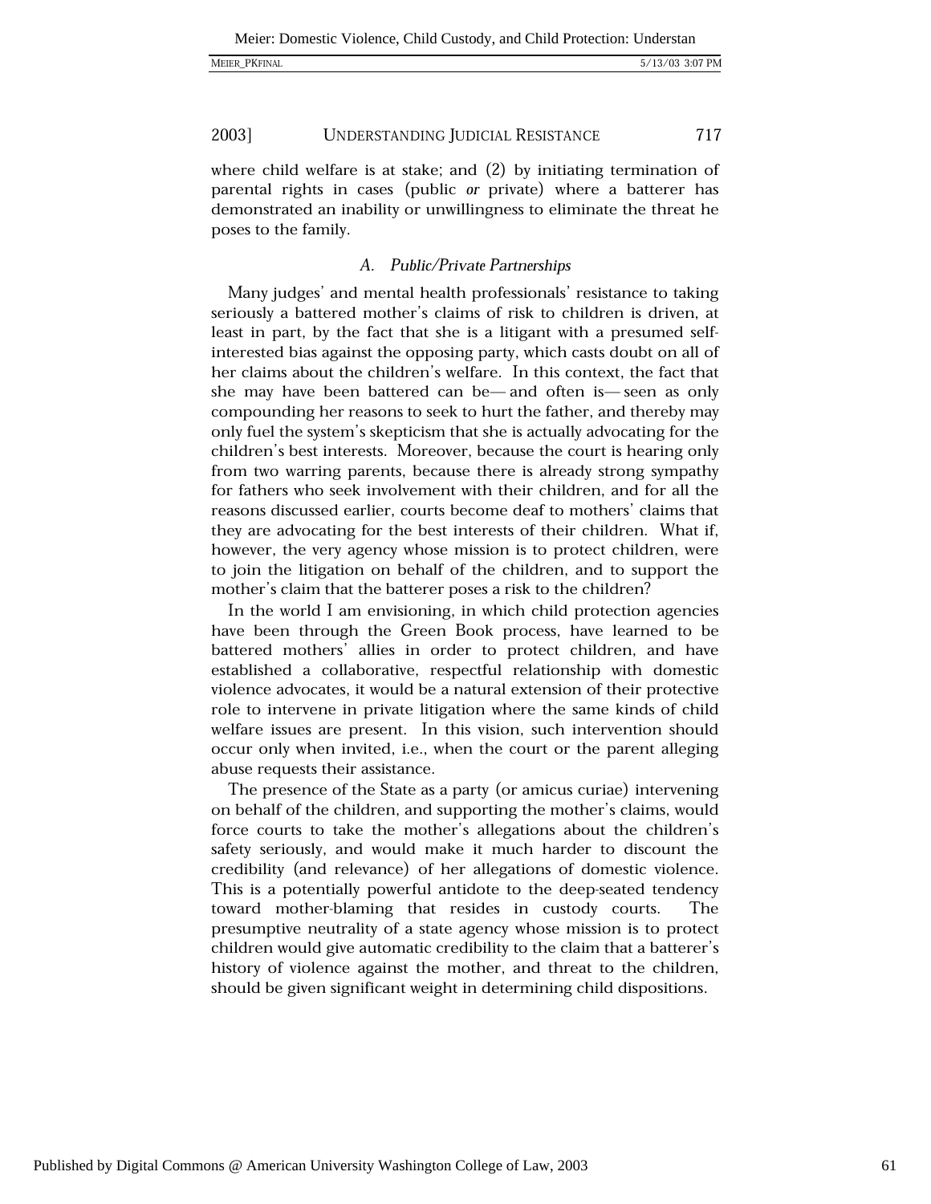where child welfare is at stake; and (2) by initiating termination of parental rights in cases (public *or* private) where a batterer has demonstrated an inability or unwillingness to eliminate the threat he poses to the family.

### *A. Public/Private Partnerships*

Many judges' and mental health professionals' resistance to taking seriously a battered mother's claims of risk to children is driven, at least in part, by the fact that she is a litigant with a presumed self-interested bias against the opposing party, which casts doubt on all of her claims about the children's welfare. In this context, the fact that she may have been battered can be— and often is— seen as only compounding her reasons to seek to hurt the father, and thereby may only fuel the system's skepticism that she is actually advocating for the children's best interests. Moreover, because the court is hearing only from two warring parents, because there is already strong sympathy for fathers who seek involvement with their children, and for all the reasons discussed earlier, courts become deaf to mothers' claims that they are advocating for the best interests of their children. What if, however, the very agency whose mission is to protect children, were to join the litigation on behalf of the children, and to support the mother's claim that the batterer poses a risk to the children?

In the world I am envisioning, in which child protection agencies have been through the Green Book process, have learned to be battered mothers' allies in order to protect children, and have established a collaborative, respectful relationship with domestic violence advocates, it would be a natural extension of their protective role to intervene in private litigation where the same kinds of child welfare issues are present. In this vision, such intervention should occur only when invited, i.e., when the court or the parent alleging abuse requests their assistance.

The presence of the State as a party (or amicus curiae) intervening on behalf of the children, and supporting the mother's claims, would force courts to take the mother's allegations about the children's safety seriously, and would make it much harder to discount the credibility (and relevance) of her allegations of domestic violence. This is a potentially powerful antidote to the deep-seated tendency toward mother-blaming that resides in custody courts. The presumptive neutrality of a state agency whose mission is to protect children would give automatic credibility to the claim that a batterer's history of violence against the mother, and threat to the children, should be given significant weight in determining child dispositions.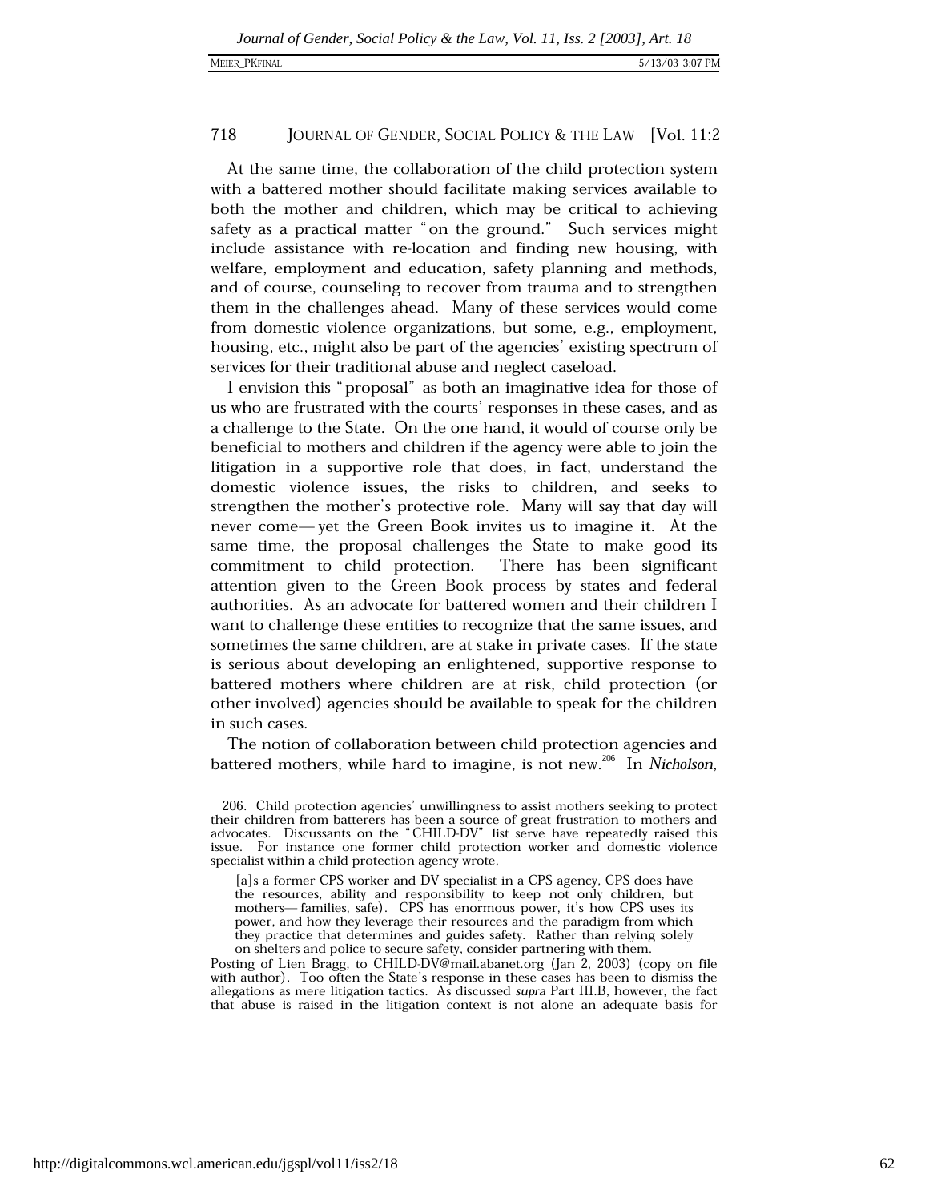At the same time, the collaboration of the child protection system with a battered mother should facilitate making services available to both the mother and children, which may be critical to achieving safety as a practical matter "on the ground." Such services might include assistance with re-location and finding new housing, with welfare, employment and education, safety planning and methods, and of course, counseling to recover from trauma and to strengthen them in the challenges ahead. Many of these services would come from domestic violence organizations, but some, e.g., employment, housing, etc., might also be part of the agencies' existing spectrum of services for their traditional abuse and neglect caseload.

I envision this "proposal" as both an imaginative idea for those of us who are frustrated with the courts' responses in these cases, and as a challenge to the State. On the one hand, it would of course only be beneficial to mothers and children if the agency were able to join the litigation in a supportive role that does, in fact, understand the domestic violence issues, the risks to children, and seeks to strengthen the mother's protective role. Many will say that day will never come— yet the Green Book invites us to imagine it. At the same time, the proposal challenges the State to make good its commitment to child protection. There has been significant attention given to the Green Book process by states and federal authorities. As an advocate for battered women and their children I want to challenge these entities to recognize that the same issues, and sometimes the same children, are at stake in private cases. If the state is serious about developing an enlightened, supportive response to battered mothers where children are at risk, child protection (or other involved) agencies should be available to speak for the children in such cases.

The notion of collaboration between child protection agencies and battered mothers, while hard to imagine, is not new.[206] In *Nicholson*,

---

206. Child protection agencies' unwillingness to assist mothers seeking to protect their children from batterers has been a source of great frustration to mothers and advocates. Discussants on the "CHILD-DV" list serve have repeatedly raised this issue. For instance one former child protection worker and domestic violence specialist within a child protection agency wrote,

> [a]s a former CPS worker and DV specialist in a CPS agency, CPS does have the resources, ability and responsibility to keep not only children, but mothers— families, safe). CPS has enormous power, it's how CPS uses its power, and how they leverage their resources and the paradigm from which they practice that determines and guides safety. Rather than relying solely on shelters and police to secure safety, consider partnering with them.

Posting of Lien Bragg, to CHILD-DV@mail.abanet.org (Jan 2, 2003) (copy on file with author). Too often the State's response in these cases has been to dismiss the allegations as mere litigation tactics. As discussed *supra* Part III.B, however, the fact that abuse is raised in the litigation context is not alone an adequate basis for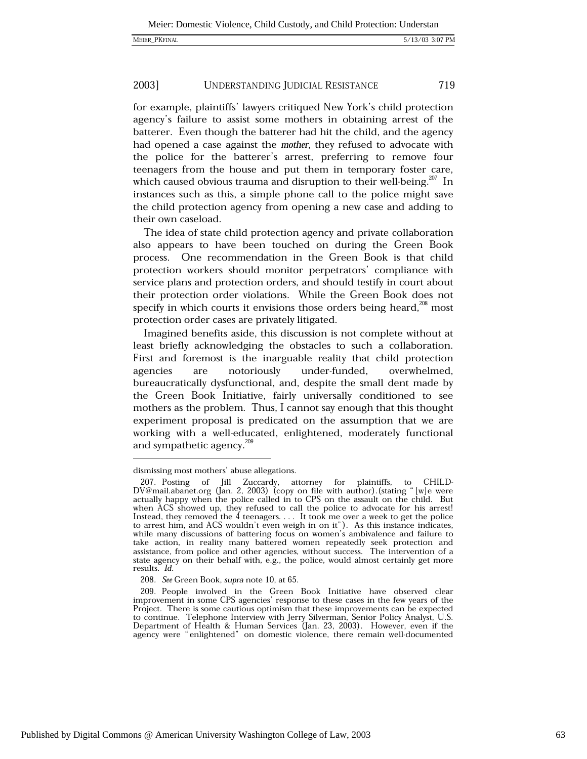for example, plaintiffs' lawyers critiqued New York's child protection agency's failure to assist some mothers in obtaining arrest of the batterer. Even though the batterer had hit the child, and the agency had opened a case against the *mother*, they refused to advocate with the police for the batterer's arrest, preferring to remove four teenagers from the house and put them in temporary foster care, which caused obvious trauma and disruption to their well-being.[207] In instances such as this, a simple phone call to the police might save the child protection agency from opening a new case and adding to their own caseload.

The idea of state child protection agency and private collaboration also appears to have been touched on during the Green Book process. One recommendation in the Green Book is that child protection workers should monitor perpetrators' compliance with service plans and protection orders, and should testify in court about their protection order violations. While the Green Book does not specify in which courts it envisions those orders being heard,[208] most protection order cases are privately litigated.

Imagined benefits aside, this discussion is not complete without at least briefly acknowledging the obstacles to such a collaboration. First and foremost is the inarguable reality that child protection agencies are notoriously under-funded, overwhelmed, bureaucratically dysfunctional, and, despite the small dent made by the Green Book Initiative, fairly universally conditioned to see mothers as the problem. Thus, I cannot say enough that this thought experiment proposal is predicated on the assumption that we are working with a well-educated, enlightened, moderately functional and sympathetic agency.[209]

---

dismissing most mothers' abuse allegations.

207. Posting of Jill Zuccardy, attorney for plaintiffs, to CHILD-DV@mail.abanet.org (Jan. 2, 2003) (copy on file with author).(stating "[w]e were actually happy when the police called in to CPS on the assault on the child. But when ACS showed up, they refused to call the police to advocate for his arrest! Instead, they removed the 4 teenagers. . . . It took me over a week to get the police to arrest him, and ACS wouldn't even weigh in on it"). As this instance indicates, while many discussions of battering focus on women's ambivalence and failure to take action, in reality many battered women repeatedly seek protection and assistance, from police and other agencies, without success. The intervention of a state agency on their behalf with, e.g., the police, would almost certainly get more results. *Id.*

208. *See* Green Book, *supra* note 10, at 65.

209. People involved in the Green Book Initiative have observed clear improvement in some CPS agencies' response to these cases in the few years of the Project. There is some cautious optimism that these improvements can be expected to continue. Telephone Interview with Jerry Silverman, Senior Policy Analyst, U.S. Department of Health & Human Services (Jan. 23, 2003). However, even if the agency were "enlightened" on domestic violence, there remain well-documented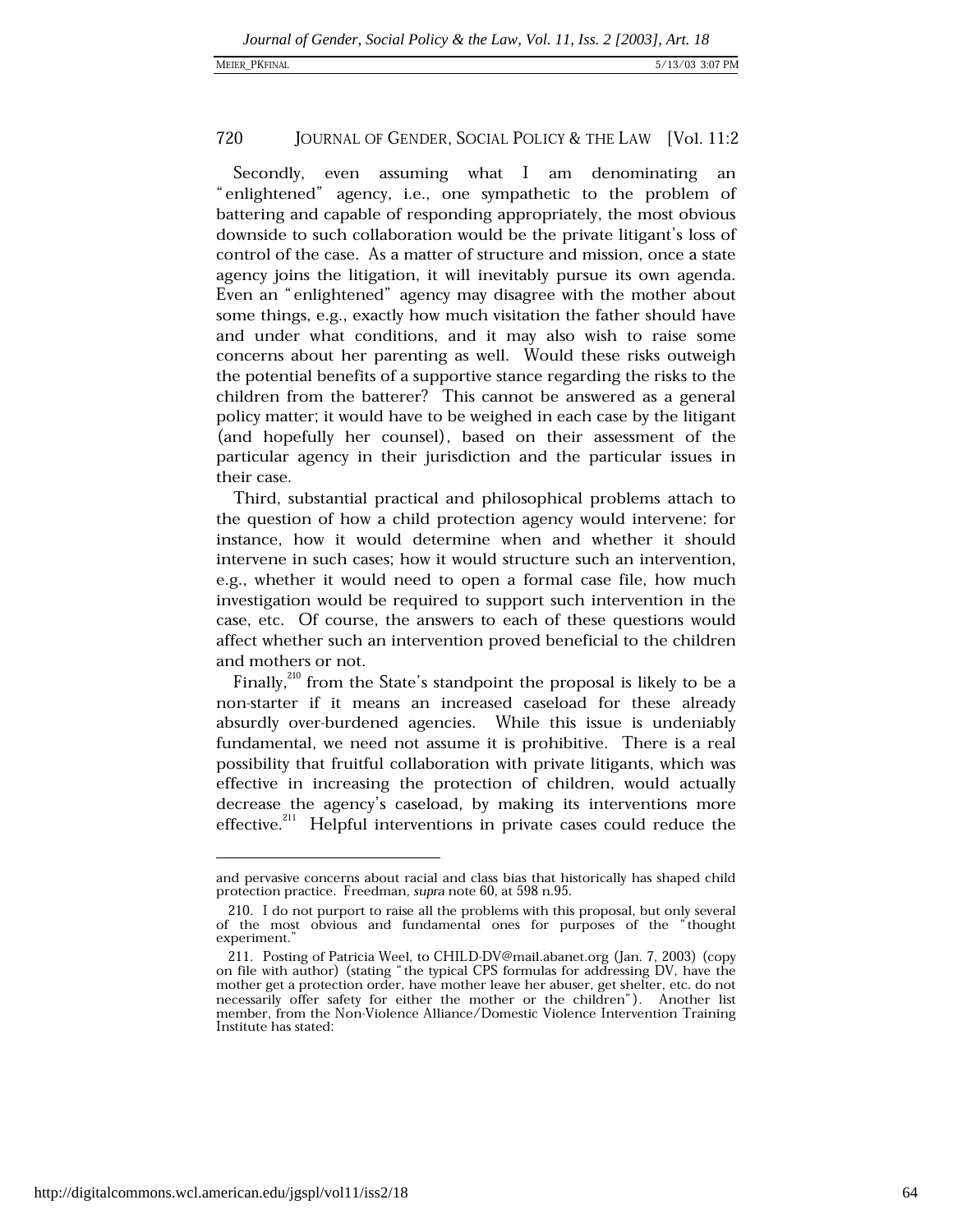Secondly, even assuming what I am denominating an "enlightened" agency, i.e., one sympathetic to the problem of battering and capable of responding appropriately, the most obvious downside to such collaboration would be the private litigant's loss of control of the case. As a matter of structure and mission, once a state agency joins the litigation, it will inevitably pursue its own agenda. Even an "enlightened" agency may disagree with the mother about some things, e.g., exactly how much visitation the father should have and under what conditions, and it may also wish to raise some concerns about her parenting as well. Would these risks outweigh the potential benefits of a supportive stance regarding the risks to the children from the batterer? This cannot be answered as a general policy matter; it would have to be weighed in each case by the litigant (and hopefully her counsel), based on their assessment of the particular agency in their jurisdiction and the particular issues in their case.

Third, substantial practical and philosophical problems attach to the question of how a child protection agency would intervene: for instance, how it would determine when and whether it should intervene in such cases; how it would structure such an intervention, e.g., whether it would need to open a formal case file, how much investigation would be required to support such intervention in the case, etc. Of course, the answers to each of these questions would affect whether such an intervention proved beneficial to the children and mothers or not.

Finally,[210] from the State's standpoint the proposal is likely to be a non-starter if it means an increased caseload for these already absurdly over-burdened agencies. While this issue is undeniably fundamental, we need not assume it is prohibitive. There is a real possibility that fruitful collaboration with private litigants, which was effective in increasing the protection of children, would actually decrease the agency's caseload, by making its interventions more effective.[211] Helpful interventions in private cases could reduce the

---

and pervasive concerns about racial and class bias that historically has shaped child protection practice. Freedman, *supra* note 60, at 598 n.95.

210. I do not purport to raise all the problems with this proposal, but only several of the most obvious and fundamental ones for purposes of the "thought experiment."

211. Posting of Patricia Weel, to CHILD-DV@mail.abanet.org (Jan. 7, 2003) (copy on file with author) (stating "the typical CPS formulas for addressing DV, have the mother get a protection order, have mother leave her abuser, get shelter, etc. do not necessarily offer safety for either the mother or the children"). Another list member, from the Non-Violence Alliance/Domestic Violence Intervention Training Institute has stated: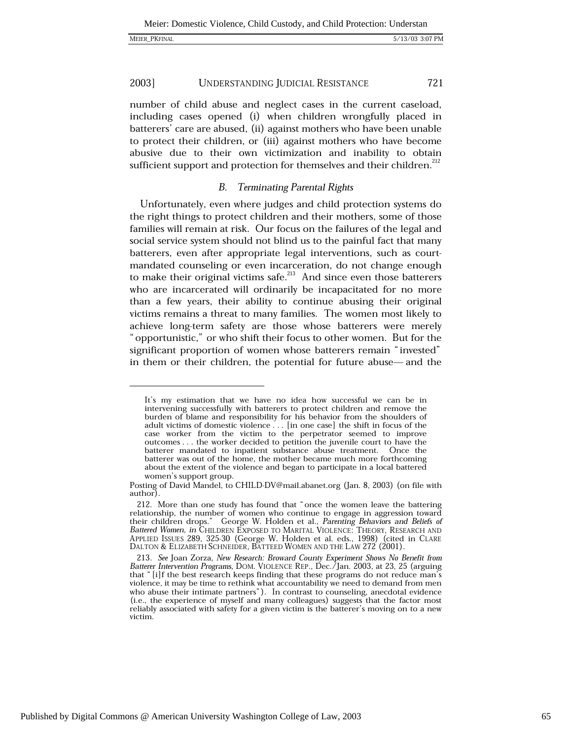number of child abuse and neglect cases in the current caseload, including cases opened (i) when children wrongfully placed in batterers' care are abused, (ii) against mothers who have been unable to protect their children, or (iii) against mothers who have become abusive due to their own victimization and inability to obtain sufficient support and protection for themselves and their children.[212]

### *B. Terminating Parental Rights*

Unfortunately, even where judges and child protection systems do the right things to protect children and their mothers, some of those families will remain at risk. Our focus on the failures of the legal and social service system should not blind us to the painful fact that many batterers, even after appropriate legal interventions, such as court-mandated counseling or even incarceration, do not change enough to make their original victims safe.[213] And since even those batterers who are incarcerated will ordinarily be incapacitated for no more than a few years, their ability to continue abusing their original victims remains a threat to many families. The women most likely to achieve long-term safety are those whose batterers were merely "opportunistic," or who shift their focus to other women. But for the significant proportion of women whose batterers remain "invested" in them or their children, the potential for future abuse— and the

---

> It's my estimation that we have no idea how successful we can be in intervening successfully with batterers to protect children and remove the burden of blame and responsibility for his behavior from the shoulders of adult victims of domestic violence . . . [in one case] the shift in focus of the case worker from the victim to the perpetrator seemed to improve outcomes . . . the worker decided to petition the juvenile court to have the batterer mandated to inpatient substance abuse treatment. Once the batterer was out of the home, the mother became much more forthcoming about the extent of the violence and began to participate in a local battered women's support group.

Posting of David Mandel, to CHILD-DV@mail.abanet.org (Jan. 8, 2003) (on file with author).

212. More than one study has found that "once the women leave the battering relationship, the number of women who continue to engage in aggression toward their children drops." George W. Holden et al., *Parenting Behaviors and Beliefs of Battered Women*, *in* CHILDREN EXPOSED TO MARITAL VIOLENCE: THEORY, RESEARCH AND APPLIED ISSUES 289, 325-30 (George W. Holden et al. eds., 1998) (cited in CLARE DALTON & ELIZABETH SCHNEIDER, BATTEED WOMEN AND THE LAW 272 (2001).

213. *See* Joan Zorza, *New Research: Broward County Experiment Shows No Benefit from Batterer Intervention Programs*, DOM. VIOLENCE REP., Dec./Jan. 2003, at 23, 25 (arguing that "[i]f the best research keeps finding that these programs do not reduce man's violence, it may be time to rethink what accountability we need to demand from men who abuse their intimate partners"). In contrast to counseling, anecdotal evidence (i.e., the experience of myself and many colleagues) suggests that the factor most reliably associated with safety for a given victim is the batterer's moving on to a new victim.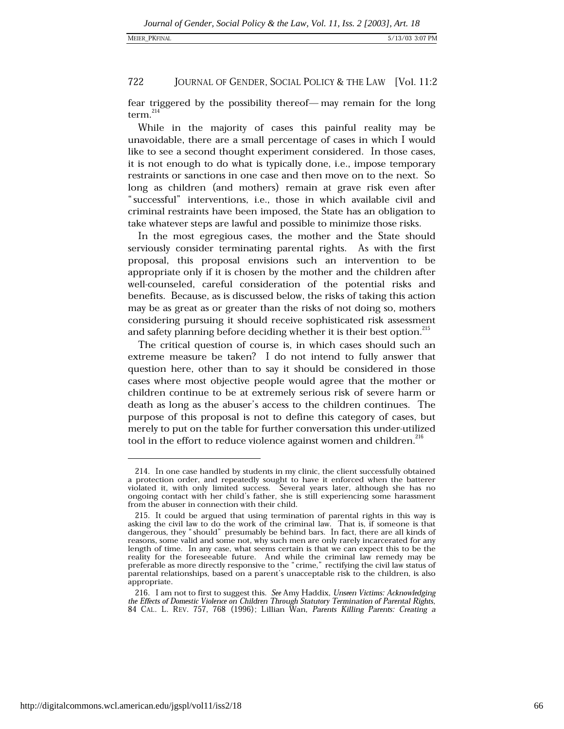fear triggered by the possibility thereof— may remain for the long term.[214]

While in the majority of cases this painful reality may be unavoidable, there are a small percentage of cases in which I would like to see a second thought experiment considered. In those cases, it is not enough to do what is typically done, i.e., impose temporary restraints or sanctions in one case and then move on to the next. So long as children (and mothers) remain at grave risk even after "successful" interventions, i.e., those in which available civil and criminal restraints have been imposed, the State has an obligation to take whatever steps are lawful and possible to minimize those risks.

In the most egregious cases, the mother and the State should serviously consider terminating parental rights. As with the first proposal, this proposal envisions such an intervention to be appropriate only if it is chosen by the mother and the children after well-counseled, careful consideration of the potential risks and benefits. Because, as is discussed below, the risks of taking this action may be as great as or greater than the risks of not doing so, mothers considering pursuing it should receive sophisticated risk assessment and safety planning before deciding whether it is their best option.[215]

The critical question of course is, in which cases should such an extreme measure be taken? I do not intend to fully answer that question here, other than to say it should be considered in those cases where most objective people would agree that the mother or children continue to be at extremely serious risk of severe harm or death as long as the abuser's access to the children continues. The purpose of this proposal is not to define this category of cases, but merely to put on the table for further conversation this under-utilized tool in the effort to reduce violence against women and children.[216]

---

214. In one case handled by students in my clinic, the client successfully obtained a protection order, and repeatedly sought to have it enforced when the batterer violated it, with only limited success. Several years later, although she has no ongoing contact with her child's father, she is still experiencing some harassment from the abuser in connection with their child.

215. It could be argued that using termination of parental rights in this way is asking the civil law to do the work of the criminal law. That is, if someone is that dangerous, they "should" presumably be behind bars. In fact, there are all kinds of reasons, some valid and some not, why such men are only rarely incarcerated for any length of time. In any case, what seems certain is that we can expect this to be the reality for the foreseeable future. And while the criminal law remedy may be preferable as more directly responsive to the "crime," rectifying the civil law status of parental relationships, based on a parent's unacceptable risk to the children, is also appropriate.

216. I am not to first to suggest this. *See* Amy Haddix, *Unseen Victims: Acknowledging the Effects of Domestic Violence on Children Through Statutory Termination of Parental Rights*, 84 CAL. L. REV. 757, 768 (1996); Lillian Wan, *Parents Killing Parents: Creating a*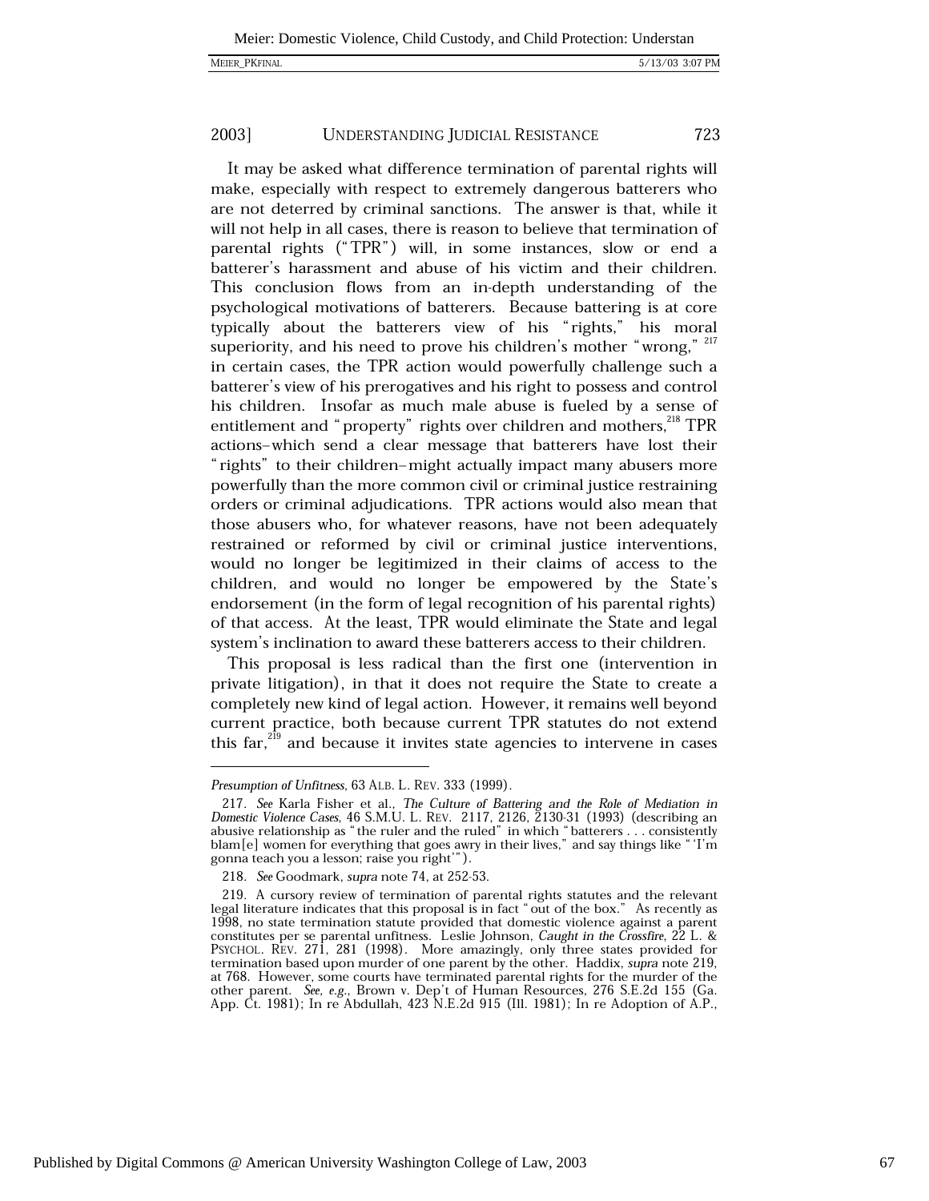It may be asked what difference termination of parental rights will make, especially with respect to extremely dangerous batterers who are not deterred by criminal sanctions. The answer is that, while it will not help in all cases, there is reason to believe that termination of parental rights ("TPR") will, in some instances, slow or end a batterer's harassment and abuse of his victim and their children. This conclusion flows from an in-depth understanding of the psychological motivations of batterers. Because battering is at core typically about the batterers view of his "rights," his moral superiority, and his need to prove his children's mother "wrong,"[217] in certain cases, the TPR action would powerfully challenge such a batterer's view of his prerogatives and his right to possess and control his children. Insofar as much male abuse is fueled by a sense of entitlement and "property" rights over children and mothers,[218] TPR actions–which send a clear message that batterers have lost their "rights" to their children–might actually impact many abusers more powerfully than the more common civil or criminal justice restraining orders or criminal adjudications. TPR actions would also mean that those abusers who, for whatever reasons, have not been adequately restrained or reformed by civil or criminal justice interventions, would no longer be legitimized in their claims of access to the children, and would no longer be empowered by the State's endorsement (in the form of legal recognition of his parental rights) of that access. At the least, TPR would eliminate the State and legal system's inclination to award these batterers access to their children.

This proposal is less radical than the first one (intervention in private litigation), in that it does not require the State to create a completely new kind of legal action. However, it remains well beyond current practice, both because current TPR statutes do not extend this far,[219] and because it invites state agencies to intervene in cases

---

*Presumption of Unfitness*, 63 ALB. L. REV. 333 (1999).

217. *See* Karla Fisher et al., *The Culture of Battering and the Role of Mediation in Domestic Violence Cases*, 46 S.M.U. L. REV. 2117, 2126, 2130-31 (1993) (describing an abusive relationship as "the ruler and the ruled" in which "batterers . . . consistently blam[e] women for everything that goes awry in their lives," and say things like "'I'm gonna teach you a lesson; raise you right'").

218. *See* Goodmark, *supra* note 74, at 252-53.

219. A cursory review of termination of parental rights statutes and the relevant legal literature indicates that this proposal is in fact "out of the box." As recently as 1998, no state termination statute provided that domestic violence against a parent constitutes per se parental unfitness. Leslie Johnson, *Caught in the Crossfire*, 22 L. & PSYCHOL. REV. 271, 281 (1998). More amazingly, only three states provided for termination based upon murder of one parent by the other. Haddix, *supra* note 219, at 768. However, some courts have terminated parental rights for the murder of the other parent. *See, e.g.*, Brown v. Dep't of Human Resources, 276 S.E.2d 155 (Ga. App. Ct. 1981); In re Abdullah, 423 N.E.2d 915 (Ill. 1981); In re Adoption of A.P.,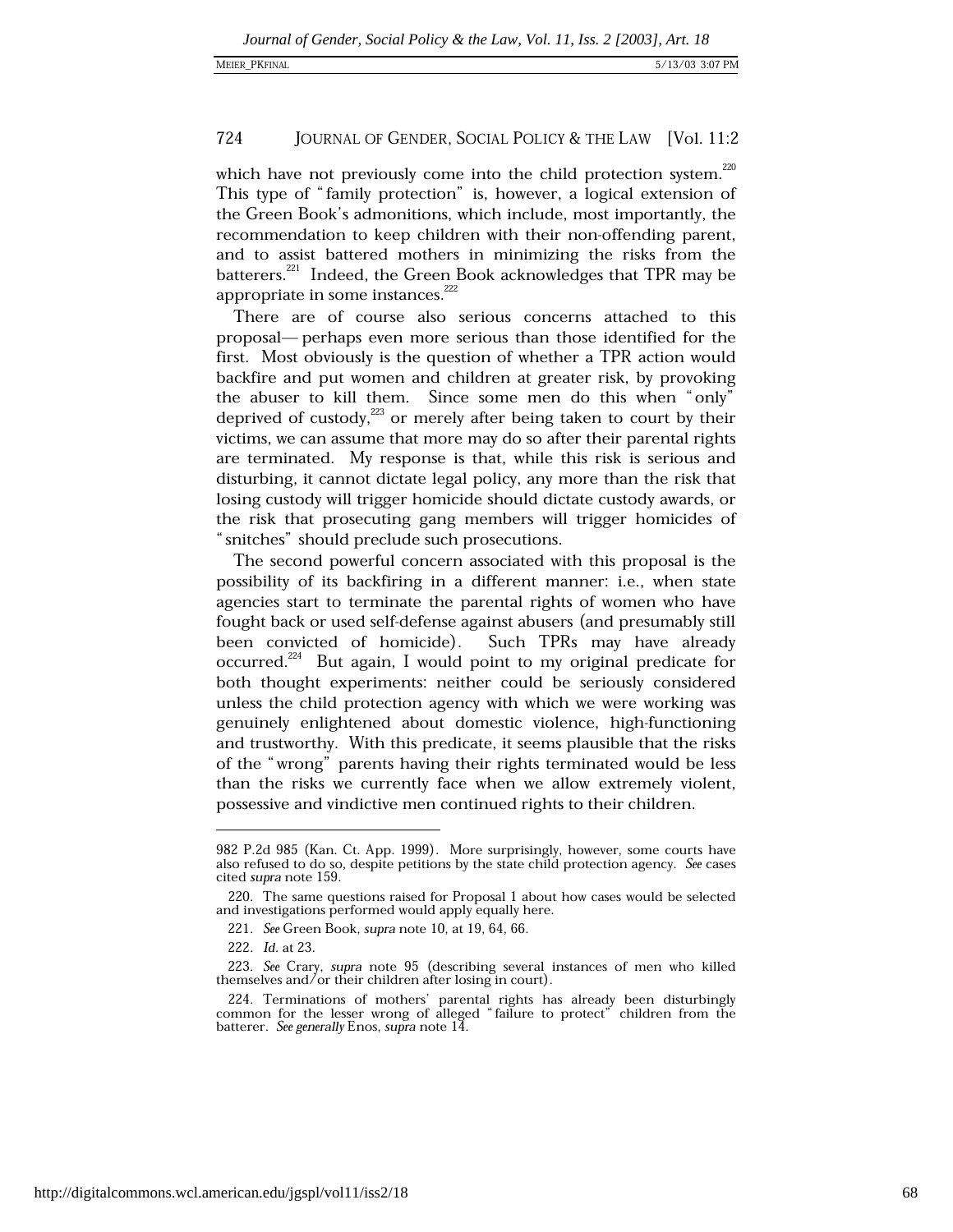which have not previously come into the child protection system.[220] This type of "family protection" is, however, a logical extension of the Green Book's admonitions, which include, most importantly, the recommendation to keep children with their non-offending parent, and to assist battered mothers in minimizing the risks from the batterers.[221] Indeed, the Green Book acknowledges that TPR may be appropriate in some instances.[222]

There are of course also serious concerns attached to this proposal— perhaps even more serious than those identified for the first. Most obviously is the question of whether a TPR action would backfire and put women and children at greater risk, by provoking the abuser to kill them. Since some men do this when "only" deprived of custody,[223] or merely after being taken to court by their victims, we can assume that more may do so after their parental rights are terminated. My response is that, while this risk is serious and disturbing, it cannot dictate legal policy, any more than the risk that losing custody will trigger homicide should dictate custody awards, or the risk that prosecuting gang members will trigger homicides of "snitches" should preclude such prosecutions.

The second powerful concern associated with this proposal is the possibility of its backfiring in a different manner: i.e., when state agencies start to terminate the parental rights of women who have fought back or used self-defense against abusers (and presumably still been convicted of homicide). Such TPRs may have already occurred.[224] But again, I would point to my original predicate for both thought experiments: neither could be seriously considered unless the child protection agency with which we were working was genuinely enlightened about domestic violence, high-functioning and trustworthy. With this predicate, it seems plausible that the risks of the "wrong" parents having their rights terminated would be less than the risks we currently face when we allow extremely violent, possessive and vindictive men continued rights to their children.

---

982 P.2d 985 (Kan. Ct. App. 1999). More surprisingly, however, some courts have also refused to do so, despite petitions by the state child protection agency. *See* cases cited *supra* note 159.

220. The same questions raised for Proposal 1 about how cases would be selected and investigations performed would apply equally here.

221. *See* Green Book, *supra* note 10, at 19, 64, 66.

222. *Id.* at 23.

223. *See* Crary, *supra* note 95 (describing several instances of men who killed themselves and/or their children after losing in court).

224. Terminations of mothers' parental rights has already been disturbingly common for the lesser wrong of alleged "failure to protect" children from the batterer. *See generally* Enos, *supra* note 14.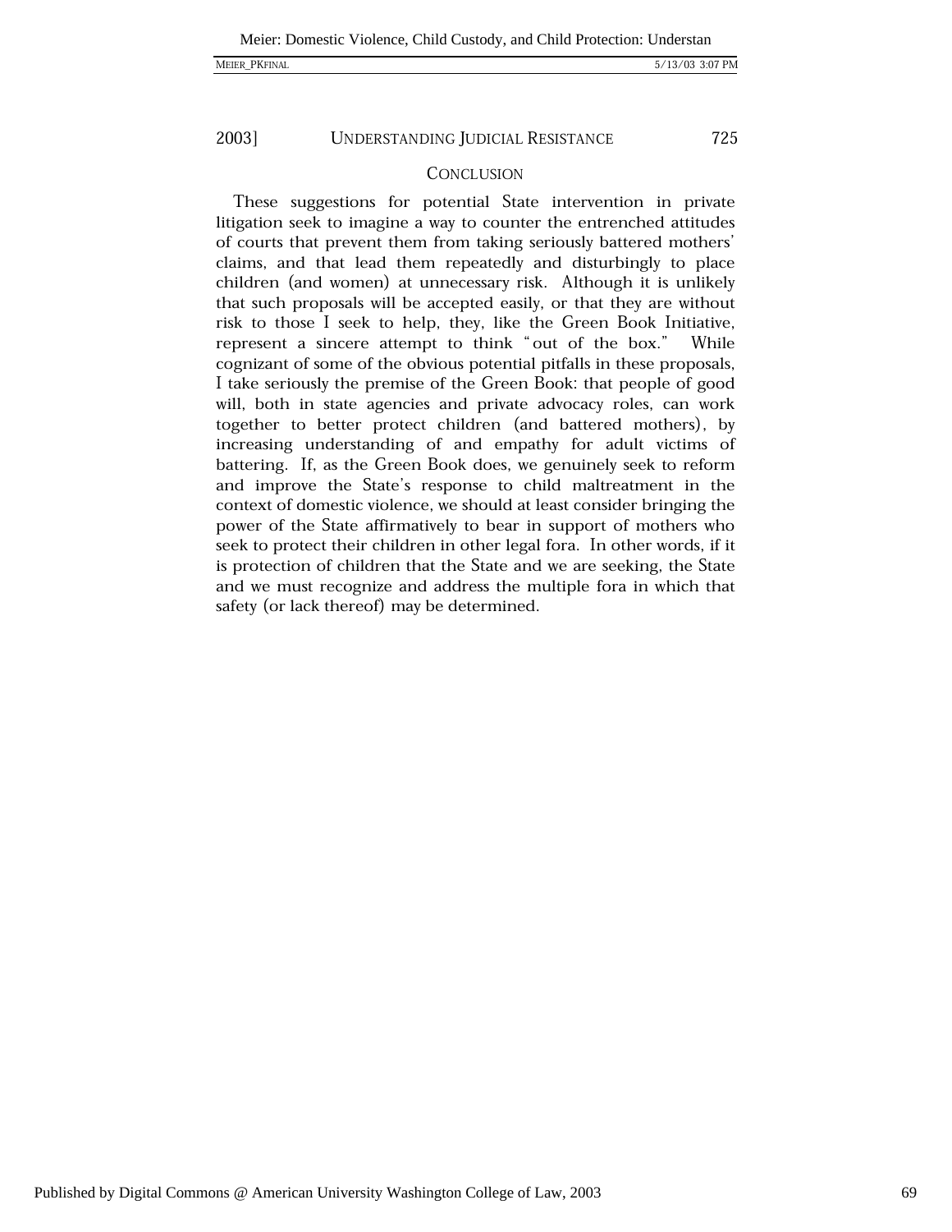## CONCLUSION

These suggestions for potential State intervention in private litigation seek to imagine a way to counter the entrenched attitudes of courts that prevent them from taking seriously battered mothers' claims, and that lead them repeatedly and disturbingly to place children (and women) at unnecessary risk. Although it is unlikely that such proposals will be accepted easily, or that they are without risk to those I seek to help, they, like the Green Book Initiative, represent a sincere attempt to think "out of the box." While cognizant of some of the obvious potential pitfalls in these proposals, I take seriously the premise of the Green Book: that people of good will, both in state agencies and private advocacy roles, can work together to better protect children (and battered mothers), by increasing understanding of and empathy for adult victims of battering. If, as the Green Book does, we genuinely seek to reform and improve the State's response to child maltreatment in the context of domestic violence, we should at least consider bringing the power of the State affirmatively to bear in support of mothers who seek to protect their children in other legal fora. In other words, if it is protection of children that the State and we are seeking, the State and we must recognize and address the multiple fora in which that safety (or lack thereof) may be determined.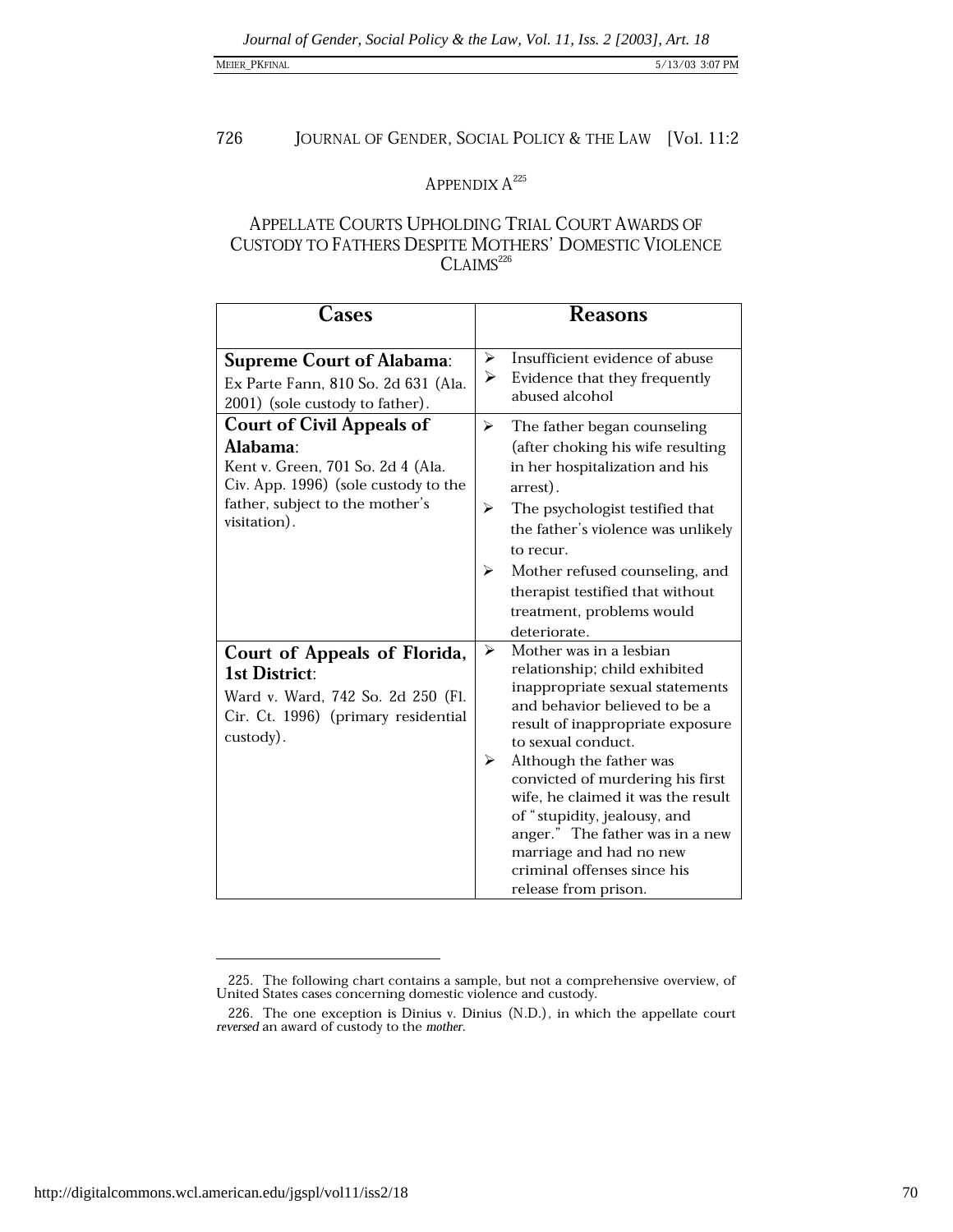## APPENDIX A[225]

### APPELLATE COURTS UPHOLDING TRIAL COURT AWARDS OF CUSTODY TO FATHERS DESPITE MOTHERS' DOMESTIC VIOLENCE CLAIMS[226]

| Cases | Reasons |
|---|---|
| **Supreme Court of Alabama**: Ex Parte Fann, 810 So. 2d 631 (Ala. 2001) (sole custody to father). | ➢ Insufficient evidence of abuse<br>➢ Evidence that they frequently abused alcohol |
| **Court of Civil Appeals of Alabama**: Kent v. Green, 701 So. 2d 4 (Ala. Civ. App. 1996) (sole custody to the father, subject to the mother's visitation). | ➢ The father began counseling (after choking his wife resulting in her hospitalization and his arrest).<br>➢ The psychologist testified that the father's violence was unlikely to recur.<br>➢ Mother refused counseling, and therapist testified that without treatment, problems would deteriorate. |
| **Court of Appeals of Florida, 1st District**: Ward v. Ward, 742 So. 2d 250 (Fl. Cir. Ct. 1996) (primary residential custody). | ➢ Mother was in a lesbian relationship; child exhibited inappropriate sexual statements and behavior believed to be a result of inappropriate exposure to sexual conduct.<br>➢ Although the father was convicted of murdering his first wife, he claimed it was the result of "stupidity, jealousy, and anger." The father was in a new marriage and had no new criminal offenses since his release from prison. |

225. The following chart contains a sample, but not a comprehensive overview, of United States cases concerning domestic violence and custody.

226. The one exception is Dinius v. Dinius (N.D.), in which the appellate court *reversed* an award of custody to the *mother*.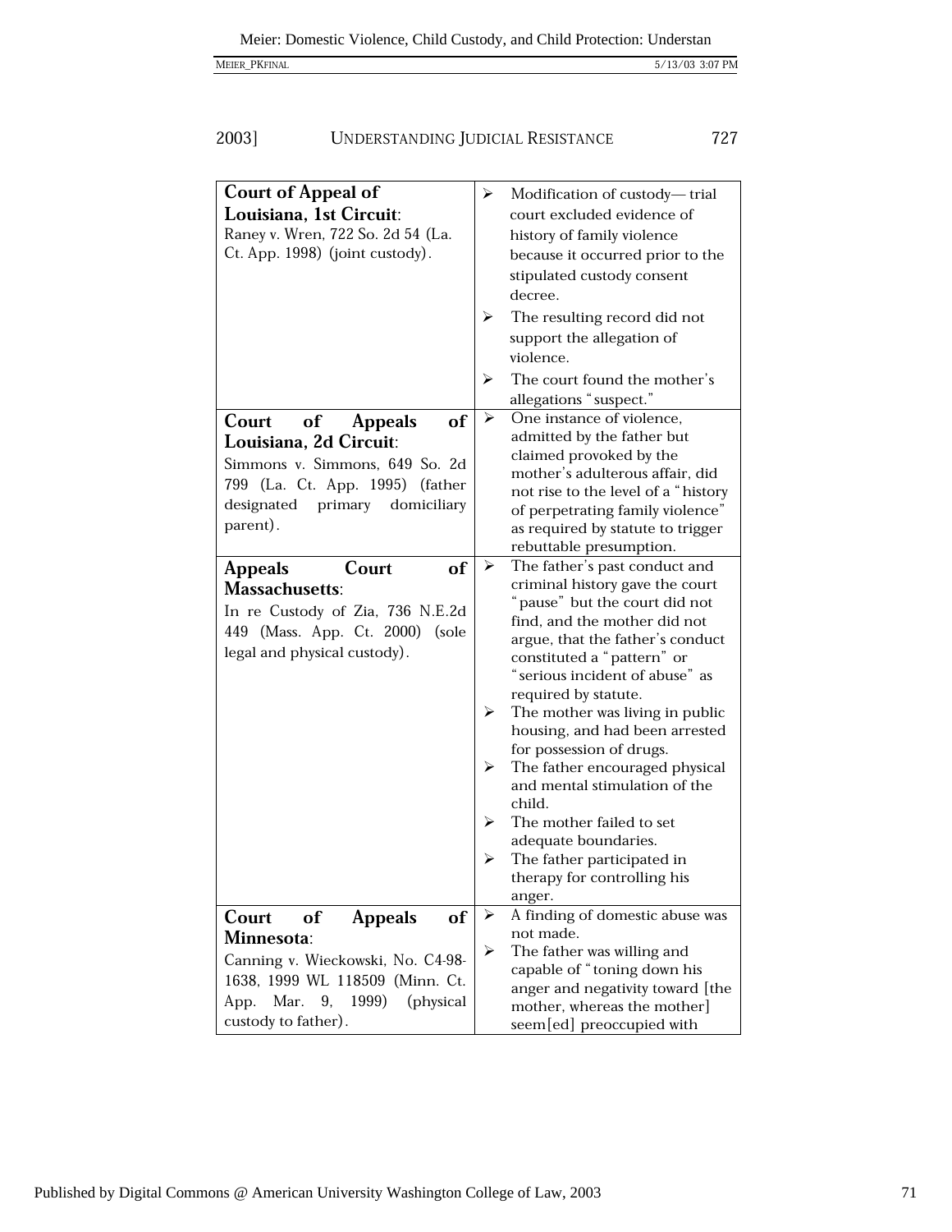| | |
|---|---|
| **Court of Appeal of Louisiana, 1st Circuit**: Raney v. Wren, 722 So. 2d 54 (La. Ct. App. 1998) (joint custody). | ➢ Modification of custody— trial court excluded evidence of history of family violence because it occurred prior to the stipulated custody consent decree. <br> ➢ The resulting record did not support the allegation of violence. <br> ➢ The court found the mother's allegations "suspect." |
| **Court of Appeals of Louisiana, 2d Circuit**: Simmons v. Simmons, 649 So. 2d 799 (La. Ct. App. 1995) (father designated primary domiciliary parent). | ➢ One instance of violence, admitted by the father but claimed provoked by the mother's adulterous affair, did not rise to the level of a "history of perpetrating family violence" as required by statute to trigger rebuttable presumption. |
| **Appeals Court of Massachusetts**: In re Custody of Zia, 736 N.E.2d 449 (Mass. App. Ct. 2000) (sole legal and physical custody). | ➢ The father's past conduct and criminal history gave the court "pause" but the court did not find, and the mother did not argue, that the father's conduct constituted a "pattern" or "serious incident of abuse" as required by statute. <br> ➢ The mother was living in public housing, and had been arrested for possession of drugs. <br> ➢ The father encouraged physical and mental stimulation of the child. <br> ➢ The mother failed to set adequate boundaries. <br> ➢ The father participated in therapy for controlling his anger. |
| **Court of Appeals of Minnesota**: Canning v. Wieckowski, No. C4-98-1638, 1999 WL 118509 (Minn. Ct. App. Mar. 9, 1999) (physical custody to father). | ➢ A finding of domestic abuse was not made. <br> ➢ The father was willing and capable of "toning down his anger and negativity toward [the mother, whereas the mother] seem[ed] preoccupied with |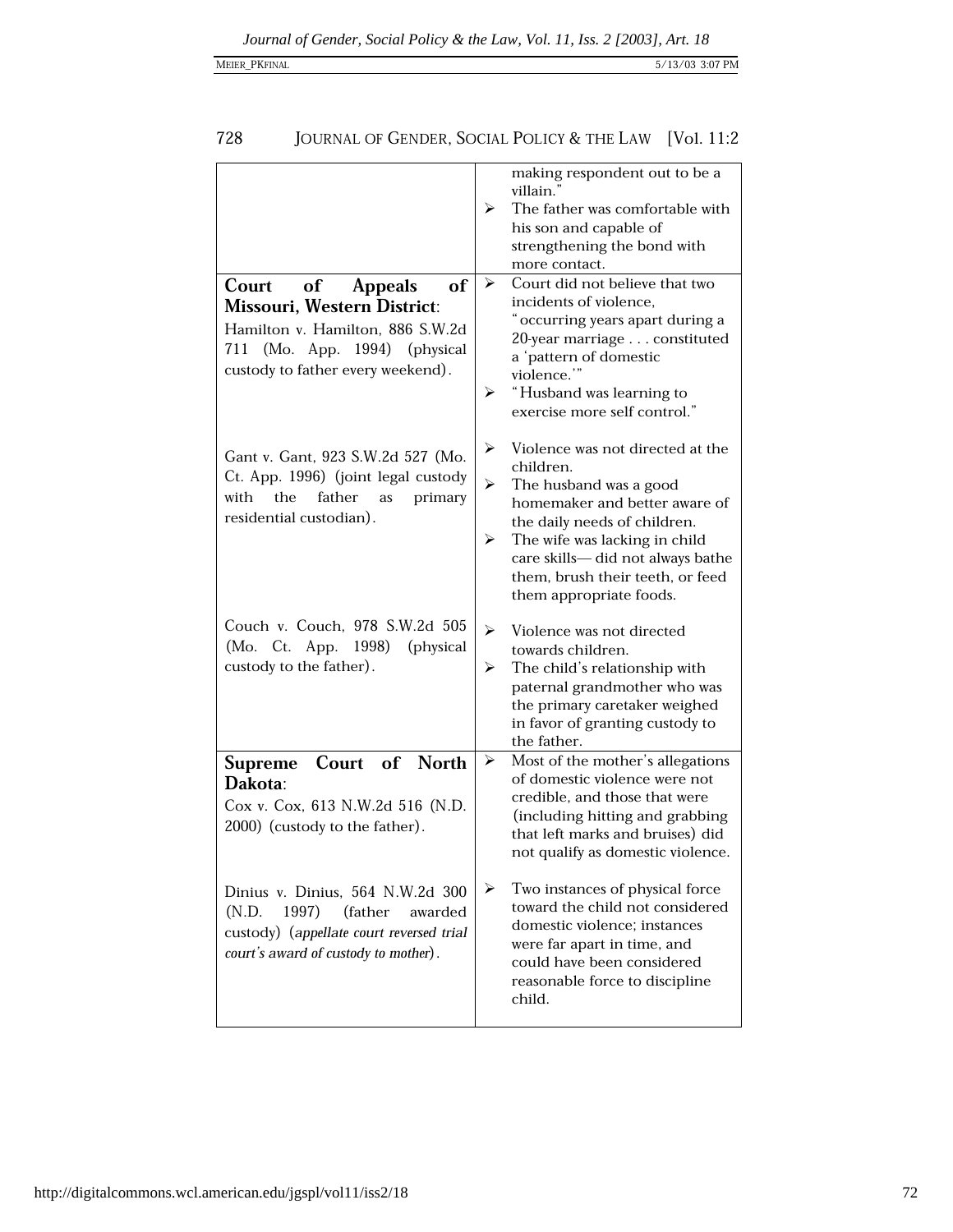| | |
|---|---|
| | making respondent out to be a villain."<br>➢ The father was comfortable with his son and capable of strengthening the bond with more contact. |
| **Court of Appeals of Missouri, Western District**:<br>Hamilton v. Hamilton, 886 S.W.2d 711 (Mo. App. 1994) (physical custody to father every weekend). | ➢ Court did not believe that two incidents of violence, "occurring years apart during a 20-year marriage . . . constituted a 'pattern of domestic violence.'"<br>➢ "Husband was learning to exercise more self control." |
| Gant v. Gant, 923 S.W.2d 527 (Mo. Ct. App. 1996) (joint legal custody with the father as primary residential custodian). | ➢ Violence was not directed at the children.<br>➢ The husband was a good homemaker and better aware of the daily needs of children.<br>➢ The wife was lacking in child care skills— did not always bathe them, brush their teeth, or feed them appropriate foods. |
| Couch v. Couch, 978 S.W.2d 505 (Mo. Ct. App. 1998) (physical custody to the father). | ➢ Violence was not directed towards children.<br>➢ The child's relationship with paternal grandmother who was the primary caretaker weighed in favor of granting custody to the father. |
| **Supreme Court of North Dakota**:<br>Cox v. Cox, 613 N.W.2d 516 (N.D. 2000) (custody to the father). | ➢ Most of the mother's allegations of domestic violence were not credible, and those that were (including hitting and grabbing that left marks and bruises) did not qualify as domestic violence. |
| Dinius v. Dinius, 564 N.W.2d 300 (N.D. 1997) (father awarded custody) (*appellate court reversed trial court's award of custody to mother*). | ➢ Two instances of physical force toward the child not considered domestic violence; instances were far apart in time, and could have been considered reasonable force to discipline child. |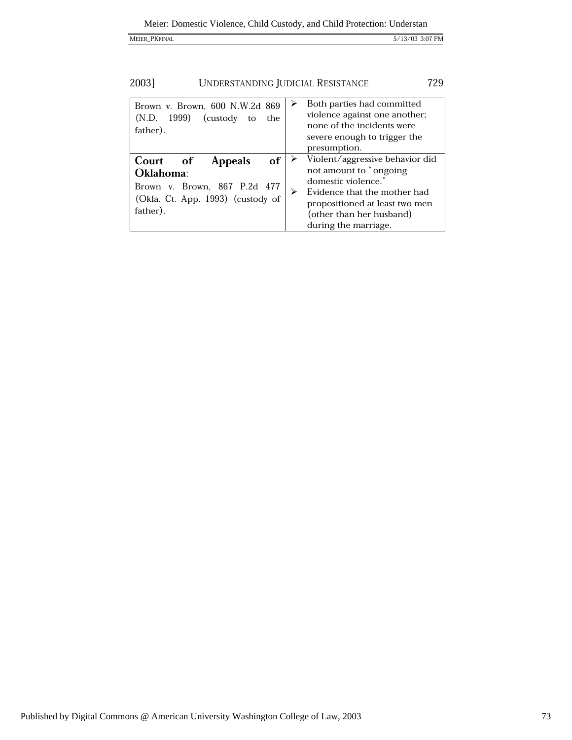| | |
|---|---|
| Brown v. Brown, 600 N.W.2d 869 (N.D. 1999) (custody to the father). | ➢ Both parties had committed violence against one another; none of the incidents were severe enough to trigger the presumption. |
| **Court of Appeals of Oklahoma**:<br>Brown v. Brown, 867 P.2d 477 (Okla. Ct. App. 1993) (custody of father). | ➢ Violent/aggressive behavior did not amount to "ongoing domestic violence."<br>➢ Evidence that the mother had propositioned at least two men (other than her husband) during the marriage. |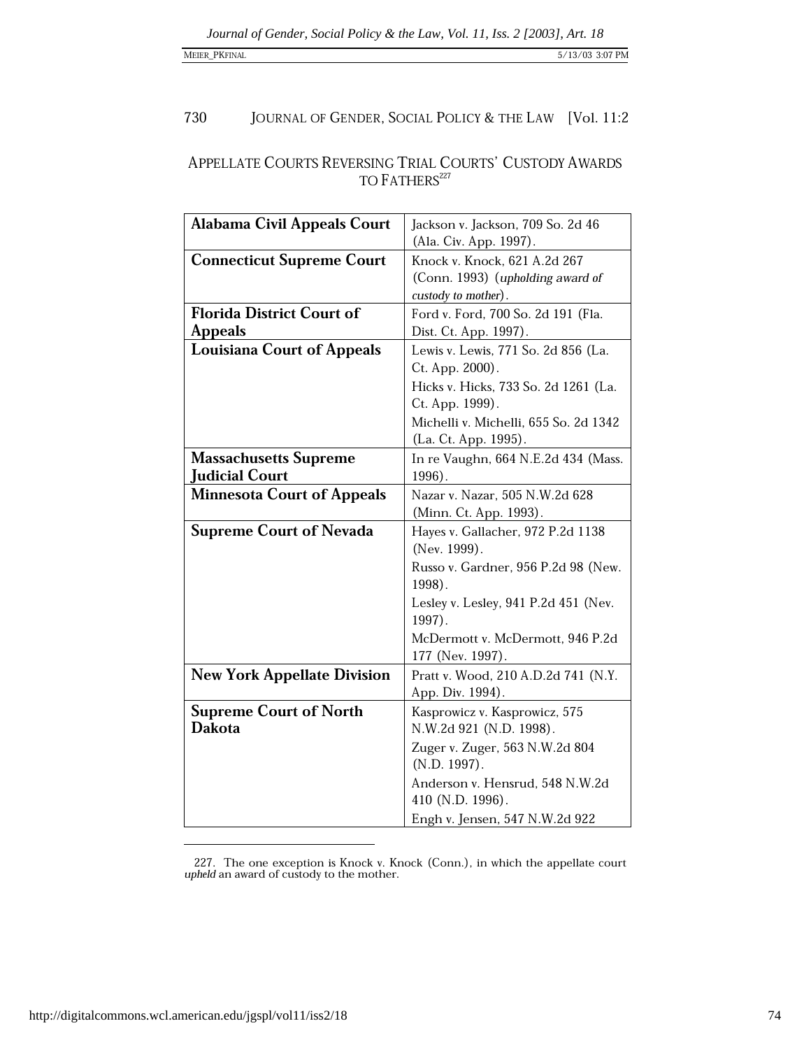## APPELLATE COURTS REVERSING TRIAL COURTS' CUSTODY AWARDS TO FATHERS[227]

| | |
|---|---|
| **Alabama Civil Appeals Court** | Jackson v. Jackson, 709 So. 2d 46 (Ala. Civ. App. 1997). |
| **Connecticut Supreme Court** | Knock v. Knock, 621 A.2d 267 (Conn. 1993) (*upholding award of custody to mother*). |
| **Florida District Court of Appeals** | Ford v. Ford, 700 So. 2d 191 (Fla. Dist. Ct. App. 1997). |
| **Louisiana Court of Appeals** | Lewis v. Lewis, 771 So. 2d 856 (La. Ct. App. 2000).<br>Hicks v. Hicks, 733 So. 2d 1261 (La. Ct. App. 1999).<br>Michelli v. Michelli, 655 So. 2d 1342 (La. Ct. App. 1995). |
| **Massachusetts Supreme Judicial Court** | In re Vaughn, 664 N.E.2d 434 (Mass. 1996). |
| **Minnesota Court of Appeals** | Nazar v. Nazar, 505 N.W.2d 628 (Minn. Ct. App. 1993). |
| **Supreme Court of Nevada** | Hayes v. Gallacher, 972 P.2d 1138 (Nev. 1999).<br>Russo v. Gardner, 956 P.2d 98 (New. 1998).<br>Lesley v. Lesley, 941 P.2d 451 (Nev. 1997).<br>McDermott v. McDermott, 946 P.2d 177 (Nev. 1997). |
| **New York Appellate Division** | Pratt v. Wood, 210 A.D.2d 741 (N.Y. App. Div. 1994). |
| **Supreme Court of North Dakota** | Kasprowicz v. Kasprowicz, 575 N.W.2d 921 (N.D. 1998).<br>Zuger v. Zuger, 563 N.W.2d 804 (N.D. 1997).<br>Anderson v. Hensrud, 548 N.W.2d 410 (N.D. 1996).<br>Engh v. Jensen, 547 N.W.2d 922 |

227. The one exception is Knock v. Knock (Conn.), in which the appellate court *upheld* an award of custody to the mother.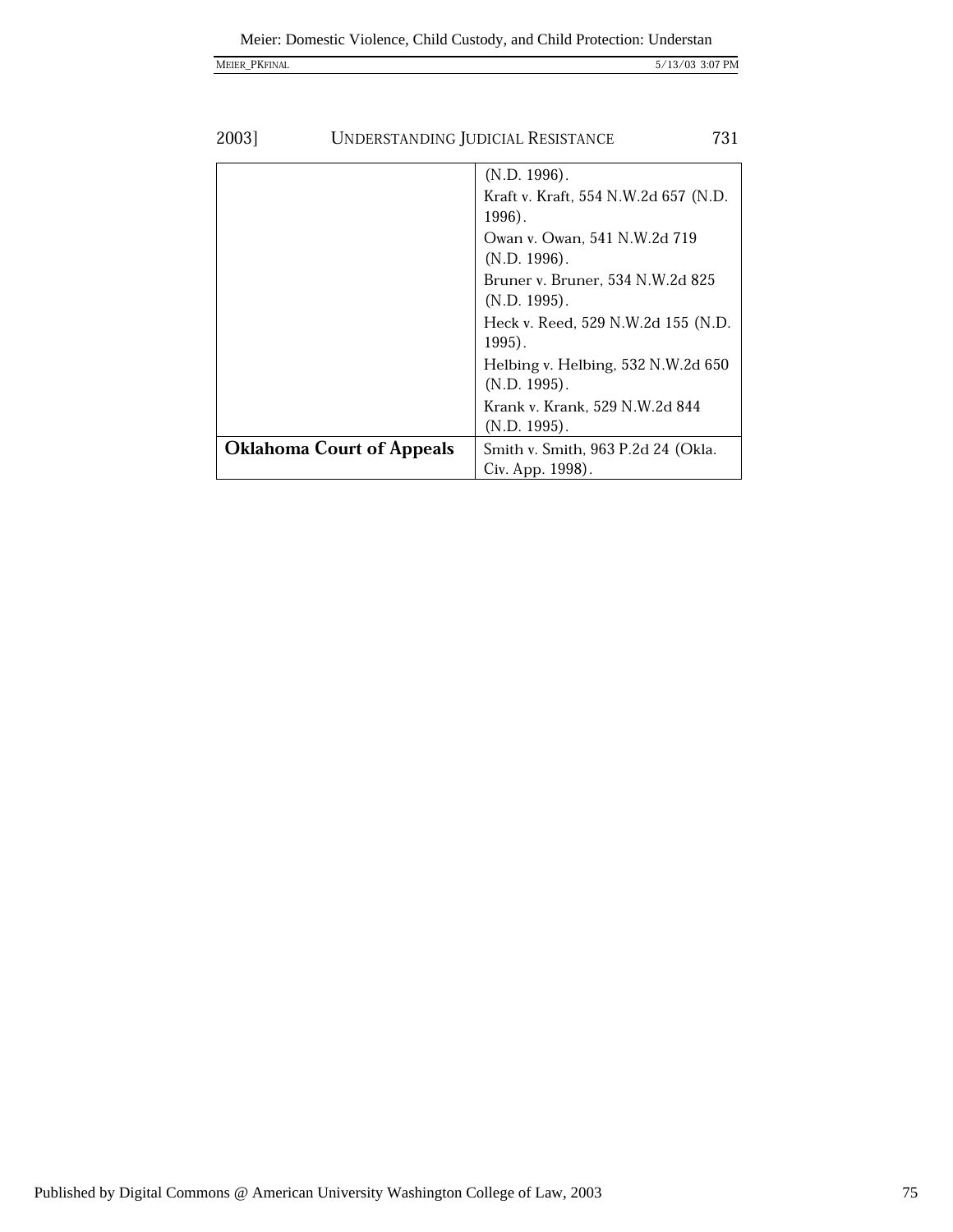| | |
|---|---|
| | (N.D. 1996).<br>Kraft v. Kraft, 554 N.W.2d 657 (N.D. 1996).<br>Owan v. Owan, 541 N.W.2d 719 (N.D. 1996).<br>Bruner v. Bruner, 534 N.W.2d 825 (N.D. 1995).<br>Heck v. Reed, 529 N.W.2d 155 (N.D. 1995).<br>Helbing v. Helbing, 532 N.W.2d 650 (N.D. 1995).<br>Krank v. Krank, 529 N.W.2d 844 (N.D. 1995). |
| **Oklahoma Court of Appeals** | Smith v. Smith, 963 P.2d 24 (Okla. Civ. App. 1998). |